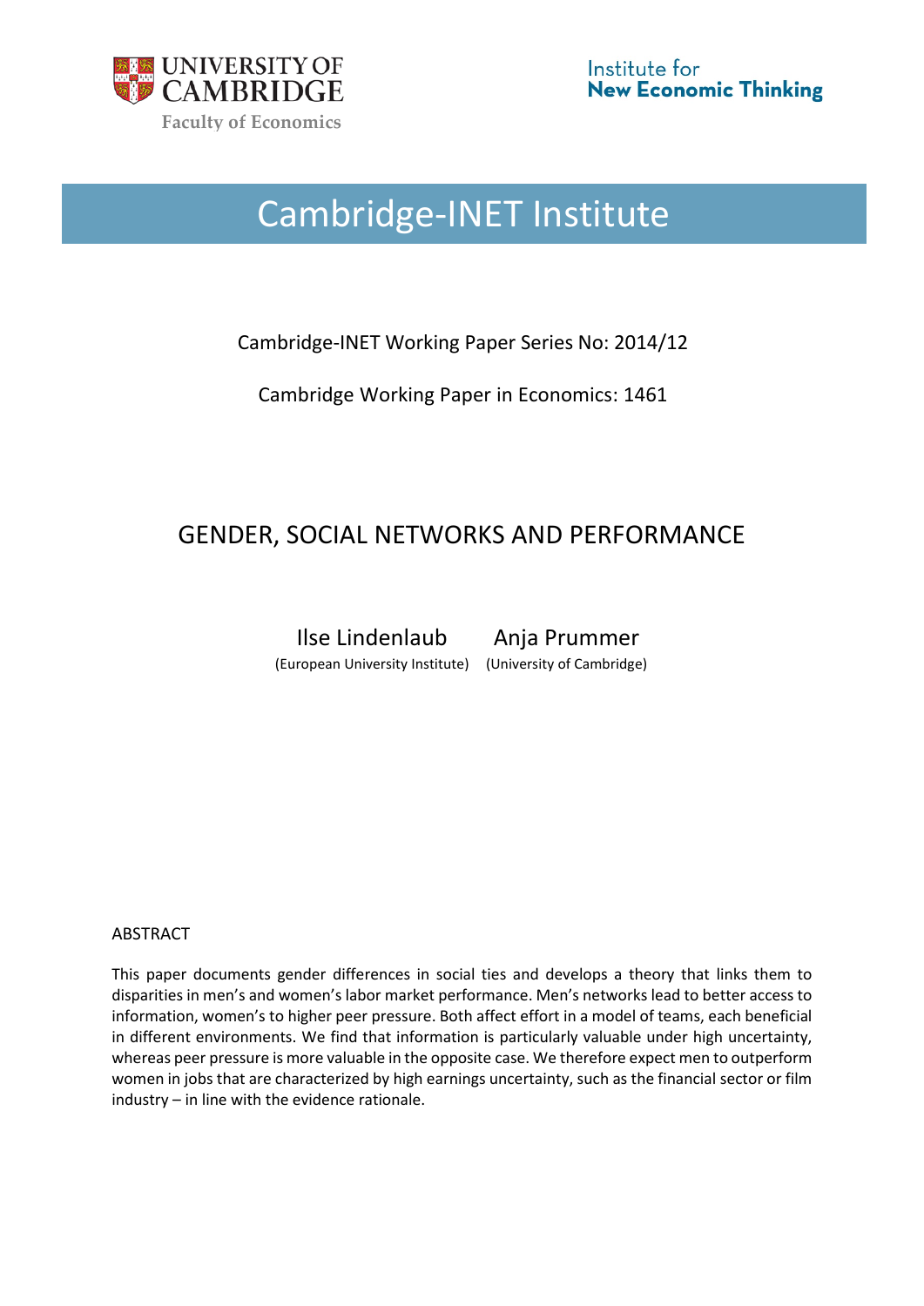UNIVERSITY OF CAMBRIDGE
Faculty of Economics

Institute for New Economic Thinking

# Cambridge-INET Institute

Cambridge-INET Working Paper Series No: 2014/12

Cambridge Working Paper in Economics: 1461

## GENDER, SOCIAL NETWORKS AND PERFORMANCE

Ilse Lindenlaub (European University Institute)

Anja Prummer (University of Cambridge)

ABSTRACT

This paper documents gender differences in social ties and develops a theory that links them to disparities in men's and women's labor market performance. Men's networks lead to better access to information, women's to higher peer pressure. Both affect effort in a model of teams, each beneficial in different environments. We find that information is particularly valuable under high uncertainty, whereas peer pressure is more valuable in the opposite case. We therefore expect men to outperform women in jobs that are characterized by high earnings uncertainty, such as the financial sector or film industry – in line with the evidence rationale.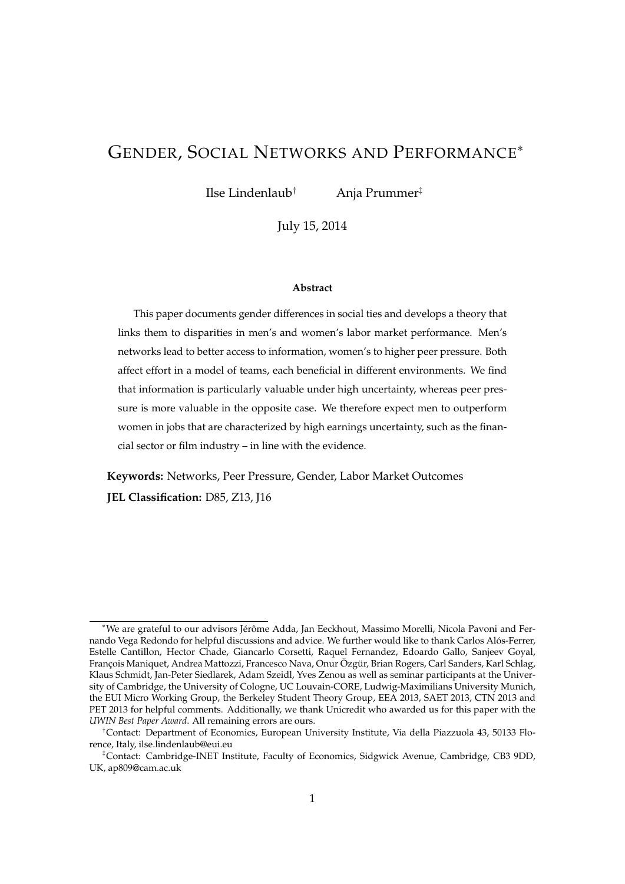# Gender, Social Networks and Performance*

Ilse Lindenlaub† Anja Prummer‡

July 15, 2014

**Abstract**

This paper documents gender differences in social ties and develops a theory that links them to disparities in men's and women's labor market performance. Men's networks lead to better access to information, women's to higher peer pressure. Both affect effort in a model of teams, each beneficial in different environments. We find that information is particularly valuable under high uncertainty, whereas peer pressure is more valuable in the opposite case. We therefore expect men to outperform women in jobs that are characterized by high earnings uncertainty, such as the financial sector or film industry – in line with the evidence.

**Keywords:** Networks, Peer Pressure, Gender, Labor Market Outcomes

**JEL Classification:** D85, Z13, J16

---

*We are grateful to our advisors Jérôme Adda, Jan Eeckhout, Massimo Morelli, Nicola Pavoni and Fernando Vega Redondo for helpful discussions and advice. We further would like to thank Carlos Alós-Ferrer, Estelle Cantillon, Hector Chade, Giancarlo Corsetti, Raquel Fernandez, Edoardo Gallo, Sanjeev Goyal, François Maniquet, Andrea Mattozzi, Francesco Nava, Onur Özgür, Brian Rogers, Carl Sanders, Karl Schlag, Klaus Schmidt, Jan-Peter Siedlarek, Adam Szeidl, Yves Zenou as well as seminar participants at the University of Cambridge, the University of Cologne, UC Louvain-CORE, Ludwig-Maximilians University Munich, the EUI Micro Working Group, the Berkeley Student Theory Group, EEA 2013, SAET 2013, CTN 2013 and PET 2013 for helpful comments. Additionally, we thank Unicredit who awarded us for this paper with the *UWIN Best Paper Award*. All remaining errors are ours.

†Contact: Department of Economics, European University Institute, Via della Piazzuola 43, 50133 Florence, Italy, ilse.lindenlaub@eui.eu

‡Contact: Cambridge-INET Institute, Faculty of Economics, Sidgwick Avenue, Cambridge, CB3 9DD, UK, ap809@cam.ac.uk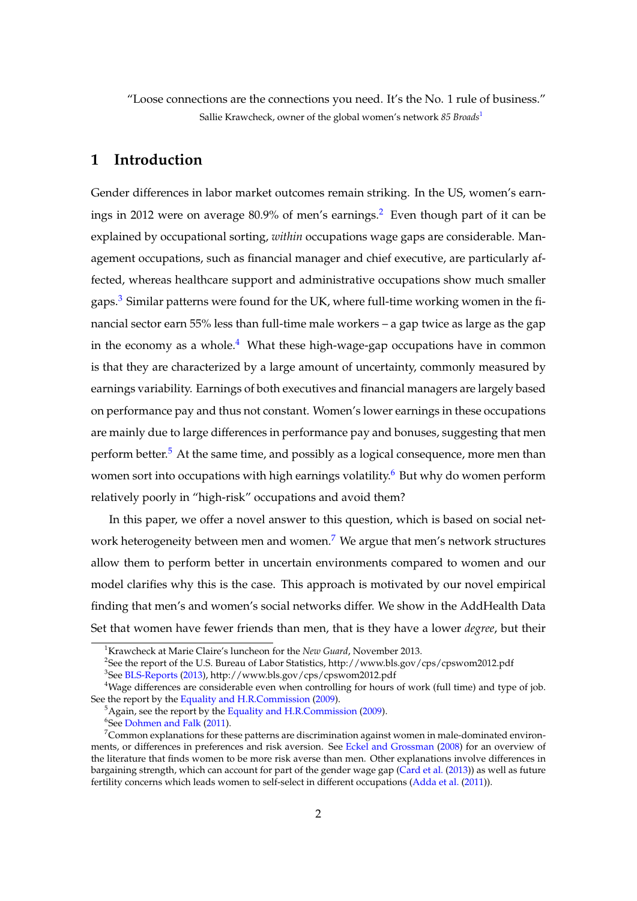"Loose connections are the connections you need. It's the No. 1 rule of business."
Sallie Krawcheck, owner of the global women's network *85 Broads*[1]

## 1 Introduction

Gender differences in labor market outcomes remain striking. In the US, women's earnings in 2012 were on average 80.9% of men's earnings.[2] Even though part of it can be explained by occupational sorting, *within* occupations wage gaps are considerable. Management occupations, such as financial manager and chief executive, are particularly affected, whereas healthcare support and administrative occupations show much smaller gaps.[3] Similar patterns were found for the UK, where full-time working women in the financial sector earn 55% less than full-time male workers – a gap twice as large as the gap in the economy as a whole.[4] What these high-wage-gap occupations have in common is that they are characterized by a large amount of uncertainty, commonly measured by earnings variability. Earnings of both executives and financial managers are largely based on performance pay and thus not constant. Women's lower earnings in these occupations are mainly due to large differences in performance pay and bonuses, suggesting that men perform better.[5] At the same time, and possibly as a logical consequence, more men than women sort into occupations with high earnings volatility.[6] But why do women perform relatively poorly in "high-risk" occupations and avoid them?

In this paper, we offer a novel answer to this question, which is based on social network heterogeneity between men and women.[7] We argue that men's network structures allow them to perform better in uncertain environments compared to women and our model clarifies why this is the case. This approach is motivated by our novel empirical finding that men's and women's social networks differ. We show in the AddHealth Data Set that women have fewer friends than men, that is they have a lower *degree*, but their

---

[1] Krawcheck at Marie Claire's luncheon for the *New Guard*, November 2013.

[2] See the report of the U.S. Bureau of Labor Statistics, http://www.bls.gov/cps/cpswom2012.pdf

[3] See BLS-Reports (2013), http://www.bls.gov/cps/cpswom2012.pdf

[4] Wage differences are considerable even when controlling for hours of work (full time) and type of job. See the report by the Equality and H.R.Commission (2009).

[5] Again, see the report by the Equality and H.R.Commission (2009).

[6] See Dohmen and Falk (2011).

[7] Common explanations for these patterns are discrimination against women in male-dominated environments, or differences in preferences and risk aversion. See Eckel and Grossman (2008) for an overview of the literature that finds women to be more risk averse than men. Other explanations involve differences in bargaining strength, which can account for part of the gender wage gap (Card et al. (2013)) as well as future fertility concerns which leads women to self-select in different occupations (Adda et al. (2011)).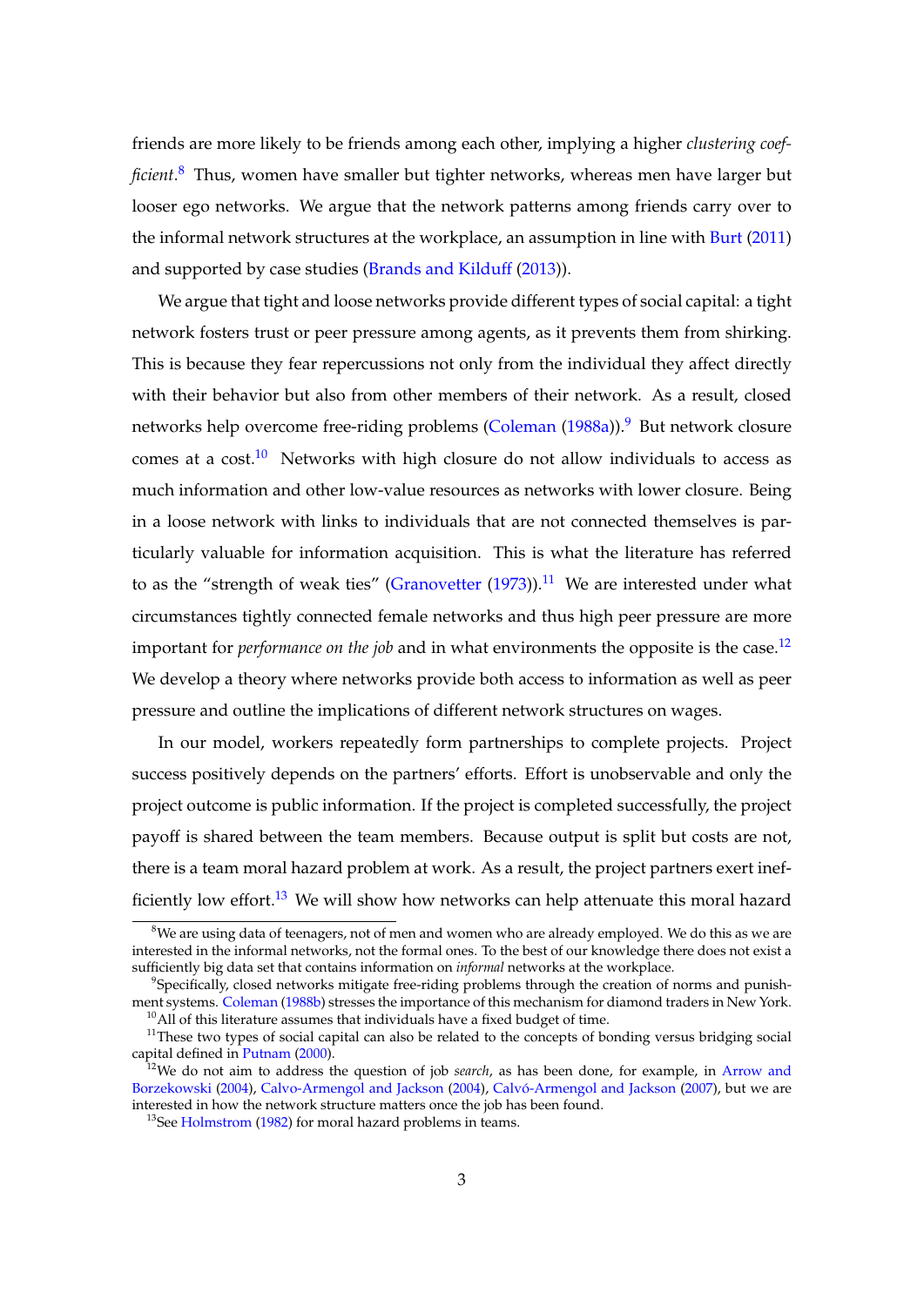friends are more likely to be friends among each other, implying a higher *clustering coefficient*.[8] Thus, women have smaller but tighter networks, whereas men have larger but looser ego networks. We argue that the network patterns among friends carry over to the informal network structures at the workplace, an assumption in line with Burt (2011) and supported by case studies (Brands and Kilduff (2013)).

We argue that tight and loose networks provide different types of social capital: a tight network fosters trust or peer pressure among agents, as it prevents them from shirking. This is because they fear repercussions not only from the individual they affect directly with their behavior but also from other members of their network. As a result, closed networks help overcome free-riding problems (Coleman (1988a)).[9] But network closure comes at a cost.[10] Networks with high closure do not allow individuals to access as much information and other low-value resources as networks with lower closure. Being in a loose network with links to individuals that are not connected themselves is particularly valuable for information acquisition. This is what the literature has referred to as the "strength of weak ties" (Granovetter (1973)).[11] We are interested under what circumstances tightly connected female networks and thus high peer pressure are more important for *performance on the job* and in what environments the opposite is the case.[12] We develop a theory where networks provide both access to information as well as peer pressure and outline the implications of different network structures on wages.

In our model, workers repeatedly form partnerships to complete projects. Project success positively depends on the partners' efforts. Effort is unobservable and only the project outcome is public information. If the project is completed successfully, the project payoff is shared between the team members. Because output is split but costs are not, there is a team moral hazard problem at work. As a result, the project partners exert inefficiently low effort.[13] We will show how networks can help attenuate this moral hazard

[8] We are using data of teenagers, not of men and women who are already employed. We do this as we are interested in the informal networks, not the formal ones. To the best of our knowledge there does not exist a sufficiently big data set that contains information on *informal* networks at the workplace.

[9] Specifically, closed networks mitigate free-riding problems through the creation of norms and punishment systems. Coleman (1988b) stresses the importance of this mechanism for diamond traders in New York.

[10] All of this literature assumes that individuals have a fixed budget of time.

[11] These two types of social capital can also be related to the concepts of bonding versus bridging social capital defined in Putnam (2000).

[12] We do not aim to address the question of job *search*, as has been done, for example, in Arrow and Borzekowski (2004), Calvo-Armengol and Jackson (2004), Calvó-Armengol and Jackson (2007), but we are interested in how the network structure matters once the job has been found.

[13] See Holmstrom (1982) for moral hazard problems in teams.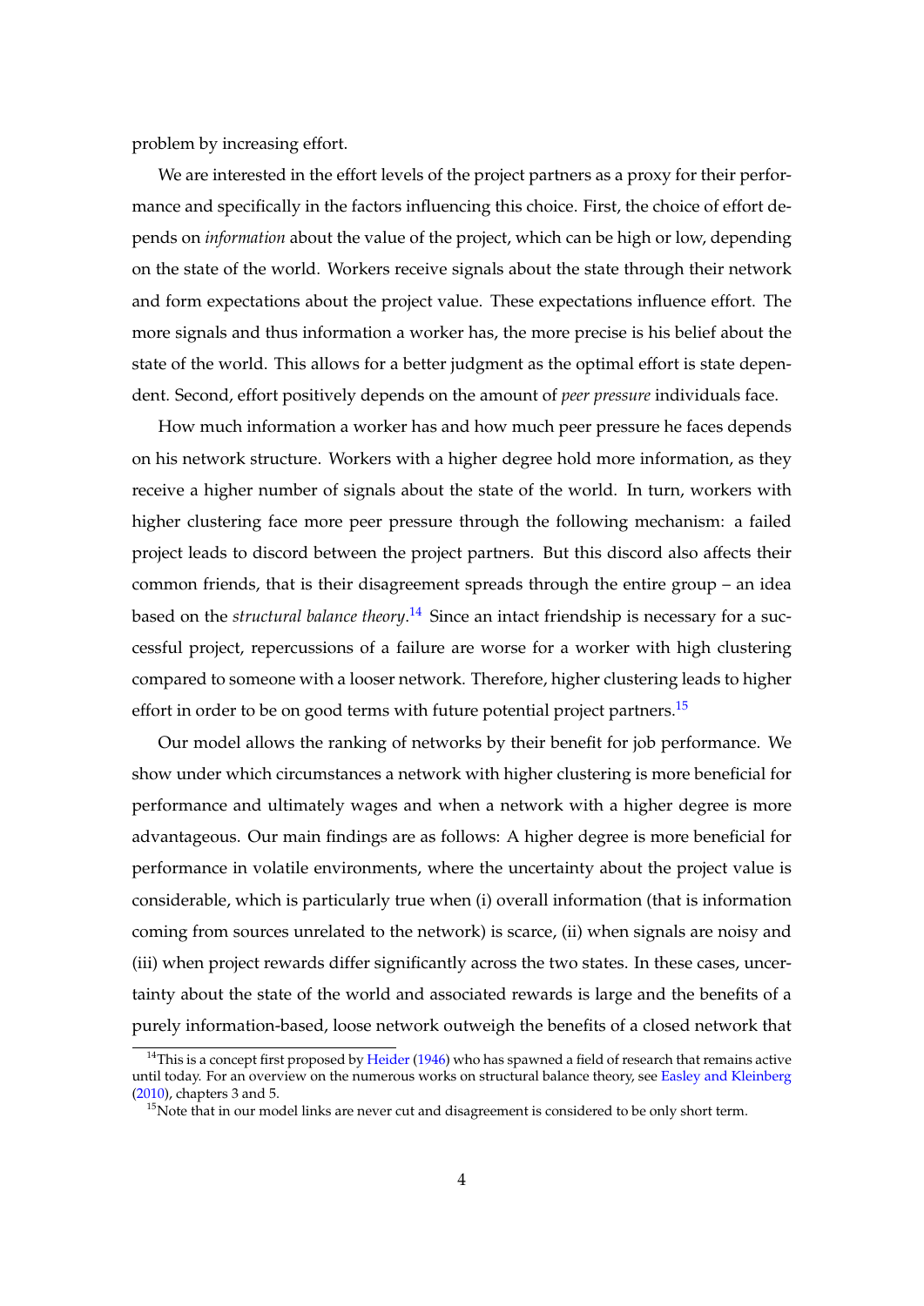problem by increasing effort.

We are interested in the effort levels of the project partners as a proxy for their performance and specifically in the factors influencing this choice. First, the choice of effort depends on *information* about the value of the project, which can be high or low, depending on the state of the world. Workers receive signals about the state through their network and form expectations about the project value. These expectations influence effort. The more signals and thus information a worker has, the more precise is his belief about the state of the world. This allows for a better judgment as the optimal effort is state dependent. Second, effort positively depends on the amount of *peer pressure* individuals face.

How much information a worker has and how much peer pressure he faces depends on his network structure. Workers with a higher degree hold more information, as they receive a higher number of signals about the state of the world. In turn, workers with higher clustering face more peer pressure through the following mechanism: a failed project leads to discord between the project partners. But this discord also affects their common friends, that is their disagreement spreads through the entire group – an idea based on the *structural balance theory*.[14] Since an intact friendship is necessary for a successful project, repercussions of a failure are worse for a worker with high clustering compared to someone with a looser network. Therefore, higher clustering leads to higher effort in order to be on good terms with future potential project partners.[15]

Our model allows the ranking of networks by their benefit for job performance. We show under which circumstances a network with higher clustering is more beneficial for performance and ultimately wages and when a network with a higher degree is more advantageous. Our main findings are as follows: A higher degree is more beneficial for performance in volatile environments, where the uncertainty about the project value is considerable, which is particularly true when (i) overall information (that is information coming from sources unrelated to the network) is scarce, (ii) when signals are noisy and (iii) when project rewards differ significantly across the two states. In these cases, uncertainty about the state of the world and associated rewards is large and the benefits of a purely information-based, loose network outweigh the benefits of a closed network that

[14] This is a concept first proposed by Heider (1946) who has spawned a field of research that remains active until today. For an overview on the numerous works on structural balance theory, see Easley and Kleinberg (2010), chapters 3 and 5.

[15] Note that in our model links are never cut and disagreement is considered to be only short term.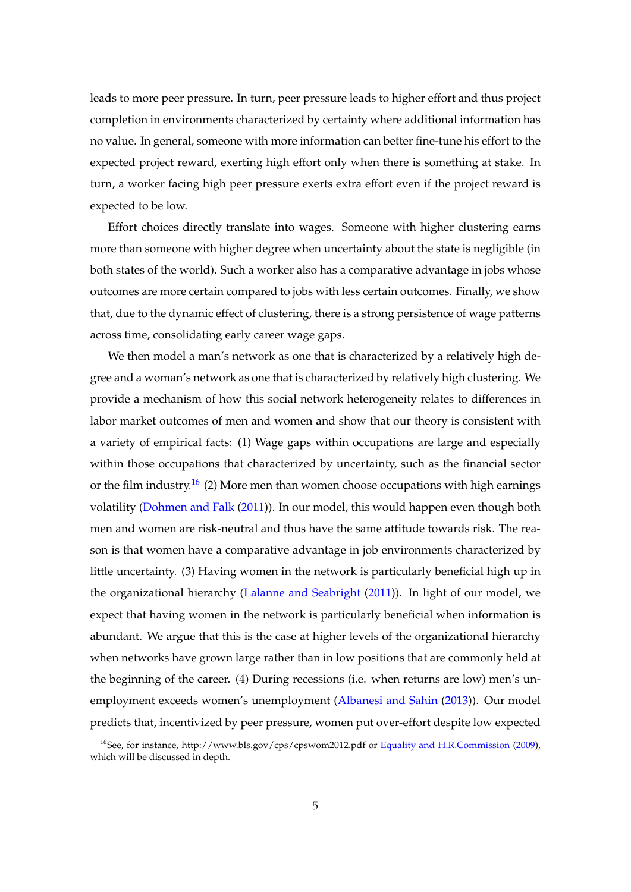leads to more peer pressure. In turn, peer pressure leads to higher effort and thus project completion in environments characterized by certainty where additional information has no value. In general, someone with more information can better fine-tune his effort to the expected project reward, exerting high effort only when there is something at stake. In turn, a worker facing high peer pressure exerts extra effort even if the project reward is expected to be low.

Effort choices directly translate into wages. Someone with higher clustering earns more than someone with higher degree when uncertainty about the state is negligible (in both states of the world). Such a worker also has a comparative advantage in jobs whose outcomes are more certain compared to jobs with less certain outcomes. Finally, we show that, due to the dynamic effect of clustering, there is a strong persistence of wage patterns across time, consolidating early career wage gaps.

We then model a man's network as one that is characterized by a relatively high degree and a woman's network as one that is characterized by relatively high clustering. We provide a mechanism of how this social network heterogeneity relates to differences in labor market outcomes of men and women and show that our theory is consistent with a variety of empirical facts: (1) Wage gaps within occupations are large and especially within those occupations that characterized by uncertainty, such as the financial sector or the film industry.[16] (2) More men than women choose occupations with high earnings volatility (Dohmen and Falk (2011)). In our model, this would happen even though both men and women are risk-neutral and thus have the same attitude towards risk. The reason is that women have a comparative advantage in job environments characterized by little uncertainty. (3) Having women in the network is particularly beneficial high up in the organizational hierarchy (Lalanne and Seabright (2011)). In light of our model, we expect that having women in the network is particularly beneficial when information is abundant. We argue that this is the case at higher levels of the organizational hierarchy when networks have grown large rather than in low positions that are commonly held at the beginning of the career. (4) During recessions (i.e. when returns are low) men's unemployment exceeds women's unemployment (Albanesi and Sahin (2013)). Our model predicts that, incentivized by peer pressure, women put over-effort despite low expected

[16]See, for instance, http://www.bls.gov/cps/cpswom2012.pdf or Equality and H.R.Commission (2009), which will be discussed in depth.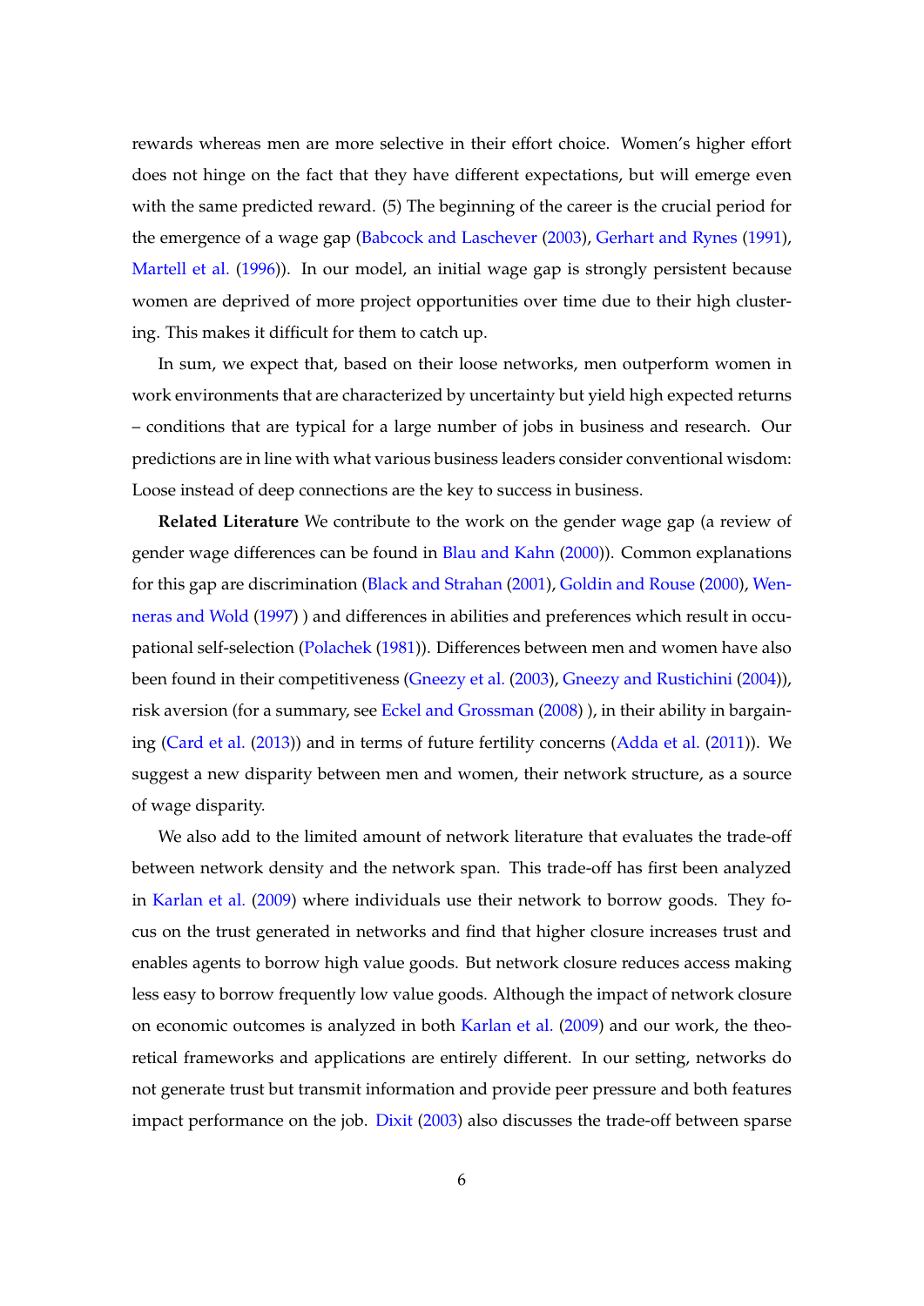rewards whereas men are more selective in their effort choice. Women's higher effort does not hinge on the fact that they have different expectations, but will emerge even with the same predicted reward. (5) The beginning of the career is the crucial period for the emergence of a wage gap (Babcock and Laschever (2003), Gerhart and Rynes (1991), Martell et al. (1996)). In our model, an initial wage gap is strongly persistent because women are deprived of more project opportunities over time due to their high clustering. This makes it difficult for them to catch up.

In sum, we expect that, based on their loose networks, men outperform women in work environments that are characterized by uncertainty but yield high expected returns – conditions that are typical for a large number of jobs in business and research. Our predictions are in line with what various business leaders consider conventional wisdom: Loose instead of deep connections are the key to success in business.

**Related Literature** We contribute to the work on the gender wage gap (a review of gender wage differences can be found in Blau and Kahn (2000)). Common explanations for this gap are discrimination (Black and Strahan (2001), Goldin and Rouse (2000), Wenneras and Wold (1997) ) and differences in abilities and preferences which result in occupational self-selection (Polachek (1981)). Differences between men and women have also been found in their competitiveness (Gneezy et al. (2003), Gneezy and Rustichini (2004)), risk aversion (for a summary, see Eckel and Grossman (2008) ), in their ability in bargaining (Card et al. (2013)) and in terms of future fertility concerns (Adda et al. (2011)). We suggest a new disparity between men and women, their network structure, as a source of wage disparity.

We also add to the limited amount of network literature that evaluates the trade-off between network density and the network span. This trade-off has first been analyzed in Karlan et al. (2009) where individuals use their network to borrow goods. They focus on the trust generated in networks and find that higher closure increases trust and enables agents to borrow high value goods. But network closure reduces access making less easy to borrow frequently low value goods. Although the impact of network closure on economic outcomes is analyzed in both Karlan et al. (2009) and our work, the theoretical frameworks and applications are entirely different. In our setting, networks do not generate trust but transmit information and provide peer pressure and both features impact performance on the job. Dixit (2003) also discusses the trade-off between sparse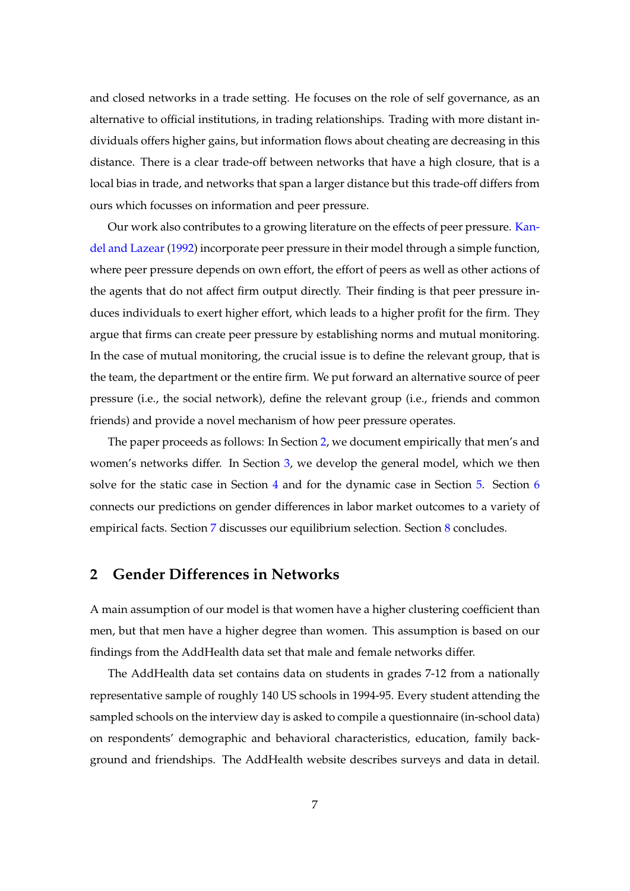and closed networks in a trade setting. He focuses on the role of self governance, as an alternative to official institutions, in trading relationships. Trading with more distant individuals offers higher gains, but information flows about cheating are decreasing in this distance. There is a clear trade-off between networks that have a high closure, that is a local bias in trade, and networks that span a larger distance but this trade-off differs from ours which focusses on information and peer pressure.

Our work also contributes to a growing literature on the effects of peer pressure. Kandel and Lazear (1992) incorporate peer pressure in their model through a simple function, where peer pressure depends on own effort, the effort of peers as well as other actions of the agents that do not affect firm output directly. Their finding is that peer pressure induces individuals to exert higher effort, which leads to a higher profit for the firm. They argue that firms can create peer pressure by establishing norms and mutual monitoring. In the case of mutual monitoring, the crucial issue is to define the relevant group, that is the team, the department or the entire firm. We put forward an alternative source of peer pressure (i.e., the social network), define the relevant group (i.e., friends and common friends) and provide a novel mechanism of how peer pressure operates.

The paper proceeds as follows: In Section 2, we document empirically that men's and women's networks differ. In Section 3, we develop the general model, which we then solve for the static case in Section 4 and for the dynamic case in Section 5. Section 6 connects our predictions on gender differences in labor market outcomes to a variety of empirical facts. Section 7 discusses our equilibrium selection. Section 8 concludes.

## 2 Gender Differences in Networks

A main assumption of our model is that women have a higher clustering coefficient than men, but that men have a higher degree than women. This assumption is based on our findings from the AddHealth data set that male and female networks differ.

The AddHealth data set contains data on students in grades 7-12 from a nationally representative sample of roughly 140 US schools in 1994-95. Every student attending the sampled schools on the interview day is asked to compile a questionnaire (in-school data) on respondents' demographic and behavioral characteristics, education, family background and friendships. The AddHealth website describes surveys and data in detail.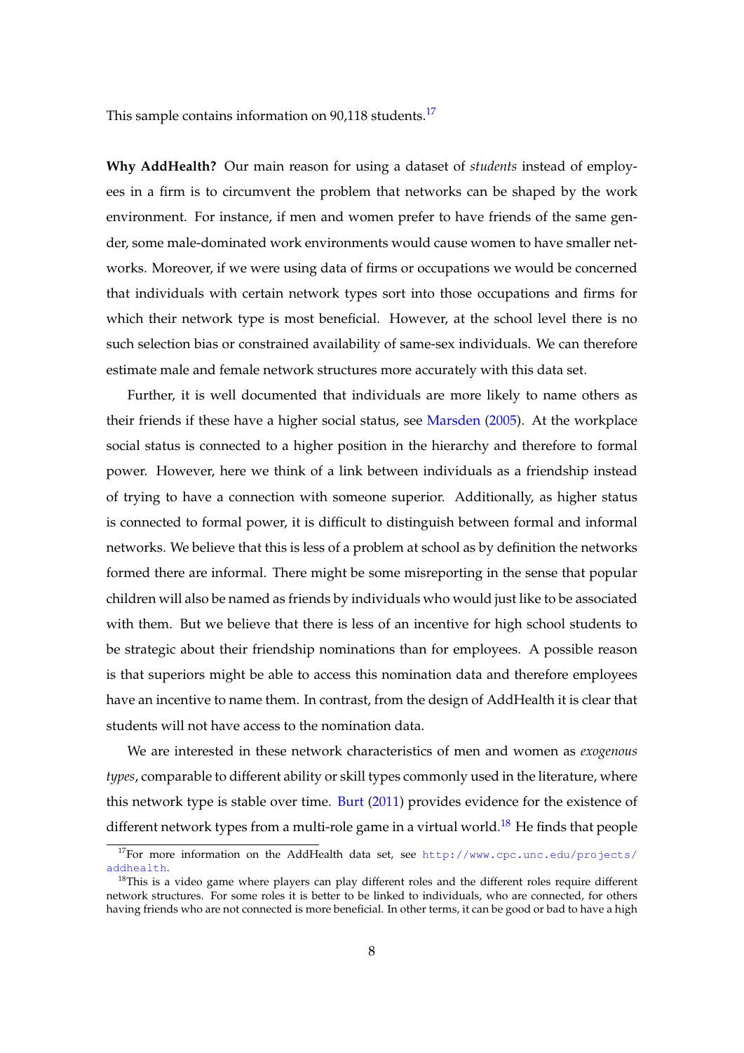This sample contains information on 90,118 students.[17]

**Why AddHealth?** Our main reason for using a dataset of *students* instead of employees in a firm is to circumvent the problem that networks can be shaped by the work environment. For instance, if men and women prefer to have friends of the same gender, some male-dominated work environments would cause women to have smaller networks. Moreover, if we were using data of firms or occupations we would be concerned that individuals with certain network types sort into those occupations and firms for which their network type is most beneficial. However, at the school level there is no such selection bias or constrained availability of same-sex individuals. We can therefore estimate male and female network structures more accurately with this data set.

Further, it is well documented that individuals are more likely to name others as their friends if these have a higher social status, see Marsden (2005). At the workplace social status is connected to a higher position in the hierarchy and therefore to formal power. However, here we think of a link between individuals as a friendship instead of trying to have a connection with someone superior. Additionally, as higher status is connected to formal power, it is difficult to distinguish between formal and informal networks. We believe that this is less of a problem at school as by definition the networks formed there are informal. There might be some misreporting in the sense that popular children will also be named as friends by individuals who would just like to be associated with them. But we believe that there is less of an incentive for high school students to be strategic about their friendship nominations than for employees. A possible reason is that superiors might be able to access this nomination data and therefore employees have an incentive to name them. In contrast, from the design of AddHealth it is clear that students will not have access to the nomination data.

We are interested in these network characteristics of men and women as *exogenous types*, comparable to different ability or skill types commonly used in the literature, where this network type is stable over time. Burt (2011) provides evidence for the existence of different network types from a multi-role game in a virtual world.[18] He finds that people

[17] For more information on the AddHealth data set, see http://www.cpc.unc.edu/projects/addhealth.

[18] This is a video game where players can play different roles and the different roles require different network structures. For some roles it is better to be linked to individuals, who are connected, for others having friends who are not connected is more beneficial. In other terms, it can be good or bad to have a high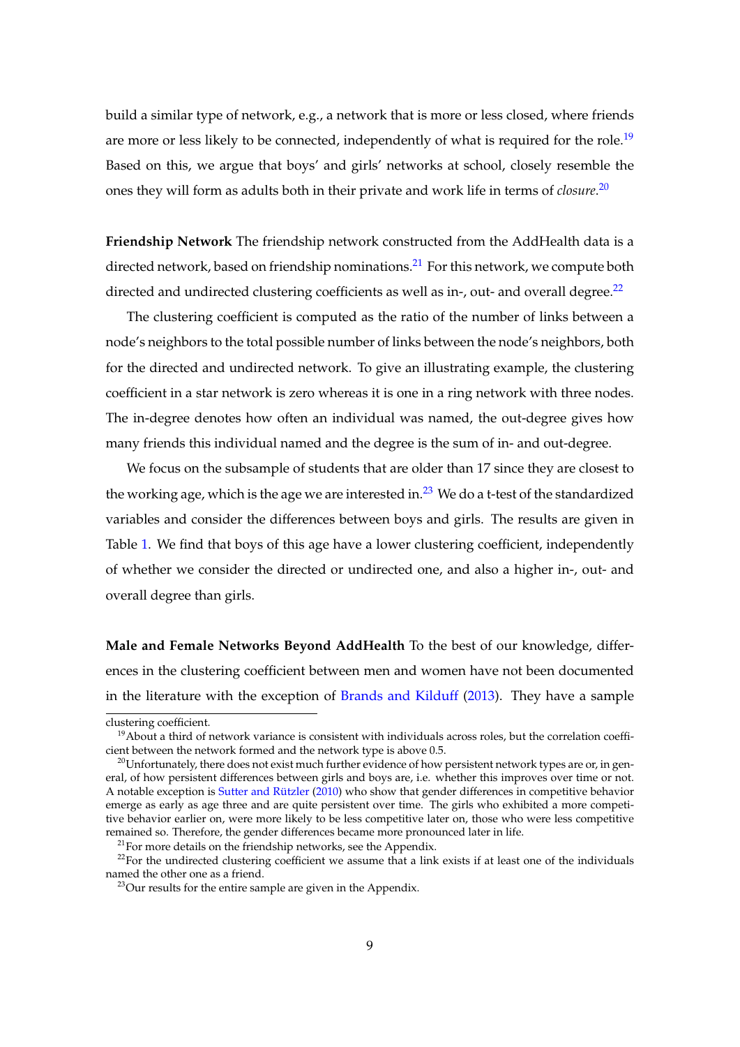build a similar type of network, e.g., a network that is more or less closed, where friends are more or less likely to be connected, independently of what is required for the role.[19] Based on this, we argue that boys' and girls' networks at school, closely resemble the ones they will form as adults both in their private and work life in terms of *closure*.[20]

**Friendship Network** The friendship network constructed from the AddHealth data is a directed network, based on friendship nominations.[21] For this network, we compute both directed and undirected clustering coefficients as well as in-, out- and overall degree.[22]

The clustering coefficient is computed as the ratio of the number of links between a node's neighbors to the total possible number of links between the node's neighbors, both for the directed and undirected network. To give an illustrating example, the clustering coefficient in a star network is zero whereas it is one in a ring network with three nodes. The in-degree denotes how often an individual was named, the out-degree gives how many friends this individual named and the degree is the sum of in- and out-degree.

We focus on the subsample of students that are older than 17 since they are closest to the working age, which is the age we are interested in.[23] We do a t-test of the standardized variables and consider the differences between boys and girls. The results are given in Table 1. We find that boys of this age have a lower clustering coefficient, independently of whether we consider the directed or undirected one, and also a higher in-, out- and overall degree than girls.

**Male and Female Networks Beyond AddHealth** To the best of our knowledge, differences in the clustering coefficient between men and women have not been documented in the literature with the exception of Brands and Kilduff (2013). They have a sample

---

clustering coefficient.

[19] About a third of network variance is consistent with individuals across roles, but the correlation coefficient between the network formed and the network type is above 0.5.

[20] Unfortunately, there does not exist much further evidence of how persistent network types are or, in general, of how persistent differences between girls and boys are, i.e. whether this improves over time or not. A notable exception is Sutter and Rützler (2010) who show that gender differences in competitive behavior emerge as early as age three and are quite persistent over time. The girls who exhibited a more competitive behavior earlier on, were more likely to be less competitive later on, those who were less competitive remained so. Therefore, the gender differences became more pronounced later in life.

[21] For more details on the friendship networks, see the Appendix.

[22] For the undirected clustering coefficient we assume that a link exists if at least one of the individuals named the other one as a friend.

[23] Our results for the entire sample are given in the Appendix.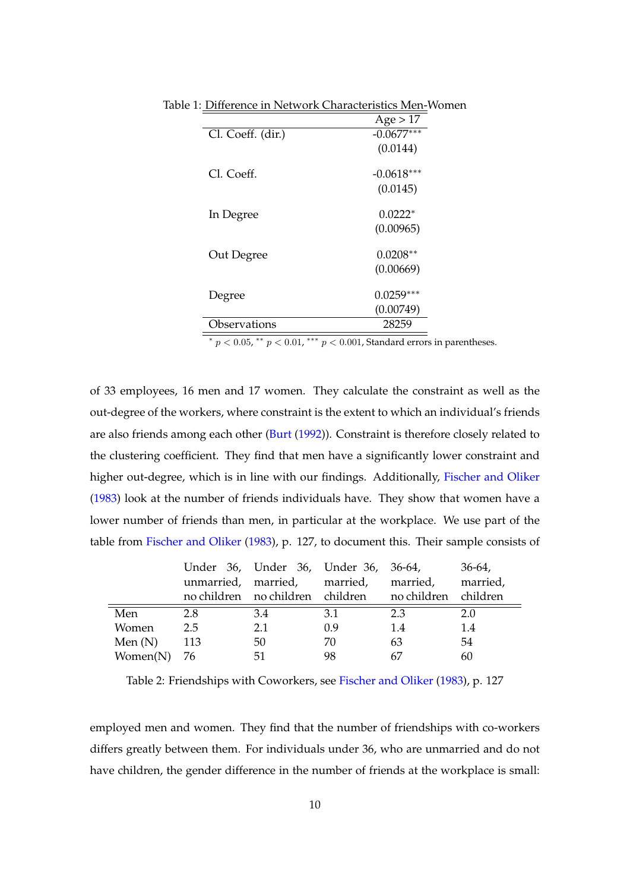Table 1: Difference in Network Characteristics Men-Women

| | Age > 17 |
|---|---|
| Cl. Coeff. (dir.) | -0.0677*** |
| | (0.0144) |
| Cl. Coeff. | -0.0618*** |
| | (0.0145) |
| In Degree | 0.0222* |
| | (0.00965) |
| Out Degree | 0.0208** |
| | (0.00669) |
| Degree | 0.0259*** |
| | (0.00749) |
| Observations | 28259 |

* $p < 0.05$, ** $p < 0.01$, *** $p < 0.001$, Standard errors in parentheses.

of 33 employees, 16 men and 17 women. They calculate the constraint as well as the out-degree of the workers, where constraint is the extent to which an individual's friends are also friends among each other (Burt (1992)). Constraint is therefore closely related to the clustering coefficient. They find that men have a significantly lower constraint and higher out-degree, which is in line with our findings. Additionally, Fischer and Oliker (1983) look at the number of friends individuals have. They show that women have a lower number of friends than men, in particular at the workplace. We use part of the table from Fischer and Oliker (1983), p. 127, to document this. Their sample consists of

| | Under 36, unmarried, no children | Under 36, married, no children | Under 36, married, children | 36-64, married, no children | 36-64, married, children |
|---|---|---|---|---|---|
| Men | 2.8 | 3.4 | 3.1 | 2.3 | 2.0 |
| Women | 2.5 | 2.1 | 0.9 | 1.4 | 1.4 |
| Men (N) | 113 | 50 | 70 | 63 | 54 |
| Women(N) | 76 | 51 | 98 | 67 | 60 |

Table 2: Friendships with Coworkers, see Fischer and Oliker (1983), p. 127

employed men and women. They find that the number of friendships with co-workers differs greatly between them. For individuals under 36, who are unmarried and do not have children, the gender difference in the number of friends at the workplace is small: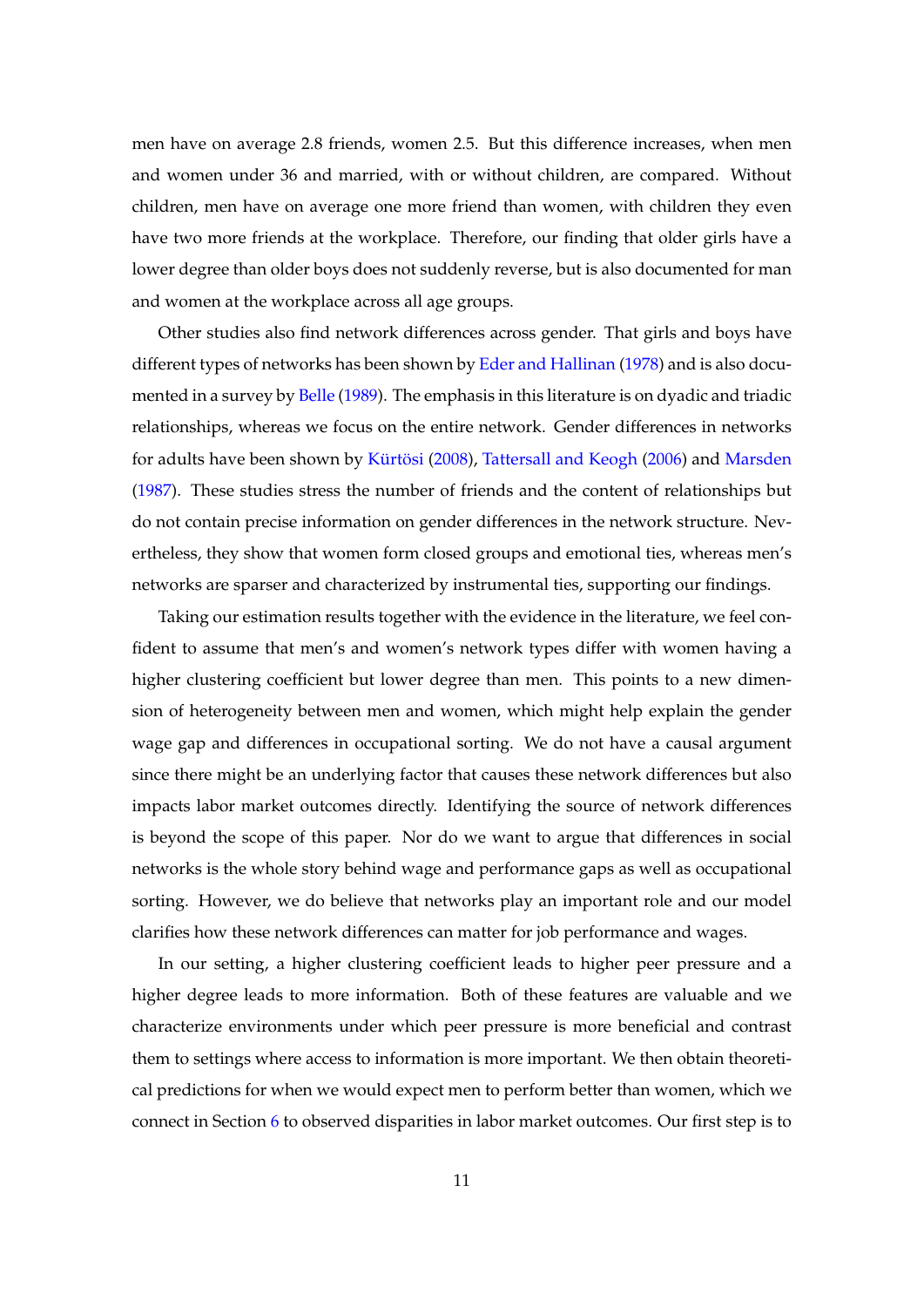men have on average 2.8 friends, women 2.5. But this difference increases, when men and women under 36 and married, with or without children, are compared. Without children, men have on average one more friend than women, with children they even have two more friends at the workplace. Therefore, our finding that older girls have a lower degree than older boys does not suddenly reverse, but is also documented for man and women at the workplace across all age groups.

Other studies also find network differences across gender. That girls and boys have different types of networks has been shown by Eder and Hallinan (1978) and is also documented in a survey by Belle (1989). The emphasis in this literature is on dyadic and triadic relationships, whereas we focus on the entire network. Gender differences in networks for adults have been shown by Kürtösi (2008), Tattersall and Keogh (2006) and Marsden (1987). These studies stress the number of friends and the content of relationships but do not contain precise information on gender differences in the network structure. Nevertheless, they show that women form closed groups and emotional ties, whereas men's networks are sparser and characterized by instrumental ties, supporting our findings.

Taking our estimation results together with the evidence in the literature, we feel confident to assume that men's and women's network types differ with women having a higher clustering coefficient but lower degree than men. This points to a new dimension of heterogeneity between men and women, which might help explain the gender wage gap and differences in occupational sorting. We do not have a causal argument since there might be an underlying factor that causes these network differences but also impacts labor market outcomes directly. Identifying the source of network differences is beyond the scope of this paper. Nor do we want to argue that differences in social networks is the whole story behind wage and performance gaps as well as occupational sorting. However, we do believe that networks play an important role and our model clarifies how these network differences can matter for job performance and wages.

In our setting, a higher clustering coefficient leads to higher peer pressure and a higher degree leads to more information. Both of these features are valuable and we characterize environments under which peer pressure is more beneficial and contrast them to settings where access to information is more important. We then obtain theoretical predictions for when we would expect men to perform better than women, which we connect in Section 6 to observed disparities in labor market outcomes. Our first step is to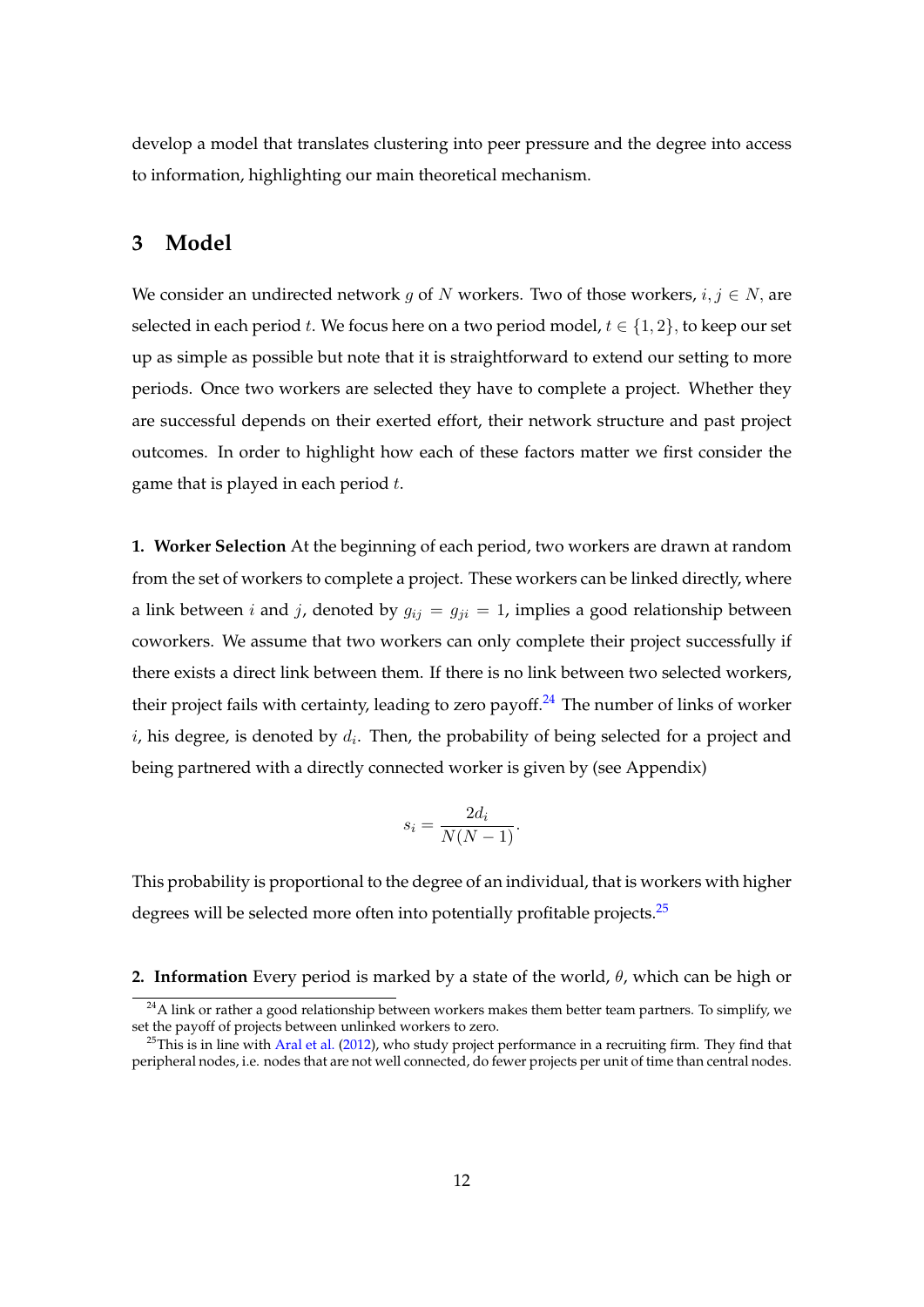develop a model that translates clustering into peer pressure and the degree into access to information, highlighting our main theoretical mechanism.

# 3 Model

We consider an undirected network $g$ of $N$ workers. Two of those workers, $i, j \in N$, are selected in each period $t$. We focus here on a two period model, $t \in \{1, 2\}$, to keep our set up as simple as possible but note that it is straightforward to extend our setting to more periods. Once two workers are selected they have to complete a project. Whether they are successful depends on their exerted effort, their network structure and past project outcomes. In order to highlight how each of these factors matter we first consider the game that is played in each period $t$.

**1. Worker Selection** At the beginning of each period, two workers are drawn at random from the set of workers to complete a project. These workers can be linked directly, where a link between $i$ and $j$, denoted by $g_{ij} = g_{ji} = 1$, implies a good relationship between coworkers. We assume that two workers can only complete their project successfully if there exists a direct link between them. If there is no link between two selected workers, their project fails with certainty, leading to zero payoff.[24] The number of links of worker $i$, his degree, is denoted by $d_i$. Then, the probability of being selected for a project and being partnered with a directly connected worker is given by (see Appendix)

$$s_i = \frac{2d_i}{N(N-1)}.$$

This probability is proportional to the degree of an individual, that is workers with higher degrees will be selected more often into potentially profitable projects.[25]

**2. Information** Every period is marked by a state of the world, $\theta$, which can be high or

[24] A link or rather a good relationship between workers makes them better team partners. To simplify, we set the payoff of projects between unlinked workers to zero.

[25] This is in line with Aral et al. (2012), who study project performance in a recruiting firm. They find that peripheral nodes, i.e. nodes that are not well connected, do fewer projects per unit of time than central nodes.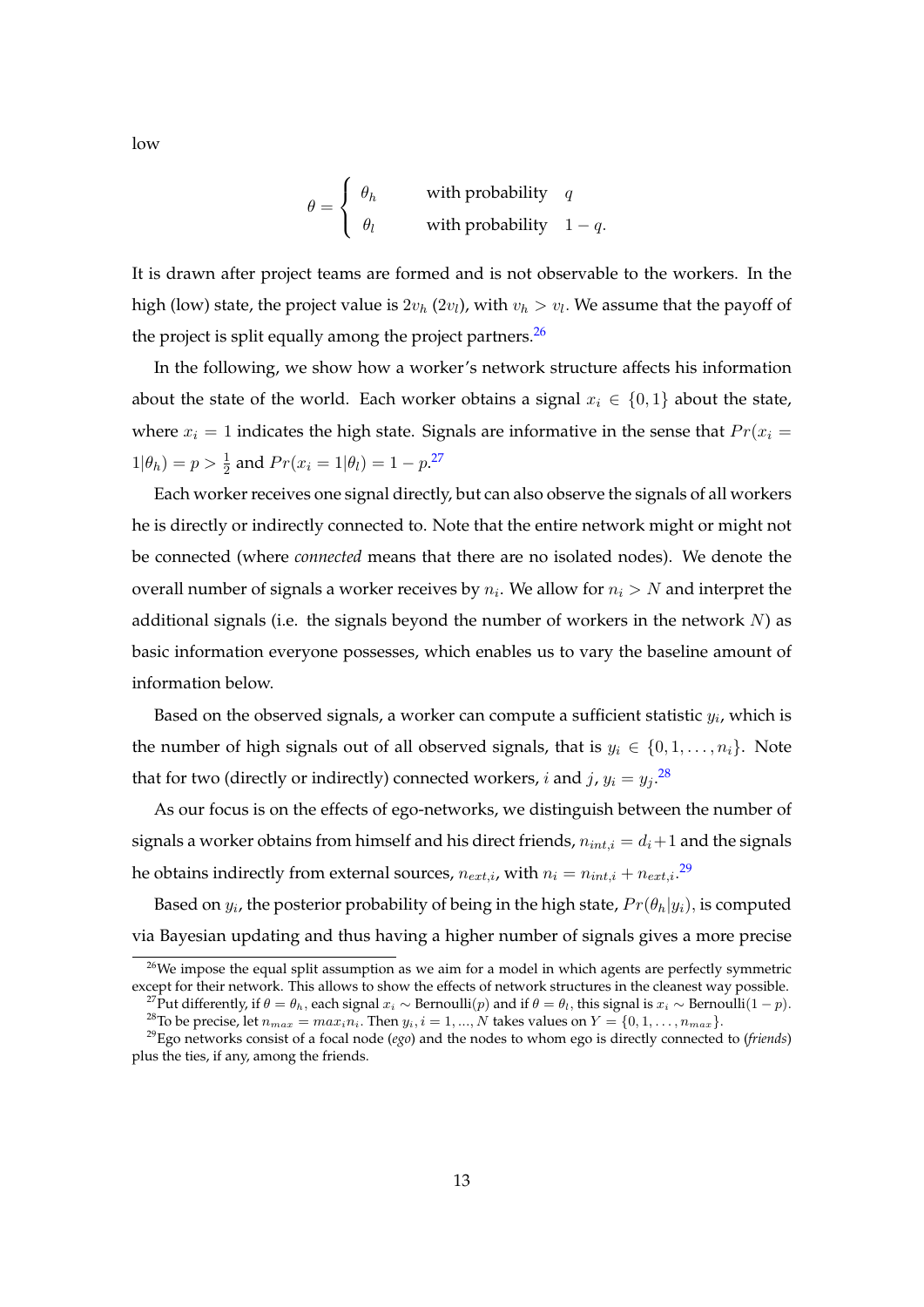low

$$\theta = \begin{cases} \theta_h & \text{with probability} \quad q \\ \theta_l & \text{with probability} \quad 1-q. \end{cases}$$

It is drawn after project teams are formed and is not observable to the workers. In the high (low) state, the project value is $2v_h$ ($2v_l$), with $v_h > v_l$. We assume that the payoff of the project is split equally among the project partners.[26]

In the following, we show how a worker's network structure affects his information about the state of the world. Each worker obtains a signal $x_i \in \{0, 1\}$ about the state, where $x_i = 1$ indicates the high state. Signals are informative in the sense that $Pr(x_i = 1|\theta_h) = p > \frac{1}{2}$ and $Pr(x_i = 1|\theta_l) = 1 - p$.[27]

Each worker receives one signal directly, but can also observe the signals of all workers he is directly or indirectly connected to. Note that the entire network might or might not be connected (where *connected* means that there are no isolated nodes). We denote the overall number of signals a worker receives by $n_i$. We allow for $n_i > N$ and interpret the additional signals (i.e. the signals beyond the number of workers in the network $N$) as basic information everyone possesses, which enables us to vary the baseline amount of information below.

Based on the observed signals, a worker can compute a sufficient statistic $y_i$, which is the number of high signals out of all observed signals, that is $y_i \in \{0, 1, \ldots, n_i\}$. Note that for two (directly or indirectly) connected workers, $i$ and $j$, $y_i = y_j$.[28]

As our focus is on the effects of ego-networks, we distinguish between the number of signals a worker obtains from himself and his direct friends, $n_{int,i} = d_i + 1$ and the signals he obtains indirectly from external sources, $n_{ext,i}$, with $n_i = n_{int,i} + n_{ext,i}$.[29]

Based on $y_i$, the posterior probability of being in the high state, $Pr(\theta_h|y_i)$, is computed via Bayesian updating and thus having a higher number of signals gives a more precise

[26] We impose the equal split assumption as we aim for a model in which agents are perfectly symmetric except for their network. This allows to show the effects of network structures in the cleanest way possible.

[27] Put differently, if $\theta = \theta_h$, each signal $x_i \sim$ Bernoulli($p$) and if $\theta = \theta_l$, this signal is $x_i \sim$ Bernoulli($1 - p$).

[28] To be precise, let $n_{max} = max_i n_i$. Then $y_i, i = 1, ..., N$ takes values on $Y = \{0, 1, \ldots, n_{max}\}$.

[29] Ego networks consist of a focal node (*ego*) and the nodes to whom ego is directly connected to (*friends*) plus the ties, if any, among the friends.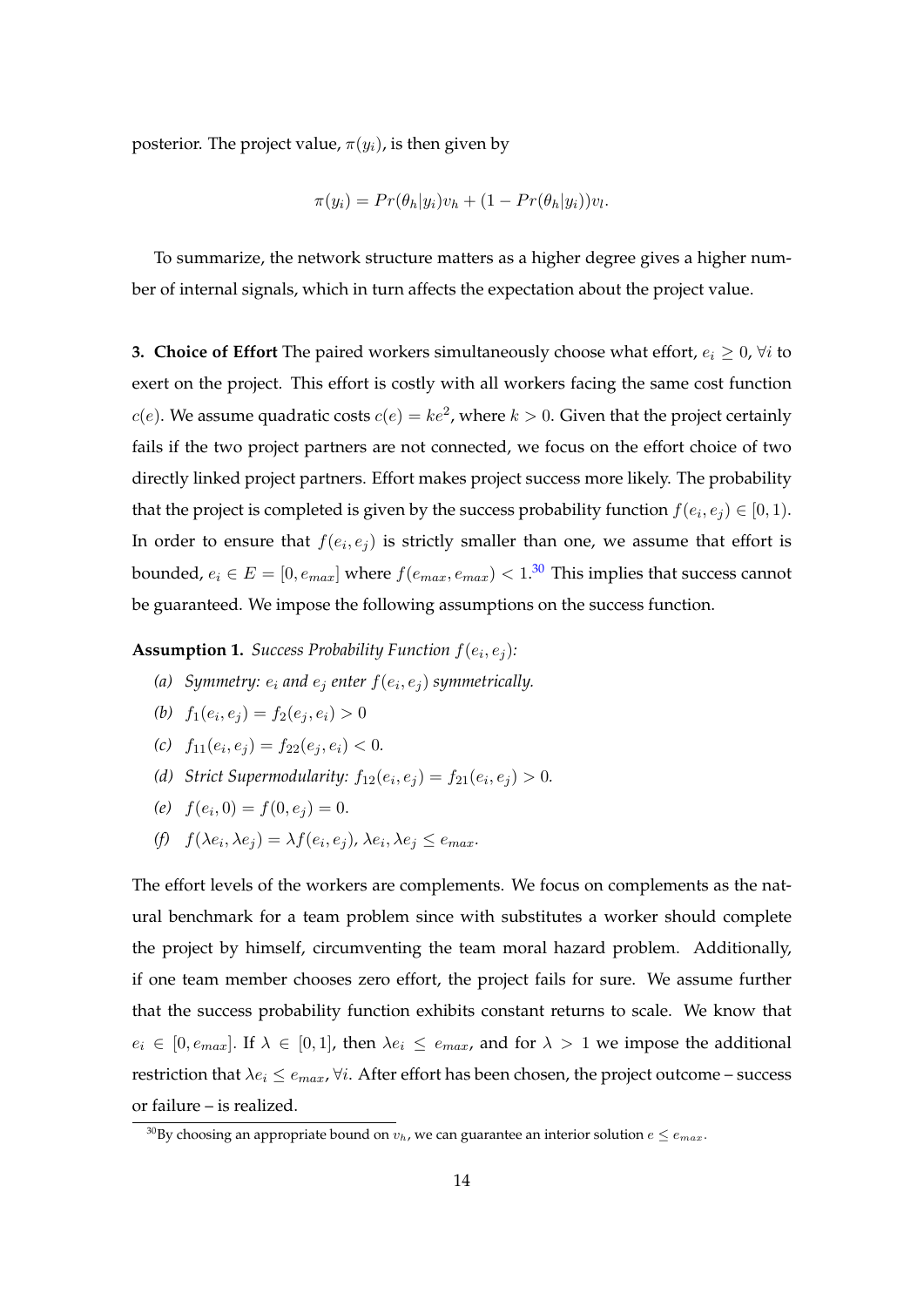posterior. The project value, $\pi(y_i)$, is then given by

$$\pi(y_i) = Pr(\theta_h|y_i)v_h + (1 - Pr(\theta_h|y_i))v_l.$$

To summarize, the network structure matters as a higher degree gives a higher number of internal signals, which in turn affects the expectation about the project value.

**3. Choice of Effort** The paired workers simultaneously choose what effort, $e_i \geq 0, \forall i$ to exert on the project. This effort is costly with all workers facing the same cost function $c(e)$. We assume quadratic costs $c(e) = ke^2$, where $k > 0$. Given that the project certainly fails if the two project partners are not connected, we focus on the effort choice of two directly linked project partners. Effort makes project success more likely. The probability that the project is completed is given by the success probability function $f(e_i, e_j) \in [0, 1)$. In order to ensure that $f(e_i, e_j)$ is strictly smaller than one, we assume that effort is bounded, $e_i \in E = [0, e_{max}]$ where $f(e_{max}, e_{max}) < 1$.[30] This implies that success cannot be guaranteed. We impose the following assumptions on the success function.

**Assumption 1.** *Success Probability Function $f(e_i, e_j)$:*

*(a) Symmetry: $e_i$ and $e_j$ enter $f(e_i, e_j)$ symmetrically.*

*(b) $f_1(e_i, e_j) = f_2(e_j, e_i) > 0$*

*(c) $f_{11}(e_i, e_j) = f_{22}(e_j, e_i) < 0$.*

*(d) Strict Supermodularity: $f_{12}(e_i, e_j) = f_{21}(e_i, e_j) > 0$.*

*(e) $f(e_i, 0) = f(0, e_j) = 0$.*

*(f) $f(\lambda e_i, \lambda e_j) = \lambda f(e_i, e_j)$, $\lambda e_i, \lambda e_j \leq e_{max}$.*

The effort levels of the workers are complements. We focus on complements as the natural benchmark for a team problem since with substitutes a worker should complete the project by himself, circumventing the team moral hazard problem. Additionally, if one team member chooses zero effort, the project fails for sure. We assume further that the success probability function exhibits constant returns to scale. We know that $e_i \in [0, e_{max}]$. If $\lambda \in [0, 1]$, then $\lambda e_i \leq e_{max}$, and for $\lambda > 1$ we impose the additional restriction that $\lambda e_i \leq e_{max}, \forall i$. After effort has been chosen, the project outcome – success or failure – is realized.

[30] By choosing an appropriate bound on $v_h$, we can guarantee an interior solution $e \leq e_{max}$.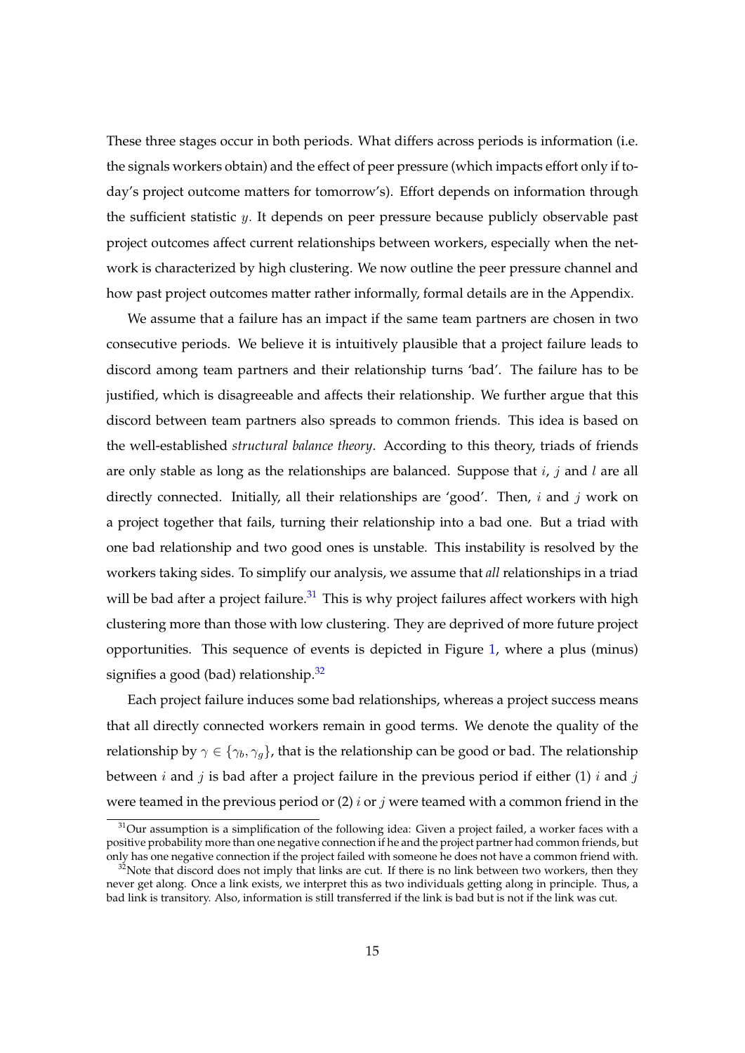These three stages occur in both periods. What differs across periods is information (i.e. the signals workers obtain) and the effect of peer pressure (which impacts effort only if today's project outcome matters for tomorrow's). Effort depends on information through the sufficient statistic $y$. It depends on peer pressure because publicly observable past project outcomes affect current relationships between workers, especially when the network is characterized by high clustering. We now outline the peer pressure channel and how past project outcomes matter rather informally, formal details are in the Appendix.

We assume that a failure has an impact if the same team partners are chosen in two consecutive periods. We believe it is intuitively plausible that a project failure leads to discord among team partners and their relationship turns 'bad'. The failure has to be justified, which is disagreeable and affects their relationship. We further argue that this discord between team partners also spreads to common friends. This idea is based on the well-established *structural balance theory*. According to this theory, triads of friends are only stable as long as the relationships are balanced. Suppose that $i$, $j$ and $l$ are all directly connected. Initially, all their relationships are 'good'. Then, $i$ and $j$ work on a project together that fails, turning their relationship into a bad one. But a triad with one bad relationship and two good ones is unstable. This instability is resolved by the workers taking sides. To simplify our analysis, we assume that *all* relationships in a triad will be bad after a project failure.[31] This is why project failures affect workers with high clustering more than those with low clustering. They are deprived of more future project opportunities. This sequence of events is depicted in Figure 1, where a plus (minus) signifies a good (bad) relationship.[32]

Each project failure induces some bad relationships, whereas a project success means that all directly connected workers remain in good terms. We denote the quality of the relationship by $\gamma \in \{\gamma_b, \gamma_g\}$, that is the relationship can be good or bad. The relationship between $i$ and $j$ is bad after a project failure in the previous period if either (1) $i$ and $j$ were teamed in the previous period or (2) $i$ or $j$ were teamed with a common friend in the

[31] Our assumption is a simplification of the following idea: Given a project failed, a worker faces with a positive probability more than one negative connection if he and the project partner had common friends, but only has one negative connection if the project failed with someone he does not have a common friend with.

[32] Note that discord does not imply that links are cut. If there is no link between two workers, then they never get along. Once a link exists, we interpret this as two individuals getting along in principle. Thus, a bad link is transitory. Also, information is still transferred if the link is bad but is not if the link was cut.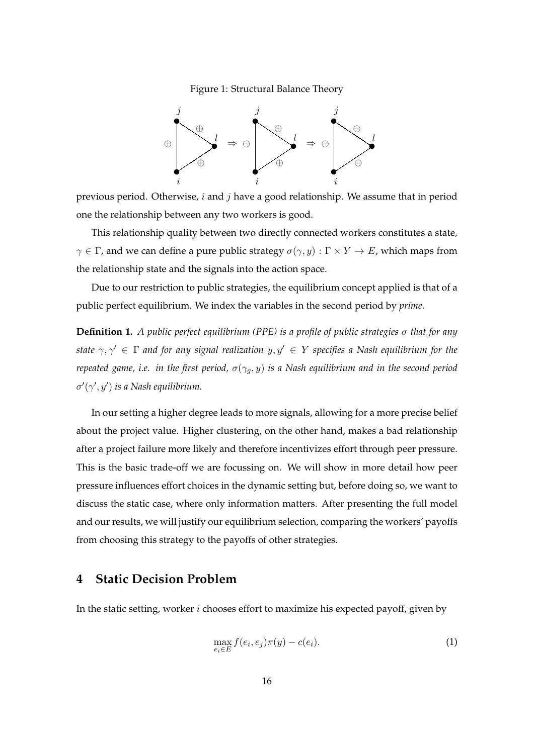Figure 1: Structural Balance Theory

previous period. Otherwise, $i$ and $j$ have a good relationship. We assume that in period one the relationship between any two workers is good.

This relationship quality between two directly connected workers constitutes a state, $\gamma \in \Gamma$, and we can define a pure public strategy $\sigma(\gamma, y) : \Gamma \times Y \to E$, which maps from the relationship state and the signals into the action space.

Due to our restriction to public strategies, the equilibrium concept applied is that of a public perfect equilibrium. We index the variables in the second period by *prime*.

**Definition 1.** *A public perfect equilibrium (PPE) is a profile of public strategies $\sigma$ that for any state $\gamma, \gamma' \in \Gamma$ and for any signal realization $y, y' \in Y$ specifies a Nash equilibrium for the repeated game, i.e. in the first period, $\sigma(\gamma_g, y)$ is a Nash equilibrium and in the second period $\sigma'(\gamma', y')$ is a Nash equilibrium.*

In our setting a higher degree leads to more signals, allowing for a more precise belief about the project value. Higher clustering, on the other hand, makes a bad relationship after a project failure more likely and therefore incentivizes effort through peer pressure. This is the basic trade-off we are focussing on. We will show in more detail how peer pressure influences effort choices in the dynamic setting but, before doing so, we want to discuss the static case, where only information matters. After presenting the full model and our results, we will justify our equilibrium selection, comparing the workers' payoffs from choosing this strategy to the payoffs of other strategies.

## 4 Static Decision Problem

In the static setting, worker $i$ chooses effort to maximize his expected payoff, given by

$$\max_{e_i \in E} f(e_i, e_j)\pi(y) - c(e_i). \tag{1}$$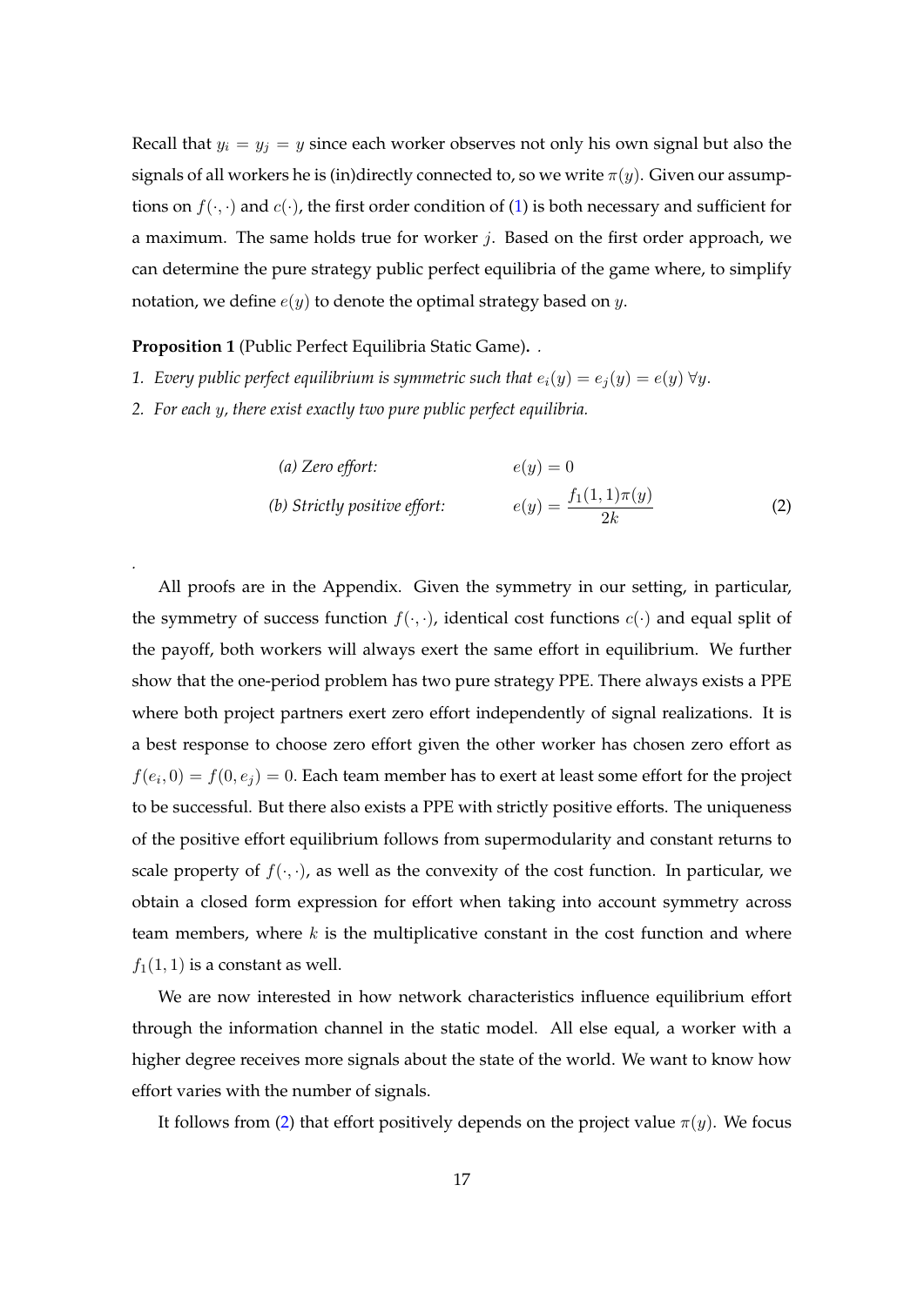Recall that $y_i = y_j = y$ since each worker observes not only his own signal but also the signals of all workers he is (in)directly connected to, so we write $\pi(y)$. Given our assumptions on $f(\cdot, \cdot)$ and $c(\cdot)$, the first order condition of (1) is both necessary and sufficient for a maximum. The same holds true for worker $j$. Based on the first order approach, we can determine the pure strategy public perfect equilibria of the game where, to simplify notation, we define $e(y)$ to denote the optimal strategy based on $y$.

**Proposition 1** (Public Perfect Equilibria Static Game)**.** .

1. *Every public perfect equilibrium is symmetric such that $e_i(y) = e_j(y) = e(y)$ $\forall y$.*
2. *For each $y$, there exist exactly two pure public perfect equilibria.*

$$\text{(a) Zero effort:} \qquad e(y) = 0$$

$$\text{(b) Strictly positive effort:} \qquad e(y) = \frac{f_1(1,1)\pi(y)}{2k} \tag{2}$$

.

All proofs are in the Appendix. Given the symmetry in our setting, in particular, the symmetry of success function $f(\cdot, \cdot)$, identical cost functions $c(\cdot)$ and equal split of the payoff, both workers will always exert the same effort in equilibrium. We further show that the one-period problem has two pure strategy PPE. There always exists a PPE where both project partners exert zero effort independently of signal realizations. It is a best response to choose zero effort given the other worker has chosen zero effort as $f(e_i, 0) = f(0, e_j) = 0$. Each team member has to exert at least some effort for the project to be successful. But there also exists a PPE with strictly positive efforts. The uniqueness of the positive effort equilibrium follows from supermodularity and constant returns to scale property of $f(\cdot, \cdot)$, as well as the convexity of the cost function. In particular, we obtain a closed form expression for effort when taking into account symmetry across team members, where $k$ is the multiplicative constant in the cost function and where $f_1(1, 1)$ is a constant as well.

We are now interested in how network characteristics influence equilibrium effort through the information channel in the static model. All else equal, a worker with a higher degree receives more signals about the state of the world. We want to know how effort varies with the number of signals.

It follows from (2) that effort positively depends on the project value $\pi(y)$. We focus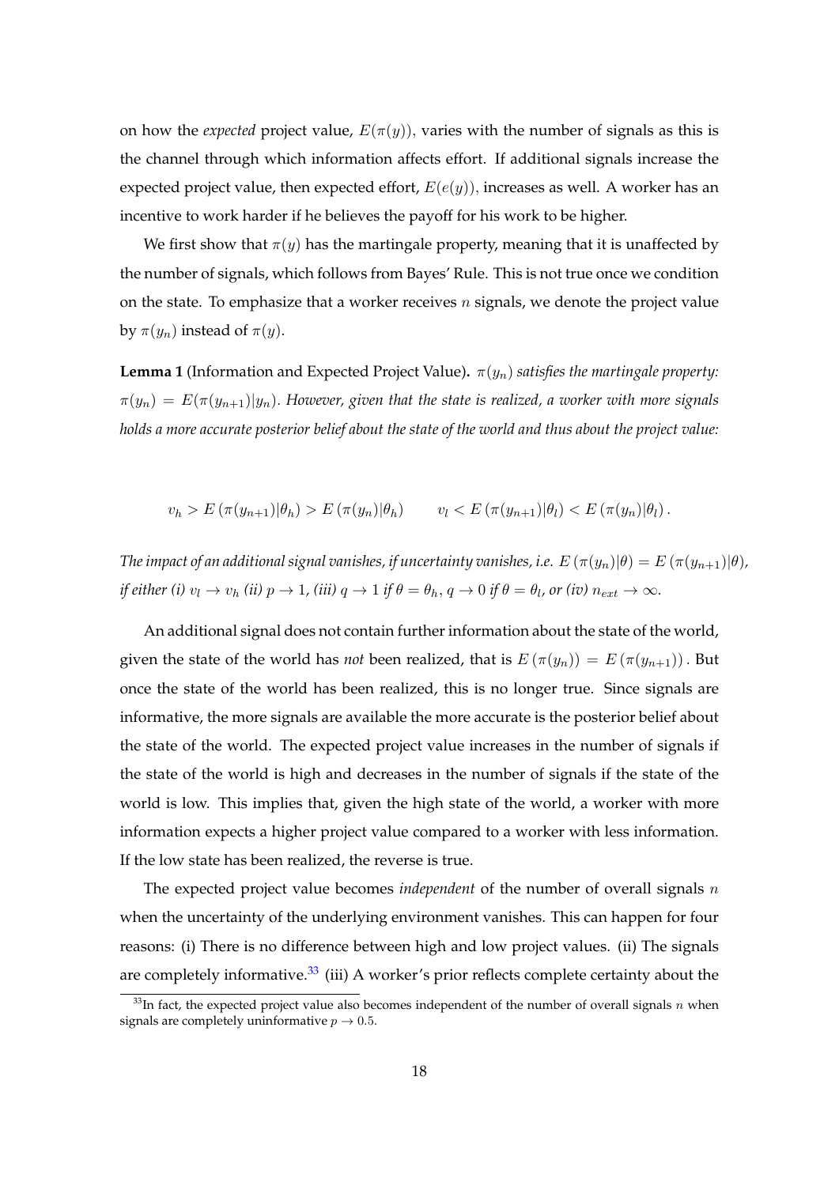on how the *expected* project value, $E(\pi(y))$, varies with the number of signals as this is the channel through which information affects effort. If additional signals increase the expected project value, then expected effort, $E(e(y))$, increases as well. A worker has an incentive to work harder if he believes the payoff for his work to be higher.

We first show that $\pi(y)$ has the martingale property, meaning that it is unaffected by the number of signals, which follows from Bayes' Rule. This is not true once we condition on the state. To emphasize that a worker receives $n$ signals, we denote the project value by $\pi(y_n)$ instead of $\pi(y)$.

**Lemma 1** (Information and Expected Project Value)**.** *$\pi(y_n)$ satisfies the martingale property: $\pi(y_n) = E(\pi(y_{n+1})|y_n)$. However, given that the state is realized, a worker with more signals holds a more accurate posterior belief about the state of the world and thus about the project value:*

$$v_h > E\left(\pi(y_{n+1})|\theta_h\right) > E\left(\pi(y_n)|\theta_h\right) \qquad v_l < E\left(\pi(y_{n+1})|\theta_l\right) < E\left(\pi(y_n)|\theta_l\right).$$

*The impact of an additional signal vanishes, if uncertainty vanishes, i.e. $E\left(\pi(y_n)|\theta\right) = E\left(\pi(y_{n+1})|\theta\right)$, if either (i) $v_l \to v_h$ (ii) $p \to 1$, (iii) $q \to 1$ if $\theta = \theta_h$, $q \to 0$ if $\theta = \theta_l$, or (iv) $n_{ext} \to \infty$.*

An additional signal does not contain further information about the state of the world, given the state of the world has *not* been realized, that is $E\left(\pi(y_n)\right) = E\left(\pi(y_{n+1})\right)$. But once the state of the world has been realized, this is no longer true. Since signals are informative, the more signals are available the more accurate is the posterior belief about the state of the world. The expected project value increases in the number of signals if the state of the world is high and decreases in the number of signals if the state of the world is low. This implies that, given the high state of the world, a worker with more information expects a higher project value compared to a worker with less information. If the low state has been realized, the reverse is true.

The expected project value becomes *independent* of the number of overall signals $n$ when the uncertainty of the underlying environment vanishes. This can happen for four reasons: (i) There is no difference between high and low project values. (ii) The signals are completely informative.[33] (iii) A worker's prior reflects complete certainty about the

[33] In fact, the expected project value also becomes independent of the number of overall signals $n$ when signals are completely uninformative $p \to 0.5$.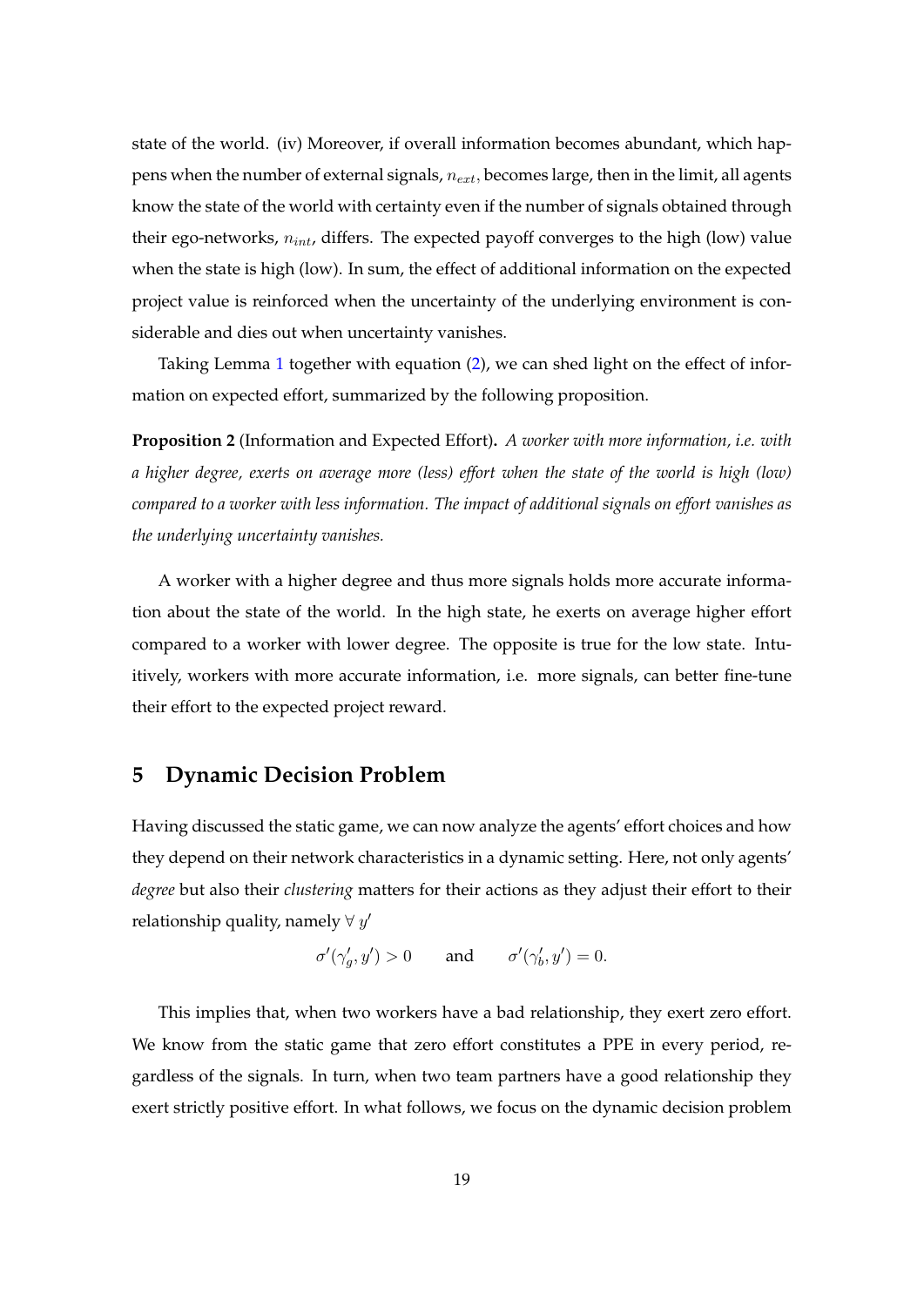state of the world. (iv) Moreover, if overall information becomes abundant, which happens when the number of external signals, $n_{ext}$, becomes large, then in the limit, all agents know the state of the world with certainty even if the number of signals obtained through their ego-networks, $n_{int}$, differs. The expected payoff converges to the high (low) value when the state is high (low). In sum, the effect of additional information on the expected project value is reinforced when the uncertainty of the underlying environment is considerable and dies out when uncertainty vanishes.

Taking Lemma 1 together with equation (2), we can shed light on the effect of information on expected effort, summarized by the following proposition.

**Proposition 2** (Information and Expected Effort)**.** *A worker with more information, i.e. with a higher degree, exerts on average more (less) effort when the state of the world is high (low) compared to a worker with less information. The impact of additional signals on effort vanishes as the underlying uncertainty vanishes.*

A worker with a higher degree and thus more signals holds more accurate information about the state of the world. In the high state, he exerts on average higher effort compared to a worker with lower degree. The opposite is true for the low state. Intuitively, workers with more accurate information, i.e. more signals, can better fine-tune their effort to the expected project reward.

## 5 Dynamic Decision Problem

Having discussed the static game, we can now analyze the agents' effort choices and how they depend on their network characteristics in a dynamic setting. Here, not only agents' *degree* but also their *clustering* matters for their actions as they adjust their effort to their relationship quality, namely $\forall\, y'$

$$\sigma'(\gamma_g', y') > 0 \qquad \text{and} \qquad \sigma'(\gamma_b', y') = 0.$$

This implies that, when two workers have a bad relationship, they exert zero effort. We know from the static game that zero effort constitutes a PPE in every period, regardless of the signals. In turn, when two team partners have a good relationship they exert strictly positive effort. In what follows, we focus on the dynamic decision problem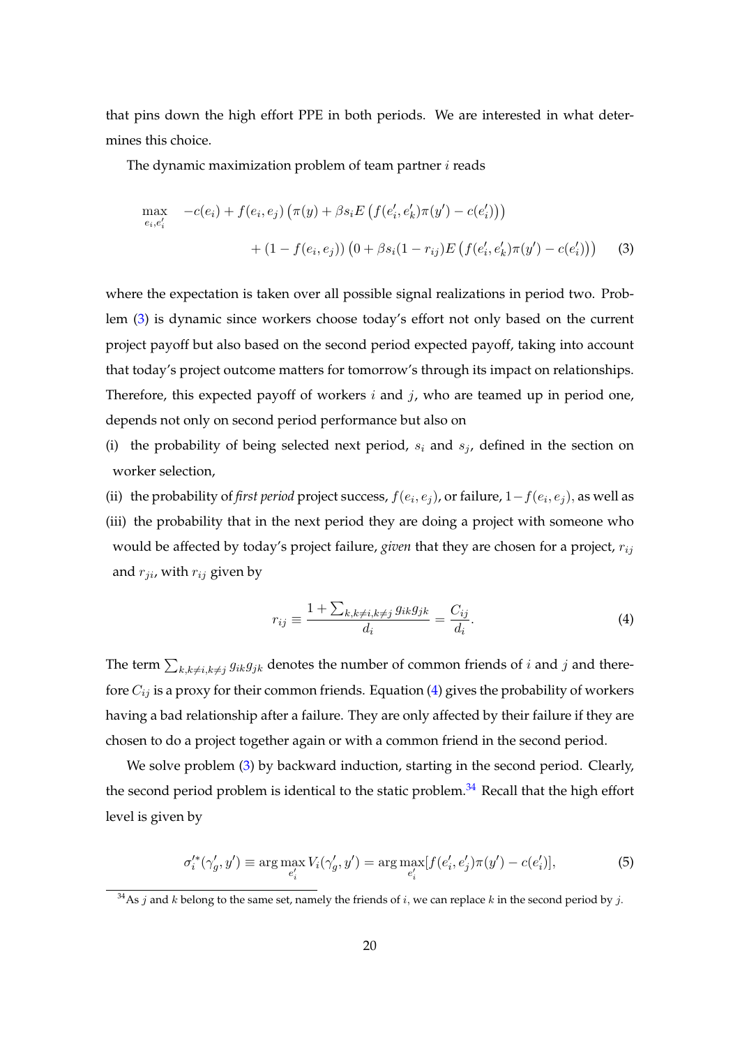that pins down the high effort PPE in both periods. We are interested in what determines this choice.

The dynamic maximization problem of team partner $i$ reads

$$\max_{e_i, e_i'} \quad -c(e_i) + f(e_i, e_j)\left(\pi(y) + \beta s_i E\left(f(e_i', e_k')\pi(y') - c(e_i')\right)\right)$$
$$+ (1 - f(e_i, e_j))\left(0 + \beta s_i (1 - r_{ij}) E\left(f(e_i', e_k')\pi(y') - c(e_i')\right)\right) \quad (3)$$

where the expectation is taken over all possible signal realizations in period two. Problem (3) is dynamic since workers choose today's effort not only based on the current project payoff but also based on the second period expected payoff, taking into account that today's project outcome matters for tomorrow's through its impact on relationships. Therefore, this expected payoff of workers $i$ and $j$, who are teamed up in period one, depends not only on second period performance but also on

(i) the probability of being selected next period, $s_i$ and $s_j$, defined in the section on worker selection,

(ii) the probability of *first period* project success, $f(e_i, e_j)$, or failure, $1 - f(e_i, e_j)$, as well as

(iii) the probability that in the next period they are doing a project with someone who would be affected by today's project failure, *given* that they are chosen for a project, $r_{ij}$ and $r_{ji}$, with $r_{ij}$ given by

$$r_{ij} \equiv \frac{1 + \sum_{k, k \neq i, k \neq j} g_{ik} g_{jk}}{d_i} = \frac{C_{ij}}{d_i}. \quad (4)$$

The term $\sum_{k, k \neq i, k \neq j} g_{ik} g_{jk}$ denotes the number of common friends of $i$ and $j$ and therefore $C_{ij}$ is a proxy for their common friends. Equation (4) gives the probability of workers having a bad relationship after a failure. They are only affected by their failure if they are chosen to do a project together again or with a common friend in the second period.

We solve problem (3) by backward induction, starting in the second period. Clearly, the second period problem is identical to the static problem.[34] Recall that the high effort level is given by

$$\sigma_i'^*(\gamma_g', y') \equiv \arg\max_{e_i'} V_i(\gamma_g', y') = \arg\max_{e_i'} [f(e_i', e_j')\pi(y') - c(e_i')], \quad (5)$$

[34] As $j$ and $k$ belong to the same set, namely the friends of $i$, we can replace $k$ in the second period by $j$.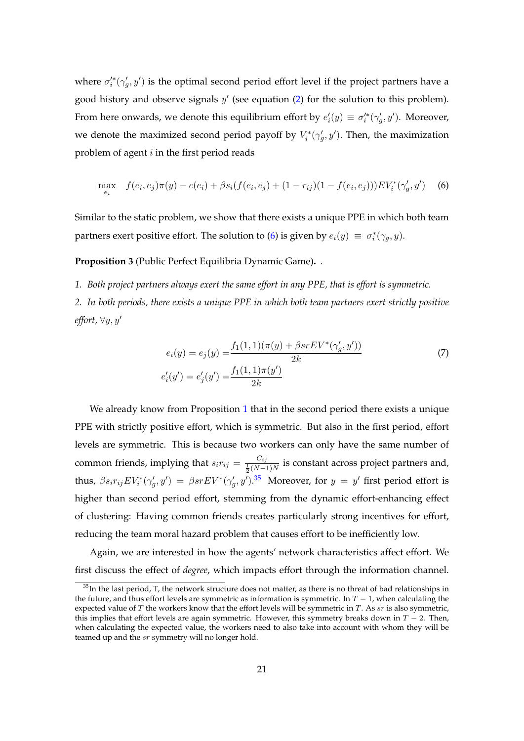where $\sigma_i'^*(\gamma_g', y')$ is the optimal second period effort level if the project partners have a good history and observe signals $y'$ (see equation (2) for the solution to this problem). From here onwards, we denote this equilibrium effort by $e_i'(y) \equiv \sigma_i'^*(\gamma_g', y')$. Moreover, we denote the maximized second period payoff by $V_i^*(\gamma_g', y')$. Then, the maximization problem of agent $i$ in the first period reads

$$\max_{e_i} \quad f(e_i, e_j)\pi(y) - c(e_i) + \beta s_i(f(e_i, e_j) + (1 - r_{ij})(1 - f(e_i, e_j)))EV_i^*(\gamma_g', y') \tag{6}$$

Similar to the static problem, we show that there exists a unique PPE in which both team partners exert positive effort. The solution to (6) is given by $e_i(y) \equiv \sigma_i^*(\gamma_g, y)$.

**Proposition 3** (Public Perfect Equilibria Dynamic Game)**.** .

*1. Both project partners always exert the same effort in any PPE, that is effort is symmetric.*

*2. In both periods, there exists a unique PPE in which both team partners exert strictly positive effort,* $\forall y, y'$

$$\begin{aligned} e_i(y) = e_j(y) =& \frac{f_1(1,1)(\pi(y) + \beta sr EV^*(\gamma_g', y'))}{2k} \\ e_i'(y') = e_j'(y') =& \frac{f_1(1,1)\pi(y')}{2k} \end{aligned} \tag{7}$$

We already know from Proposition 1 that in the second period there exists a unique PPE with strictly positive effort, which is symmetric. But also in the first period, effort levels are symmetric. This is because two workers can only have the same number of common friends, implying that $s_i r_{ij} = \frac{C_{ij}}{\frac{1}{2}(N-1)N}$ is constant across project partners and, thus, $\beta s_i r_{ij} EV_i^*(\gamma_g', y') = \beta sr EV^*(\gamma_g', y')$.[35] Moreover, for $y = y'$ first period effort is higher than second period effort, stemming from the dynamic effort-enhancing effect of clustering: Having common friends creates particularly strong incentives for effort, reducing the team moral hazard problem that causes effort to be inefficiently low.

Again, we are interested in how the agents' network characteristics affect effort. We first discuss the effect of *degree*, which impacts effort through the information channel.

[35] In the last period, T, the network structure does not matter, as there is no threat of bad relationships in the future, and thus effort levels are symmetric as information is symmetric. In $T-1$, when calculating the expected value of $T$ the workers know that the effort levels will be symmetric in $T$. As $sr$ is also symmetric, this implies that effort levels are again symmetric. However, this symmetry breaks down in $T-2$. Then, when calculating the expected value, the workers need to also take into account with whom they will be teamed up and the $sr$ symmetry will no longer hold.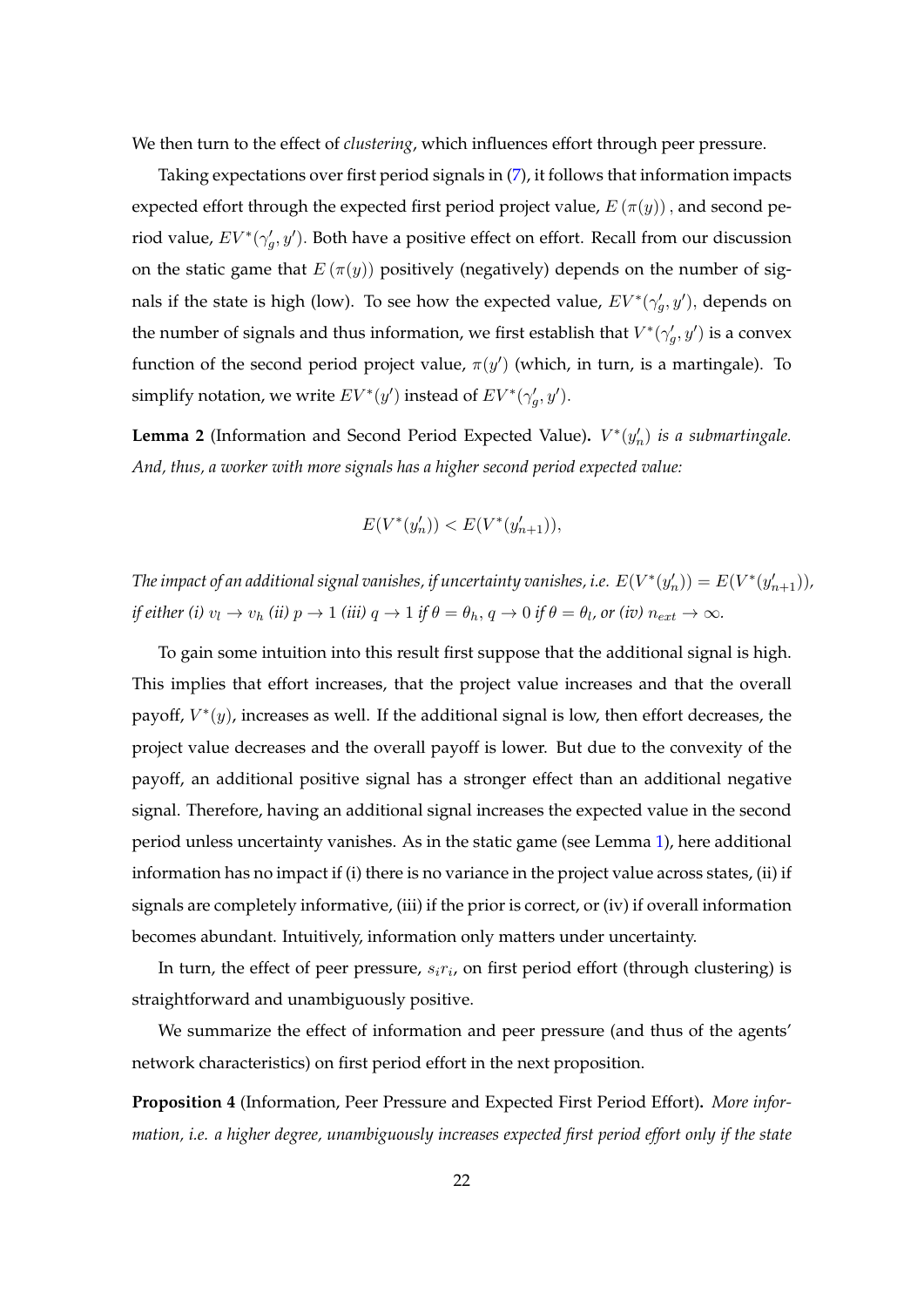We then turn to the effect of *clustering*, which influences effort through peer pressure.

Taking expectations over first period signals in (7), it follows that information impacts expected effort through the expected first period project value, $E(\pi(y))$, and second period value, $EV^*(\gamma_g', y')$. Both have a positive effect on effort. Recall from our discussion on the static game that $E(\pi(y))$ positively (negatively) depends on the number of signals if the state is high (low). To see how the expected value, $EV^*(\gamma_g', y')$, depends on the number of signals and thus information, we first establish that $V^*(\gamma_g', y')$ is a convex function of the second period project value, $\pi(y')$ (which, in turn, is a martingale). To simplify notation, we write $EV^*(y')$ instead of $EV^*(\gamma_g', y')$.

**Lemma 2** (Information and Second Period Expected Value)**.** *$V^*(y_n')$ is a submartingale. And, thus, a worker with more signals has a higher second period expected value:*

$$E(V^*(y_n')) < E(V^*(y_{n+1}')),$$

*The impact of an additional signal vanishes, if uncertainty vanishes, i.e. $E(V^*(y_n')) = E(V^*(y_{n+1}'))$, if either (i) $v_l \to v_h$ (ii) $p \to 1$ (iii) $q \to 1$ if $\theta = \theta_h$, $q \to 0$ if $\theta = \theta_l$, or (iv) $n_{ext} \to \infty$.*

To gain some intuition into this result first suppose that the additional signal is high. This implies that effort increases, that the project value increases and that the overall payoff, $V^*(y)$, increases as well. If the additional signal is low, then effort decreases, the project value decreases and the overall payoff is lower. But due to the convexity of the payoff, an additional positive signal has a stronger effect than an additional negative signal. Therefore, having an additional signal increases the expected value in the second period unless uncertainty vanishes. As in the static game (see Lemma 1), here additional information has no impact if (i) there is no variance in the project value across states, (ii) if signals are completely informative, (iii) if the prior is correct, or (iv) if overall information becomes abundant. Intuitively, information only matters under uncertainty.

In turn, the effect of peer pressure, $s_i r_i$, on first period effort (through clustering) is straightforward and unambiguously positive.

We summarize the effect of information and peer pressure (and thus of the agents' network characteristics) on first period effort in the next proposition.

**Proposition 4** (Information, Peer Pressure and Expected First Period Effort)**.** *More information, i.e. a higher degree, unambiguously increases expected first period effort only if the state*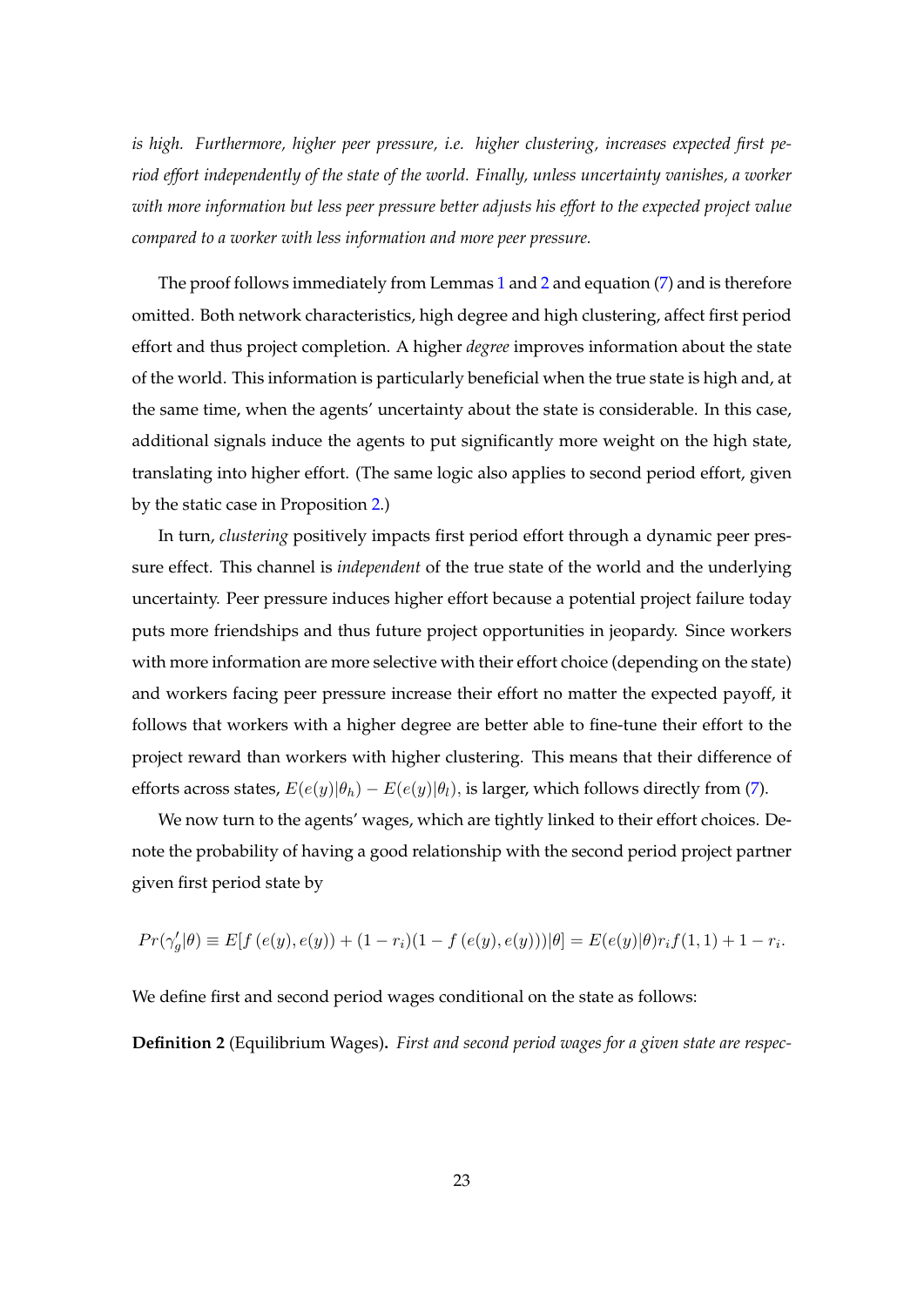*is high. Furthermore, higher peer pressure, i.e. higher clustering, increases expected first period effort independently of the state of the world. Finally, unless uncertainty vanishes, a worker with more information but less peer pressure better adjusts his effort to the expected project value compared to a worker with less information and more peer pressure.*

The proof follows immediately from Lemmas 1 and 2 and equation (7) and is therefore omitted. Both network characteristics, high degree and high clustering, affect first period effort and thus project completion. A higher *degree* improves information about the state of the world. This information is particularly beneficial when the true state is high and, at the same time, when the agents' uncertainty about the state is considerable. In this case, additional signals induce the agents to put significantly more weight on the high state, translating into higher effort. (The same logic also applies to second period effort, given by the static case in Proposition 2.)

In turn, *clustering* positively impacts first period effort through a dynamic peer pressure effect. This channel is *independent* of the true state of the world and the underlying uncertainty. Peer pressure induces higher effort because a potential project failure today puts more friendships and thus future project opportunities in jeopardy. Since workers with more information are more selective with their effort choice (depending on the state) and workers facing peer pressure increase their effort no matter the expected payoff, it follows that workers with a higher degree are better able to fine-tune their effort to the project reward than workers with higher clustering. This means that their difference of efforts across states, $E(e(y)|\theta_h) - E(e(y)|\theta_l)$, is larger, which follows directly from (7).

We now turn to the agents' wages, which are tightly linked to their effort choices. Denote the probability of having a good relationship with the second period project partner given first period state by

$$Pr(\gamma_g'|\theta) \equiv E[f(e(y), e(y)) + (1 - r_i)(1 - f(e(y), e(y)))|\theta] = E(e(y)|\theta) r_i f(1, 1) + 1 - r_i.$$

We define first and second period wages conditional on the state as follows:

**Definition 2** (Equilibrium Wages)**.** *First and second period wages for a given state are respec-*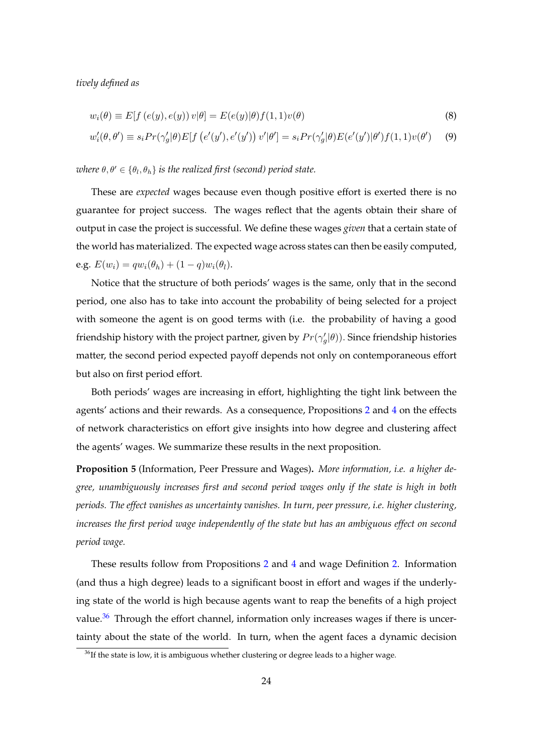*tively defined as*

$$w_i(\theta) \equiv E[f\left(e(y), e(y)\right) v|\theta] = E(e(y)|\theta) f(1,1) v(\theta) \tag{8}$$

$$w_i'(\theta, \theta') \equiv s_i Pr(\gamma_g'|\theta) E[f\left(e'(y'), e'(y')\right) v'|\theta'] = s_i Pr(\gamma_g'|\theta) E(e'(y')|\theta') f(1,1) v(\theta') \tag{9}$$

*where $\theta, \theta' \in \{\theta_l, \theta_h\}$ is the realized first (second) period state.*

These are *expected* wages because even though positive effort is exerted there is no guarantee for project success. The wages reflect that the agents obtain their share of output in case the project is successful. We define these wages *given* that a certain state of the world has materialized. The expected wage across states can then be easily computed, e.g. $E(w_i) = qw_i(\theta_h) + (1-q)w_i(\theta_l)$.

Notice that the structure of both periods' wages is the same, only that in the second period, one also has to take into account the probability of being selected for a project with someone the agent is on good terms with (i.e. the probability of having a good friendship history with the project partner, given by $Pr(\gamma_g'|\theta)$). Since friendship histories matter, the second period expected payoff depends not only on contemporaneous effort but also on first period effort.

Both periods' wages are increasing in effort, highlighting the tight link between the agents' actions and their rewards. As a consequence, Propositions 2 and 4 on the effects of network characteristics on effort give insights into how degree and clustering affect the agents' wages. We summarize these results in the next proposition.

**Proposition 5** (Information, Peer Pressure and Wages)**.** *More information, i.e. a higher degree, unambiguously increases first and second period wages only if the state is high in both periods. The effect vanishes as uncertainty vanishes. In turn, peer pressure, i.e. higher clustering, increases the first period wage independently of the state but has an ambiguous effect on second period wage.*

These results follow from Propositions 2 and 4 and wage Definition 2. Information (and thus a high degree) leads to a significant boost in effort and wages if the underlying state of the world is high because agents want to reap the benefits of a high project value.[36] Through the effort channel, information only increases wages if there is uncertainty about the state of the world. In turn, when the agent faces a dynamic decision

[36] If the state is low, it is ambiguous whether clustering or degree leads to a higher wage.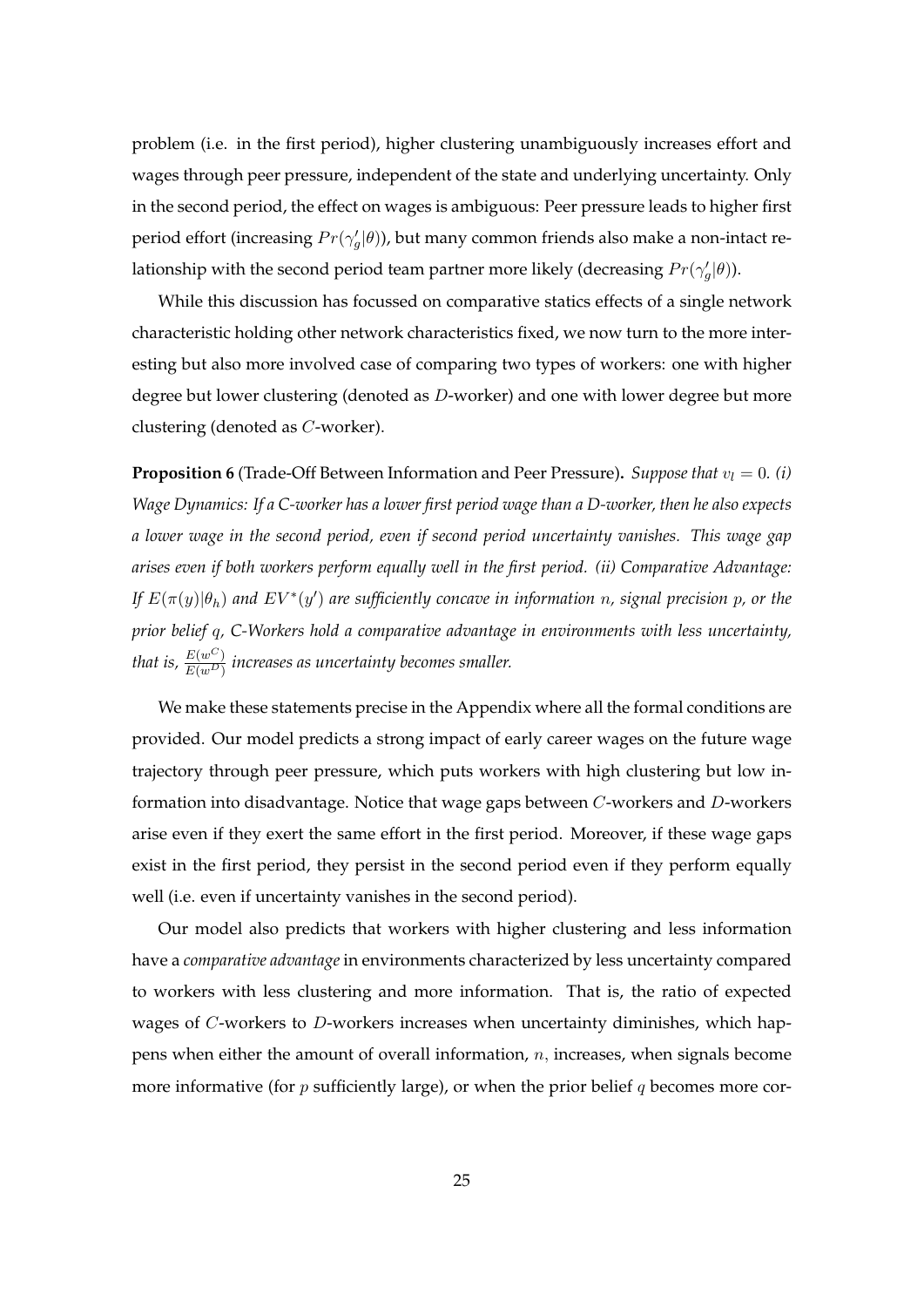problem (i.e. in the first period), higher clustering unambiguously increases effort and wages through peer pressure, independent of the state and underlying uncertainty. Only in the second period, the effect on wages is ambiguous: Peer pressure leads to higher first period effort (increasing $Pr(\gamma_g'|\theta)$), but many common friends also make a non-intact relationship with the second period team partner more likely (decreasing $Pr(\gamma_g'|\theta)$).

While this discussion has focussed on comparative statics effects of a single network characteristic holding other network characteristics fixed, we now turn to the more interesting but also more involved case of comparing two types of workers: one with higher degree but lower clustering (denoted as $D$-worker) and one with lower degree but more clustering (denoted as $C$-worker).

**Proposition 6** (Trade-Off Between Information and Peer Pressure)**.** *Suppose that $v_l = 0$. (i) Wage Dynamics: If a C-worker has a lower first period wage than a D-worker, then he also expects a lower wage in the second period, even if second period uncertainty vanishes. This wage gap arises even if both workers perform equally well in the first period. (ii) Comparative Advantage: If $E(\pi(y)|\theta_h)$ and $EV^*(y')$ are sufficiently concave in information $n$, signal precision $p$, or the prior belief $q$, C-Workers hold a comparative advantage in environments with less uncertainty, that is, $\frac{E(w^C)}{E(w^D)}$ increases as uncertainty becomes smaller.*

We make these statements precise in the Appendix where all the formal conditions are provided. Our model predicts a strong impact of early career wages on the future wage trajectory through peer pressure, which puts workers with high clustering but low information into disadvantage. Notice that wage gaps between $C$-workers and $D$-workers arise even if they exert the same effort in the first period. Moreover, if these wage gaps exist in the first period, they persist in the second period even if they perform equally well (i.e. even if uncertainty vanishes in the second period).

Our model also predicts that workers with higher clustering and less information have a *comparative advantage* in environments characterized by less uncertainty compared to workers with less clustering and more information. That is, the ratio of expected wages of $C$-workers to $D$-workers increases when uncertainty diminishes, which happens when either the amount of overall information, $n$, increases, when signals become more informative (for $p$ sufficiently large), or when the prior belief $q$ becomes more cor-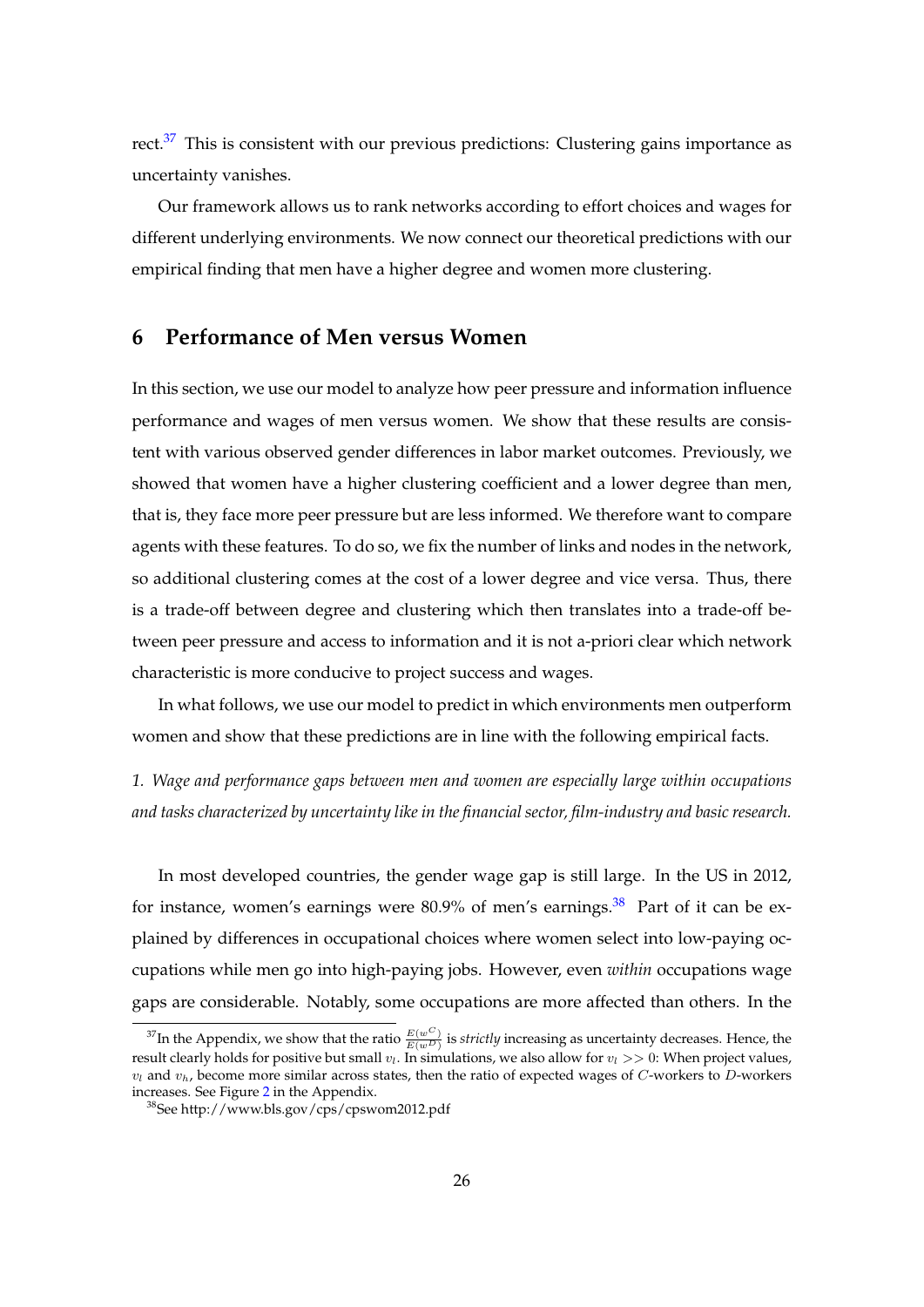rect.[37] This is consistent with our previous predictions: Clustering gains importance as uncertainty vanishes.

Our framework allows us to rank networks according to effort choices and wages for different underlying environments. We now connect our theoretical predictions with our empirical finding that men have a higher degree and women more clustering.

## 6 Performance of Men versus Women

In this section, we use our model to analyze how peer pressure and information influence performance and wages of men versus women. We show that these results are consistent with various observed gender differences in labor market outcomes. Previously, we showed that women have a higher clustering coefficient and a lower degree than men, that is, they face more peer pressure but are less informed. We therefore want to compare agents with these features. To do so, we fix the number of links and nodes in the network, so additional clustering comes at the cost of a lower degree and vice versa. Thus, there is a trade-off between degree and clustering which then translates into a trade-off between peer pressure and access to information and it is not a-priori clear which network characteristic is more conducive to project success and wages.

In what follows, we use our model to predict in which environments men outperform women and show that these predictions are in line with the following empirical facts.

*1. Wage and performance gaps between men and women are especially large within occupations and tasks characterized by uncertainty like in the financial sector, film-industry and basic research.*

In most developed countries, the gender wage gap is still large. In the US in 2012, for instance, women's earnings were 80.9% of men's earnings.[38] Part of it can be explained by differences in occupational choices where women select into low-paying occupations while men go into high-paying jobs. However, even *within* occupations wage gaps are considerable. Notably, some occupations are more affected than others. In the

---

[37] In the Appendix, we show that the ratio $\frac{E(w^C)}{E(w^D)}$ is *strictly* increasing as uncertainty decreases. Hence, the result clearly holds for positive but small $v_l$. In simulations, we also allow for $v_l >> 0$: When project values, $v_l$ and $v_h$, become more similar across states, then the ratio of expected wages of $C$-workers to $D$-workers increases. See Figure 2 in the Appendix.

[38] See http://www.bls.gov/cps/cpswom2012.pdf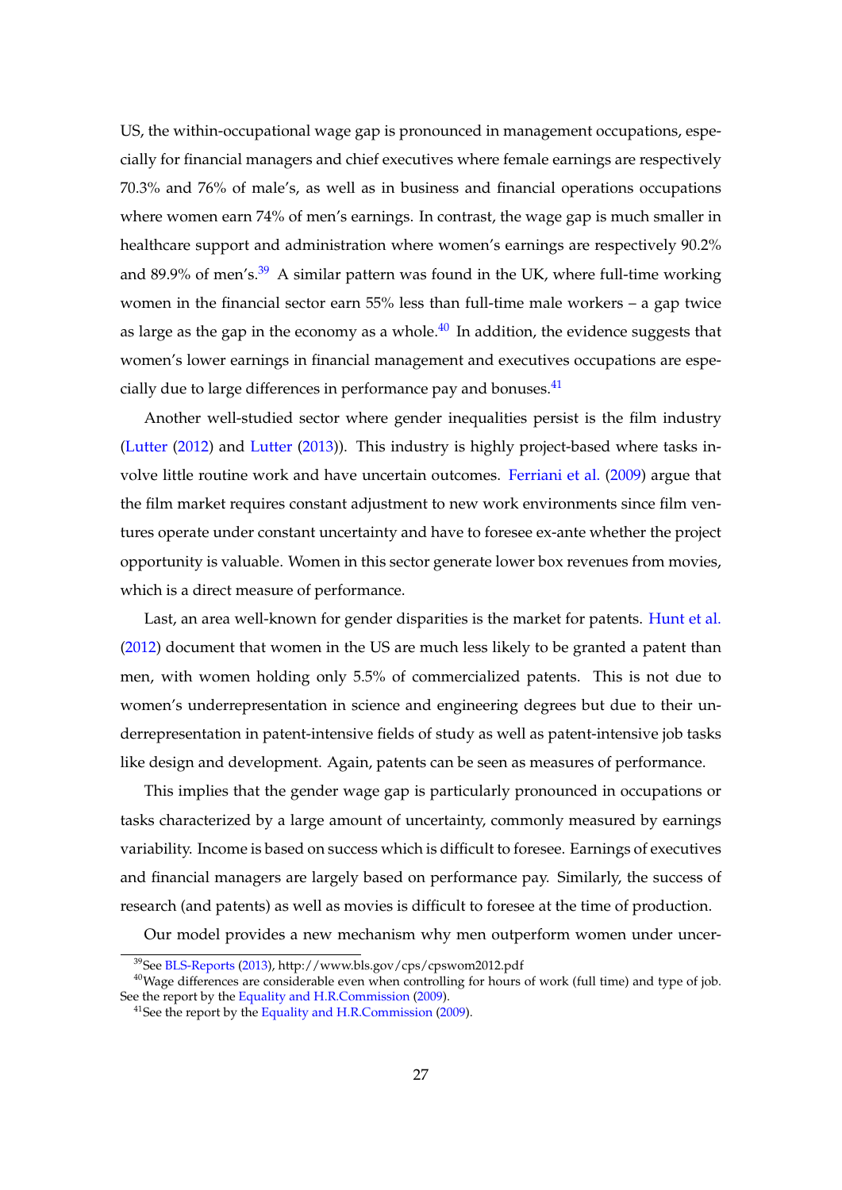US, the within-occupational wage gap is pronounced in management occupations, especially for financial managers and chief executives where female earnings are respectively 70.3% and 76% of male's, as well as in business and financial operations occupations where women earn 74% of men's earnings. In contrast, the wage gap is much smaller in healthcare support and administration where women's earnings are respectively 90.2% and 89.9% of men's.[39] A similar pattern was found in the UK, where full-time working women in the financial sector earn 55% less than full-time male workers – a gap twice as large as the gap in the economy as a whole.[40] In addition, the evidence suggests that women's lower earnings in financial management and executives occupations are especially due to large differences in performance pay and bonuses.[41]

Another well-studied sector where gender inequalities persist is the film industry (Lutter (2012) and Lutter (2013)). This industry is highly project-based where tasks involve little routine work and have uncertain outcomes. Ferriani et al. (2009) argue that the film market requires constant adjustment to new work environments since film ventures operate under constant uncertainty and have to foresee ex-ante whether the project opportunity is valuable. Women in this sector generate lower box revenues from movies, which is a direct measure of performance.

Last, an area well-known for gender disparities is the market for patents. Hunt et al. (2012) document that women in the US are much less likely to be granted a patent than men, with women holding only 5.5% of commercialized patents. This is not due to women's underrepresentation in science and engineering degrees but due to their underrepresentation in patent-intensive fields of study as well as patent-intensive job tasks like design and development. Again, patents can be seen as measures of performance.

This implies that the gender wage gap is particularly pronounced in occupations or tasks characterized by a large amount of uncertainty, commonly measured by earnings variability. Income is based on success which is difficult to foresee. Earnings of executives and financial managers are largely based on performance pay. Similarly, the success of research (and patents) as well as movies is difficult to foresee at the time of production.

Our model provides a new mechanism why men outperform women under uncer-

[39] See BLS-Reports (2013), http://www.bls.gov/cps/cpswom2012.pdf

[40] Wage differences are considerable even when controlling for hours of work (full time) and type of job. See the report by the Equality and H.R.Commission (2009).

[41] See the report by the Equality and H.R.Commission (2009).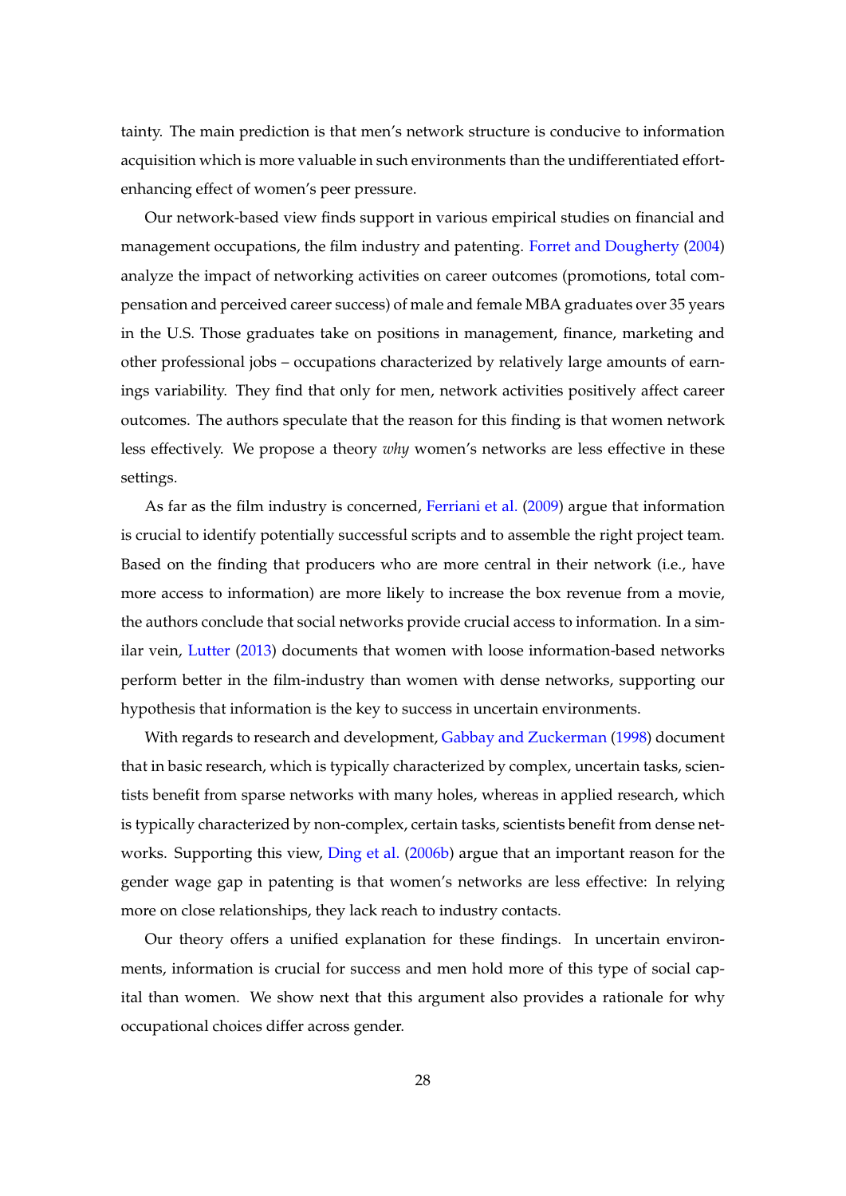tainty. The main prediction is that men's network structure is conducive to information acquisition which is more valuable in such environments than the undifferentiated effort-enhancing effect of women's peer pressure.

Our network-based view finds support in various empirical studies on financial and management occupations, the film industry and patenting. Forret and Dougherty (2004) analyze the impact of networking activities on career outcomes (promotions, total compensation and perceived career success) of male and female MBA graduates over 35 years in the U.S. Those graduates take on positions in management, finance, marketing and other professional jobs – occupations characterized by relatively large amounts of earnings variability. They find that only for men, network activities positively affect career outcomes. The authors speculate that the reason for this finding is that women network less effectively. We propose a theory *why* women's networks are less effective in these settings.

As far as the film industry is concerned, Ferriani et al. (2009) argue that information is crucial to identify potentially successful scripts and to assemble the right project team. Based on the finding that producers who are more central in their network (i.e., have more access to information) are more likely to increase the box revenue from a movie, the authors conclude that social networks provide crucial access to information. In a similar vein, Lutter (2013) documents that women with loose information-based networks perform better in the film-industry than women with dense networks, supporting our hypothesis that information is the key to success in uncertain environments.

With regards to research and development, Gabbay and Zuckerman (1998) document that in basic research, which is typically characterized by complex, uncertain tasks, scientists benefit from sparse networks with many holes, whereas in applied research, which is typically characterized by non-complex, certain tasks, scientists benefit from dense networks. Supporting this view, Ding et al. (2006b) argue that an important reason for the gender wage gap in patenting is that women's networks are less effective: In relying more on close relationships, they lack reach to industry contacts.

Our theory offers a unified explanation for these findings. In uncertain environments, information is crucial for success and men hold more of this type of social capital than women. We show next that this argument also provides a rationale for why occupational choices differ across gender.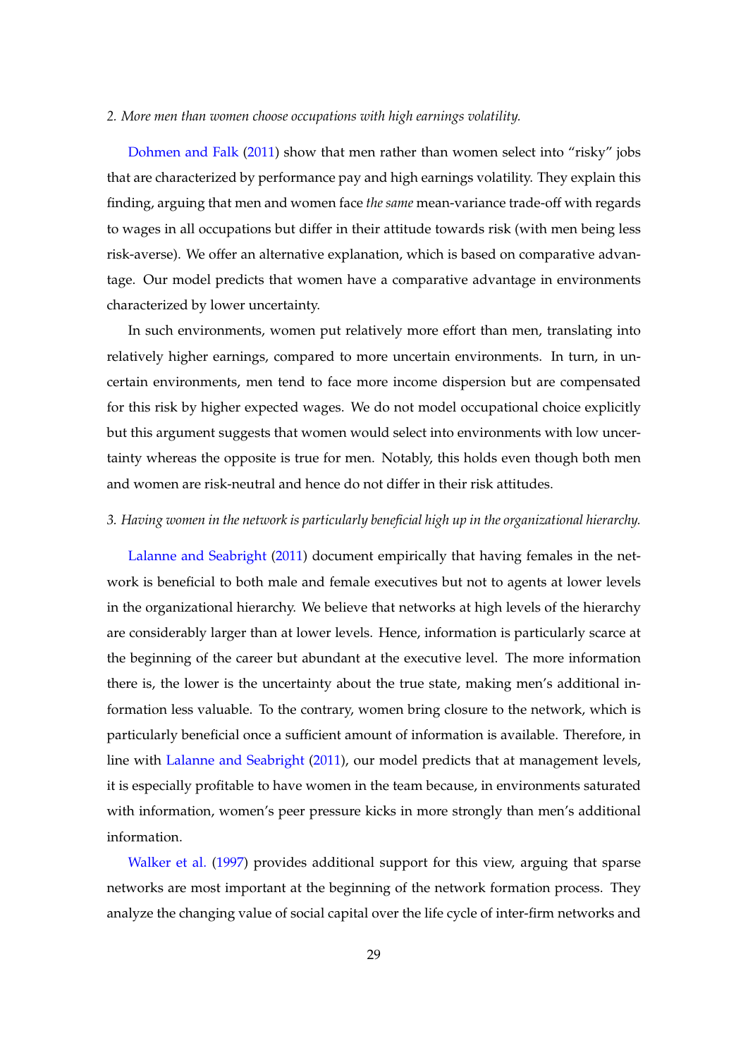*2. More men than women choose occupations with high earnings volatility.*

Dohmen and Falk (2011) show that men rather than women select into "risky" jobs that are characterized by performance pay and high earnings volatility. They explain this finding, arguing that men and women face *the same* mean-variance trade-off with regards to wages in all occupations but differ in their attitude towards risk (with men being less risk-averse). We offer an alternative explanation, which is based on comparative advantage. Our model predicts that women have a comparative advantage in environments characterized by lower uncertainty.

In such environments, women put relatively more effort than men, translating into relatively higher earnings, compared to more uncertain environments. In turn, in uncertain environments, men tend to face more income dispersion but are compensated for this risk by higher expected wages. We do not model occupational choice explicitly but this argument suggests that women would select into environments with low uncertainty whereas the opposite is true for men. Notably, this holds even though both men and women are risk-neutral and hence do not differ in their risk attitudes.

*3. Having women in the network is particularly beneficial high up in the organizational hierarchy.*

Lalanne and Seabright (2011) document empirically that having females in the network is beneficial to both male and female executives but not to agents at lower levels in the organizational hierarchy. We believe that networks at high levels of the hierarchy are considerably larger than at lower levels. Hence, information is particularly scarce at the beginning of the career but abundant at the executive level. The more information there is, the lower is the uncertainty about the true state, making men's additional information less valuable. To the contrary, women bring closure to the network, which is particularly beneficial once a sufficient amount of information is available. Therefore, in line with Lalanne and Seabright (2011), our model predicts that at management levels, it is especially profitable to have women in the team because, in environments saturated with information, women's peer pressure kicks in more strongly than men's additional information.

Walker et al. (1997) provides additional support for this view, arguing that sparse networks are most important at the beginning of the network formation process. They analyze the changing value of social capital over the life cycle of inter-firm networks and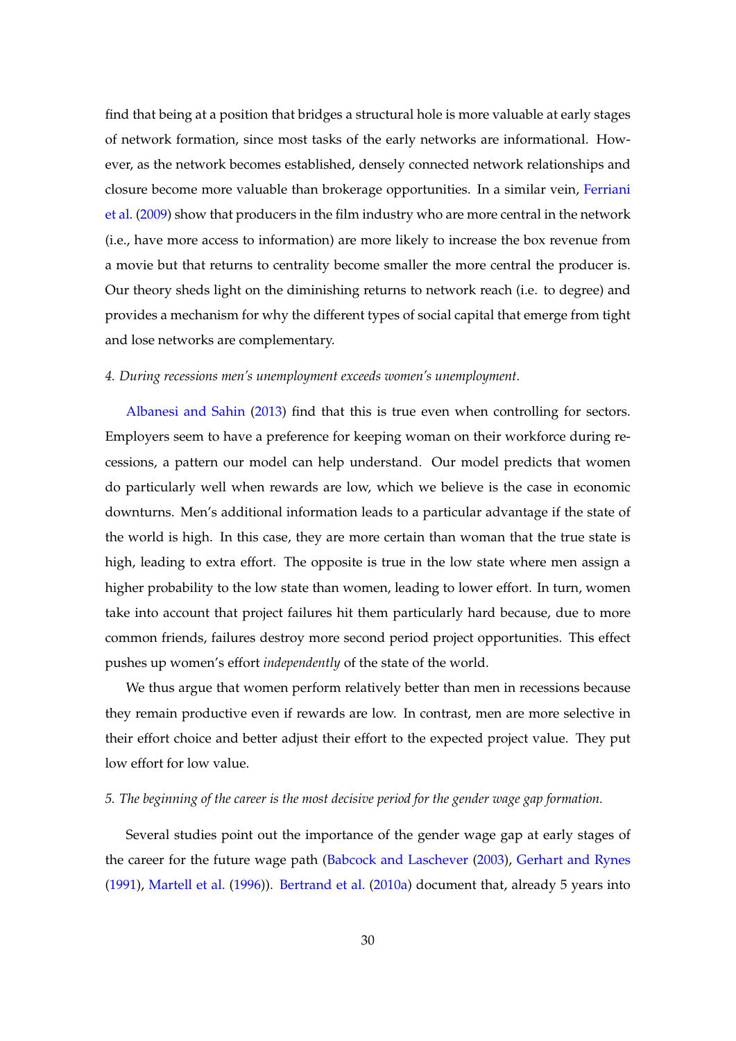find that being at a position that bridges a structural hole is more valuable at early stages of network formation, since most tasks of the early networks are informational. However, as the network becomes established, densely connected network relationships and closure become more valuable than brokerage opportunities. In a similar vein, Ferriani et al. (2009) show that producers in the film industry who are more central in the network (i.e., have more access to information) are more likely to increase the box revenue from a movie but that returns to centrality become smaller the more central the producer is. Our theory sheds light on the diminishing returns to network reach (i.e. to degree) and provides a mechanism for why the different types of social capital that emerge from tight and lose networks are complementary.

*4. During recessions men's unemployment exceeds women's unemployment.*

Albanesi and Sahin (2013) find that this is true even when controlling for sectors. Employers seem to have a preference for keeping woman on their workforce during recessions, a pattern our model can help understand. Our model predicts that women do particularly well when rewards are low, which we believe is the case in economic downturns. Men's additional information leads to a particular advantage if the state of the world is high. In this case, they are more certain than woman that the true state is high, leading to extra effort. The opposite is true in the low state where men assign a higher probability to the low state than women, leading to lower effort. In turn, women take into account that project failures hit them particularly hard because, due to more common friends, failures destroy more second period project opportunities. This effect pushes up women's effort *independently* of the state of the world.

We thus argue that women perform relatively better than men in recessions because they remain productive even if rewards are low. In contrast, men are more selective in their effort choice and better adjust their effort to the expected project value. They put low effort for low value.

*5. The beginning of the career is the most decisive period for the gender wage gap formation.*

Several studies point out the importance of the gender wage gap at early stages of the career for the future wage path (Babcock and Laschever (2003), Gerhart and Rynes (1991), Martell et al. (1996)). Bertrand et al. (2010a) document that, already 5 years into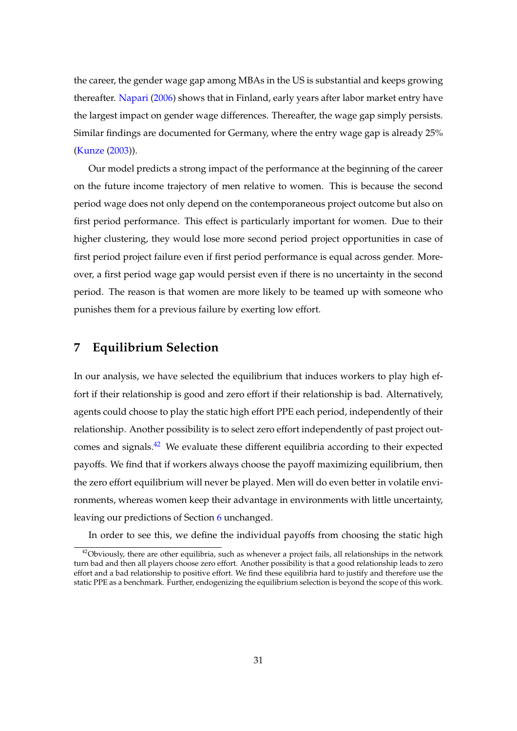the career, the gender wage gap among MBAs in the US is substantial and keeps growing thereafter. Napari (2006) shows that in Finland, early years after labor market entry have the largest impact on gender wage differences. Thereafter, the wage gap simply persists. Similar findings are documented for Germany, where the entry wage gap is already 25% (Kunze (2003)).

Our model predicts a strong impact of the performance at the beginning of the career on the future income trajectory of men relative to women. This is because the second period wage does not only depend on the contemporaneous project outcome but also on first period performance. This effect is particularly important for women. Due to their higher clustering, they would lose more second period project opportunities in case of first period project failure even if first period performance is equal across gender. Moreover, a first period wage gap would persist even if there is no uncertainty in the second period. The reason is that women are more likely to be teamed up with someone who punishes them for a previous failure by exerting low effort.

# 7 Equilibrium Selection

In our analysis, we have selected the equilibrium that induces workers to play high effort if their relationship is good and zero effort if their relationship is bad. Alternatively, agents could choose to play the static high effort PPE each period, independently of their relationship. Another possibility is to select zero effort independently of past project outcomes and signals.[42] We evaluate these different equilibria according to their expected payoffs. We find that if workers always choose the payoff maximizing equilibrium, then the zero effort equilibrium will never be played. Men will do even better in volatile environments, whereas women keep their advantage in environments with little uncertainty, leaving our predictions of Section 6 unchanged.

In order to see this, we define the individual payoffs from choosing the static high

[42] Obviously, there are other equilibria, such as whenever a project fails, all relationships in the network turn bad and then all players choose zero effort. Another possibility is that a good relationship leads to zero effort and a bad relationship to positive effort. We find these equilibria hard to justify and therefore use the static PPE as a benchmark. Further, endogenizing the equilibrium selection is beyond the scope of this work.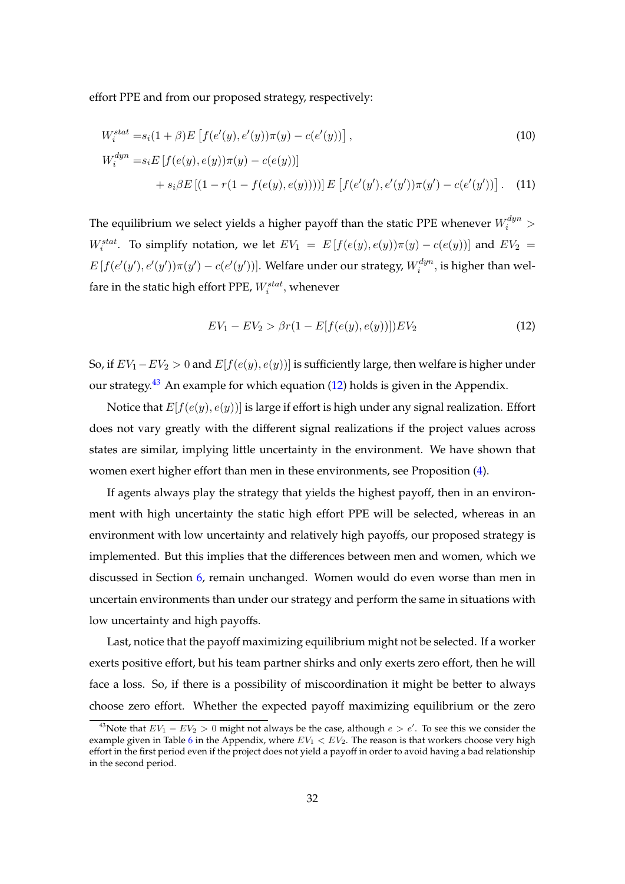effort PPE and from our proposed strategy, respectively:

$$
\begin{aligned}
W_i^{stat} =& s_i(1+\beta)E\left[f(e'(y), e'(y))\pi(y) - c(e'(y))\right], \quad (10)\\
W_i^{dyn} =& s_i E\left[f(e(y), e(y))\pi(y) - c(e(y))\right] \\
&+ s_i \beta E\left[(1 - r(1 - f(e(y), e(y))))\right] E\left[f(e'(y'), e'(y'))\pi(y') - c(e'(y'))\right]. \quad (11)
\end{aligned}
$$

The equilibrium we select yields a higher payoff than the static PPE whenever $W_i^{dyn} > W_i^{stat}$. To simplify notation, we let $EV_1 = E\left[f(e(y), e(y))\pi(y) - c(e(y))\right]$ and $EV_2 = E\left[f(e'(y'), e'(y'))\pi(y') - c(e'(y'))\right]$. Welfare under our strategy, $W_i^{dyn}$, is higher than welfare in the static high effort PPE, $W_i^{stat}$, whenever

$$
EV_1 - EV_2 > \beta r(1 - E[f(e(y), e(y))])EV_2 \quad (12)
$$

So, if $EV_1 - EV_2 > 0$ and $E[f(e(y), e(y))]$ is sufficiently large, then welfare is higher under our strategy.[43] An example for which equation (12) holds is given in the Appendix.

Notice that $E[f(e(y), e(y))]$ is large if effort is high under any signal realization. Effort does not vary greatly with the different signal realizations if the project values across states are similar, implying little uncertainty in the environment. We have shown that women exert higher effort than men in these environments, see Proposition (4).

If agents always play the strategy that yields the highest payoff, then in an environment with high uncertainty the static high effort PPE will be selected, whereas in an environment with low uncertainty and relatively high payoffs, our proposed strategy is implemented. But this implies that the differences between men and women, which we discussed in Section 6, remain unchanged. Women would do even worse than men in uncertain environments than under our strategy and perform the same in situations with low uncertainty and high payoffs.

Last, notice that the payoff maximizing equilibrium might not be selected. If a worker exerts positive effort, but his team partner shirks and only exerts zero effort, then he will face a loss. So, if there is a possibility of miscoordination it might be better to always choose zero effort. Whether the expected payoff maximizing equilibrium or the zero

[43] Note that $EV_1 - EV_2 > 0$ might not always be the case, although $e > e'$. To see this we consider the example given in Table 6 in the Appendix, where $EV_1 < EV_2$. The reason is that workers choose very high effort in the first period even if the project does not yield a payoff in order to avoid having a bad relationship in the second period.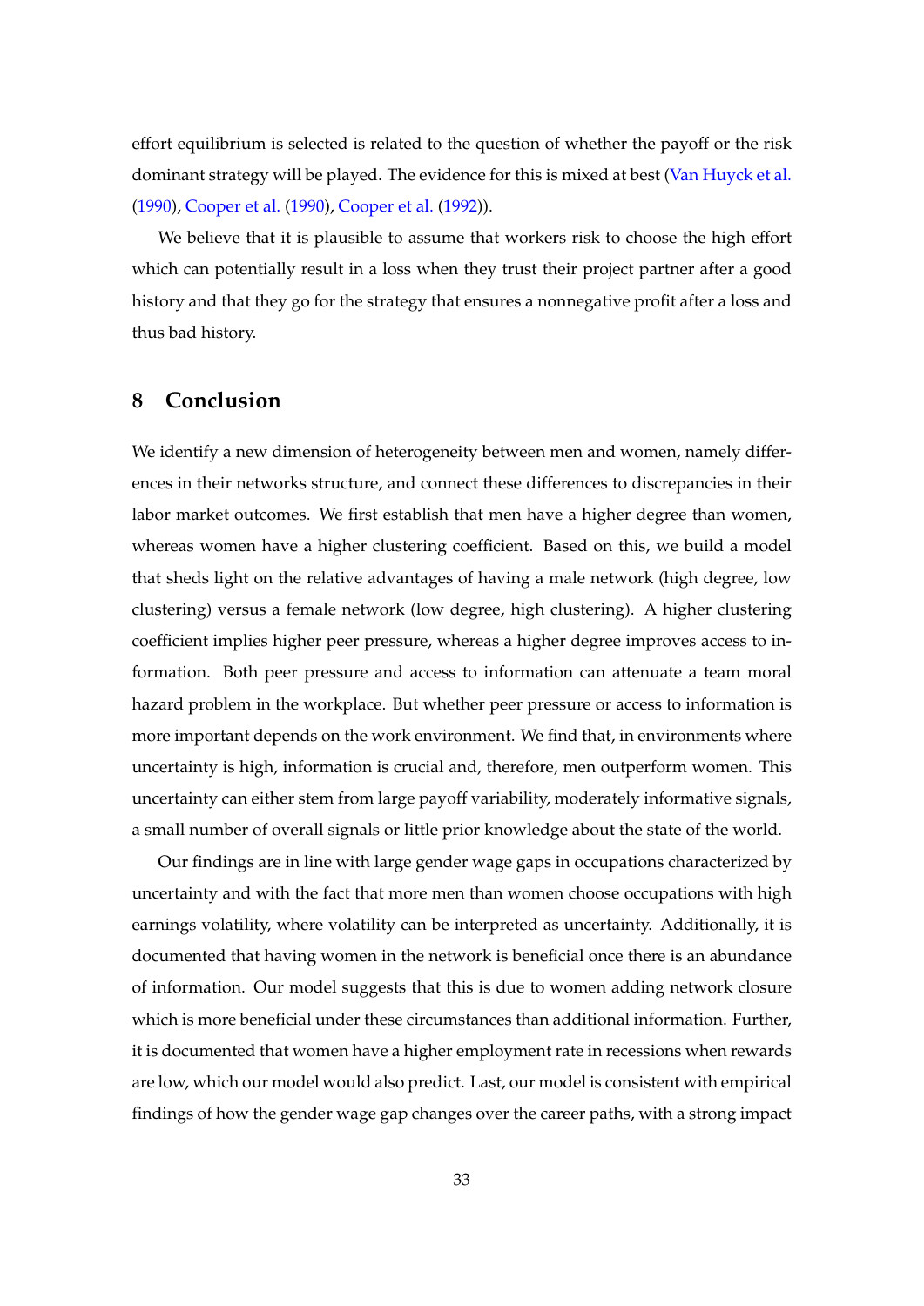effort equilibrium is selected is related to the question of whether the payoff or the risk dominant strategy will be played. The evidence for this is mixed at best (Van Huyck et al. (1990), Cooper et al. (1990), Cooper et al. (1992)).

We believe that it is plausible to assume that workers risk to choose the high effort which can potentially result in a loss when they trust their project partner after a good history and that they go for the strategy that ensures a nonnegative profit after a loss and thus bad history.

## 8 Conclusion

We identify a new dimension of heterogeneity between men and women, namely differences in their networks structure, and connect these differences to discrepancies in their labor market outcomes. We first establish that men have a higher degree than women, whereas women have a higher clustering coefficient. Based on this, we build a model that sheds light on the relative advantages of having a male network (high degree, low clustering) versus a female network (low degree, high clustering). A higher clustering coefficient implies higher peer pressure, whereas a higher degree improves access to information. Both peer pressure and access to information can attenuate a team moral hazard problem in the workplace. But whether peer pressure or access to information is more important depends on the work environment. We find that, in environments where uncertainty is high, information is crucial and, therefore, men outperform women. This uncertainty can either stem from large payoff variability, moderately informative signals, a small number of overall signals or little prior knowledge about the state of the world.

Our findings are in line with large gender wage gaps in occupations characterized by uncertainty and with the fact that more men than women choose occupations with high earnings volatility, where volatility can be interpreted as uncertainty. Additionally, it is documented that having women in the network is beneficial once there is an abundance of information. Our model suggests that this is due to women adding network closure which is more beneficial under these circumstances than additional information. Further, it is documented that women have a higher employment rate in recessions when rewards are low, which our model would also predict. Last, our model is consistent with empirical findings of how the gender wage gap changes over the career paths, with a strong impact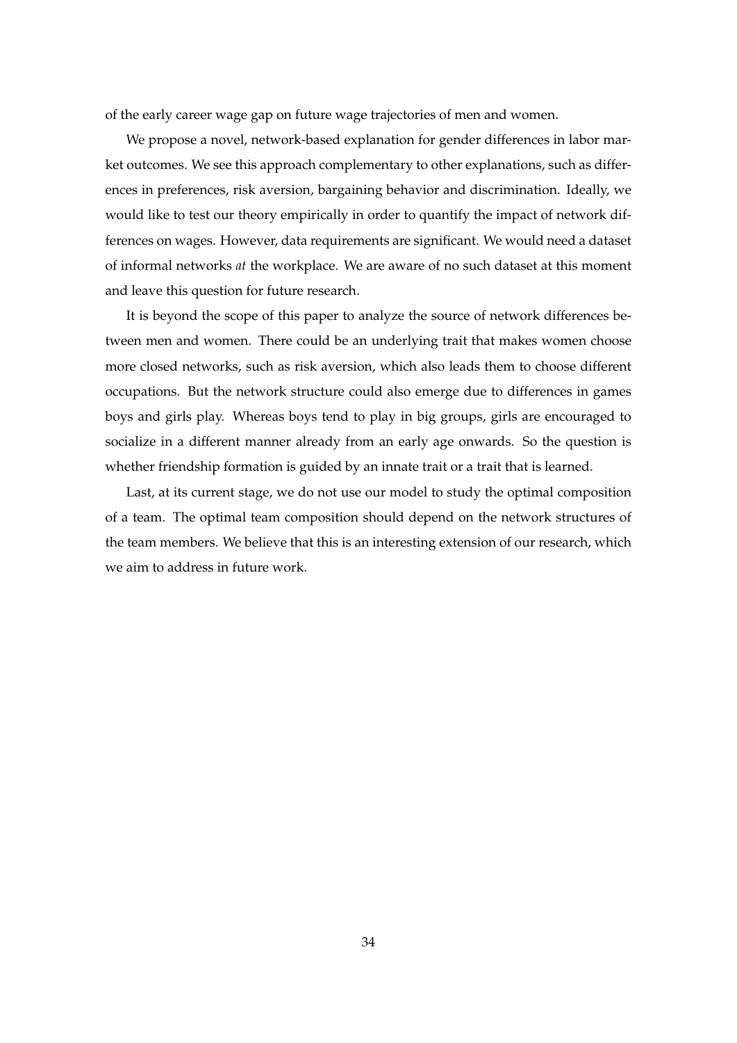of the early career wage gap on future wage trajectories of men and women.

We propose a novel, network-based explanation for gender differences in labor market outcomes. We see this approach complementary to other explanations, such as differences in preferences, risk aversion, bargaining behavior and discrimination. Ideally, we would like to test our theory empirically in order to quantify the impact of network differences on wages. However, data requirements are significant. We would need a dataset of informal networks *at* the workplace. We are aware of no such dataset at this moment and leave this question for future research.

It is beyond the scope of this paper to analyze the source of network differences between men and women. There could be an underlying trait that makes women choose more closed networks, such as risk aversion, which also leads them to choose different occupations. But the network structure could also emerge due to differences in games boys and girls play. Whereas boys tend to play in big groups, girls are encouraged to socialize in a different manner already from an early age onwards. So the question is whether friendship formation is guided by an innate trait or a trait that is learned.

Last, at its current stage, we do not use our model to study the optimal composition of a team. The optimal team composition should depend on the network structures of the team members. We believe that this is an interesting extension of our research, which we aim to address in future work.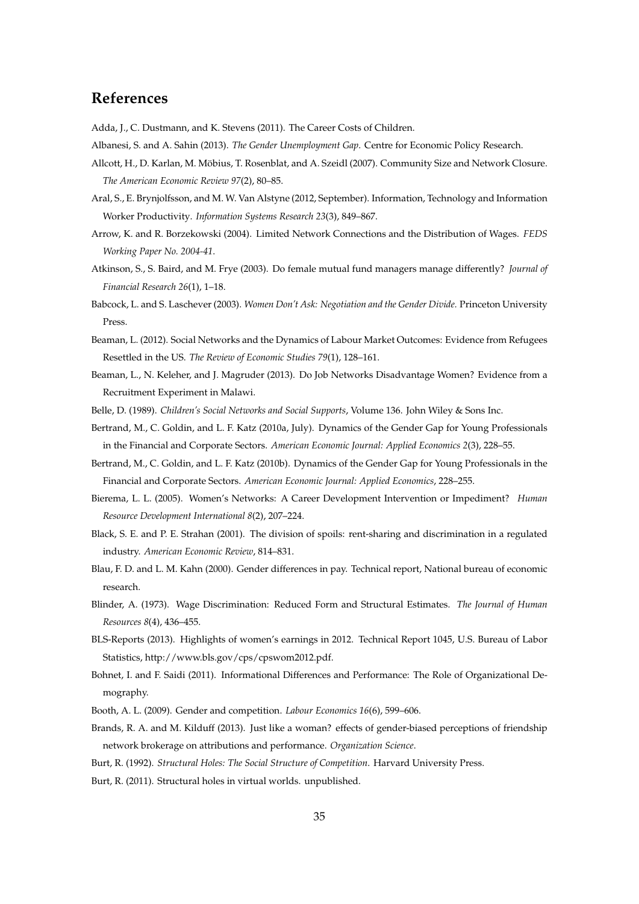## References

Adda, J., C. Dustmann, and K. Stevens (2011). The Career Costs of Children.

Albanesi, S. and A. Sahin (2013). *The Gender Unemployment Gap.* Centre for Economic Policy Research.

Allcott, H., D. Karlan, M. Möbius, T. Rosenblat, and A. Szeidl (2007). Community Size and Network Closure. *The American Economic Review 97*(2), 80–85.

Aral, S., E. Brynjolfsson, and M. W. Van Alstyne (2012, September). Information, Technology and Information Worker Productivity. *Information Systems Research 23*(3), 849–867.

Arrow, K. and R. Borzekowski (2004). Limited Network Connections and the Distribution of Wages. *FEDS Working Paper No. 2004-41*.

Atkinson, S., S. Baird, and M. Frye (2003). Do female mutual fund managers manage differently? *Journal of Financial Research 26*(1), 1–18.

Babcock, L. and S. Laschever (2003). *Women Don't Ask: Negotiation and the Gender Divide.* Princeton University Press.

Beaman, L. (2012). Social Networks and the Dynamics of Labour Market Outcomes: Evidence from Refugees Resettled in the US. *The Review of Economic Studies 79*(1), 128–161.

Beaman, L., N. Keleher, and J. Magruder (2013). Do Job Networks Disadvantage Women? Evidence from a Recruitment Experiment in Malawi.

Belle, D. (1989). *Children's Social Networks and Social Supports*, Volume 136. John Wiley & Sons Inc.

Bertrand, M., C. Goldin, and L. F. Katz (2010a, July). Dynamics of the Gender Gap for Young Professionals in the Financial and Corporate Sectors. *American Economic Journal: Applied Economics 2*(3), 228–55.

Bertrand, M., C. Goldin, and L. F. Katz (2010b). Dynamics of the Gender Gap for Young Professionals in the Financial and Corporate Sectors. *American Economic Journal: Applied Economics*, 228–255.

Bierema, L. L. (2005). Women's Networks: A Career Development Intervention or Impediment? *Human Resource Development International 8*(2), 207–224.

Black, S. E. and P. E. Strahan (2001). The division of spoils: rent-sharing and discrimination in a regulated industry. *American Economic Review*, 814–831.

Blau, F. D. and L. M. Kahn (2000). Gender differences in pay. Technical report, National bureau of economic research.

Blinder, A. (1973). Wage Discrimination: Reduced Form and Structural Estimates. *The Journal of Human Resources 8*(4), 436–455.

BLS-Reports (2013). Highlights of women's earnings in 2012. Technical Report 1045, U.S. Bureau of Labor Statistics, http://www.bls.gov/cps/cpswom2012.pdf.

Bohnet, I. and F. Saidi (2011). Informational Differences and Performance: The Role of Organizational Demography.

Booth, A. L. (2009). Gender and competition. *Labour Economics 16*(6), 599–606.

Brands, R. A. and M. Kilduff (2013). Just like a woman? effects of gender-biased perceptions of friendship network brokerage on attributions and performance. *Organization Science*.

Burt, R. (1992). *Structural Holes: The Social Structure of Competition*. Harvard University Press.

Burt, R. (2011). Structural holes in virtual worlds. unpublished.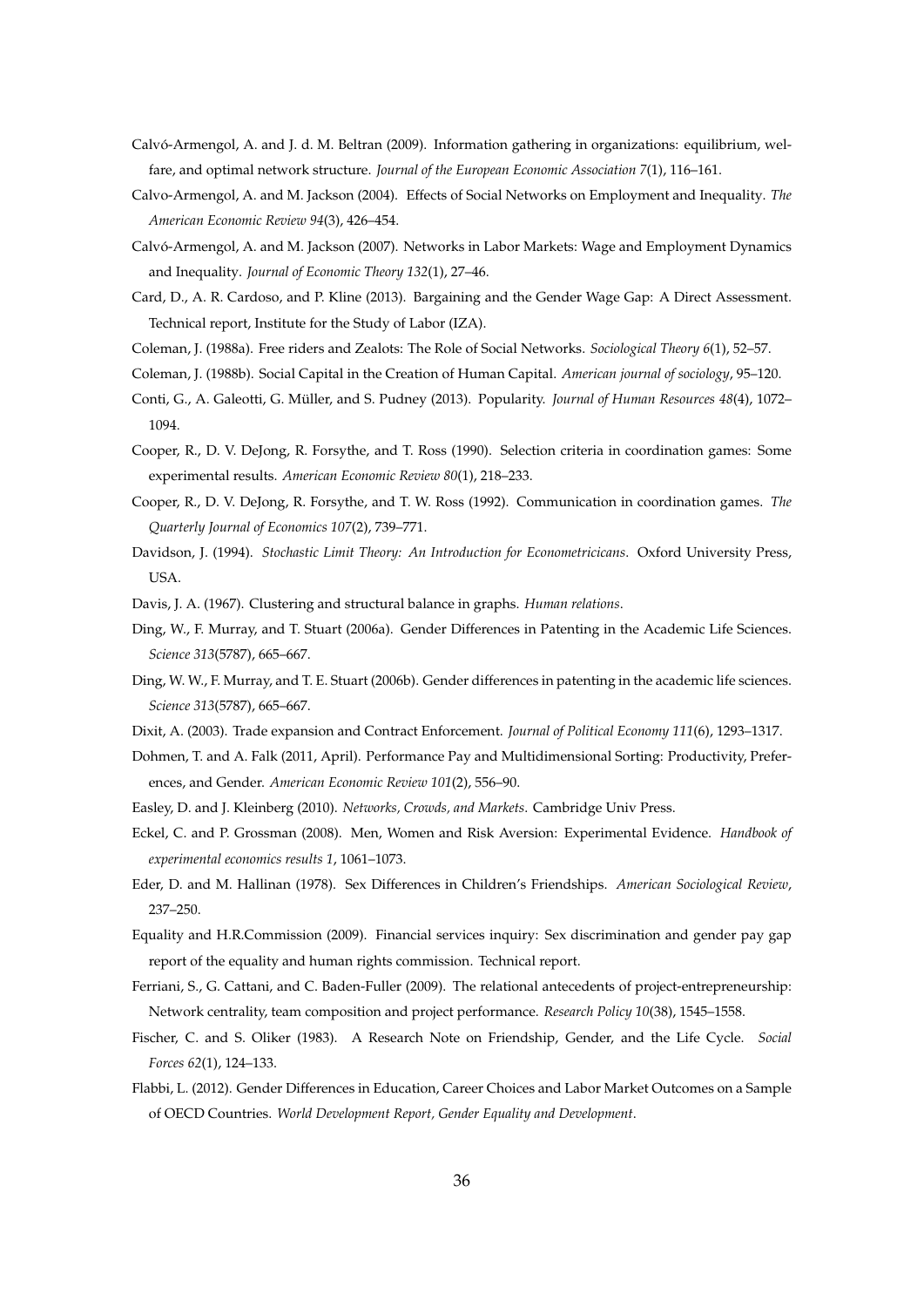Calvó-Armengol, A. and J. d. M. Beltran (2009). Information gathering in organizations: equilibrium, welfare, and optimal network structure. *Journal of the European Economic Association 7*(1), 116–161.

Calvo-Armengol, A. and M. Jackson (2004). Effects of Social Networks on Employment and Inequality. *The American Economic Review 94*(3), 426–454.

Calvó-Armengol, A. and M. Jackson (2007). Networks in Labor Markets: Wage and Employment Dynamics and Inequality. *Journal of Economic Theory 132*(1), 27–46.

Card, D., A. R. Cardoso, and P. Kline (2013). Bargaining and the Gender Wage Gap: A Direct Assessment. Technical report, Institute for the Study of Labor (IZA).

Coleman, J. (1988a). Free riders and Zealots: The Role of Social Networks. *Sociological Theory 6*(1), 52–57.

Coleman, J. (1988b). Social Capital in the Creation of Human Capital. *American journal of sociology*, 95–120.

Conti, G., A. Galeotti, G. Müller, and S. Pudney (2013). Popularity. *Journal of Human Resources 48*(4), 1072–1094.

Cooper, R., D. V. DeJong, R. Forsythe, and T. Ross (1990). Selection criteria in coordination games: Some experimental results. *American Economic Review 80*(1), 218–233.

Cooper, R., D. V. DeJong, R. Forsythe, and T. W. Ross (1992). Communication in coordination games. *The Quarterly Journal of Economics 107*(2), 739–771.

Davidson, J. (1994). *Stochastic Limit Theory: An Introduction for Econometricicans*. Oxford University Press, USA.

Davis, J. A. (1967). Clustering and structural balance in graphs. *Human relations*.

Ding, W., F. Murray, and T. Stuart (2006a). Gender Differences in Patenting in the Academic Life Sciences. *Science 313*(5787), 665–667.

Ding, W. W., F. Murray, and T. E. Stuart (2006b). Gender differences in patenting in the academic life sciences. *Science 313*(5787), 665–667.

Dixit, A. (2003). Trade expansion and Contract Enforcement. *Journal of Political Economy 111*(6), 1293–1317.

Dohmen, T. and A. Falk (2011, April). Performance Pay and Multidimensional Sorting: Productivity, Preferences, and Gender. *American Economic Review 101*(2), 556–90.

Easley, D. and J. Kleinberg (2010). *Networks, Crowds, and Markets*. Cambridge Univ Press.

Eckel, C. and P. Grossman (2008). Men, Women and Risk Aversion: Experimental Evidence. *Handbook of experimental economics results 1*, 1061–1073.

Eder, D. and M. Hallinan (1978). Sex Differences in Children's Friendships. *American Sociological Review*, 237–250.

Equality and H.R.Commission (2009). Financial services inquiry: Sex discrimination and gender pay gap report of the equality and human rights commission. Technical report.

Ferriani, S., G. Cattani, and C. Baden-Fuller (2009). The relational antecedents of project-entrepreneurship: Network centrality, team composition and project performance. *Research Policy 10*(38), 1545–1558.

Fischer, C. and S. Oliker (1983). A Research Note on Friendship, Gender, and the Life Cycle. *Social Forces 62*(1), 124–133.

Flabbi, L. (2012). Gender Differences in Education, Career Choices and Labor Market Outcomes on a Sample of OECD Countries. *World Development Report, Gender Equality and Development*.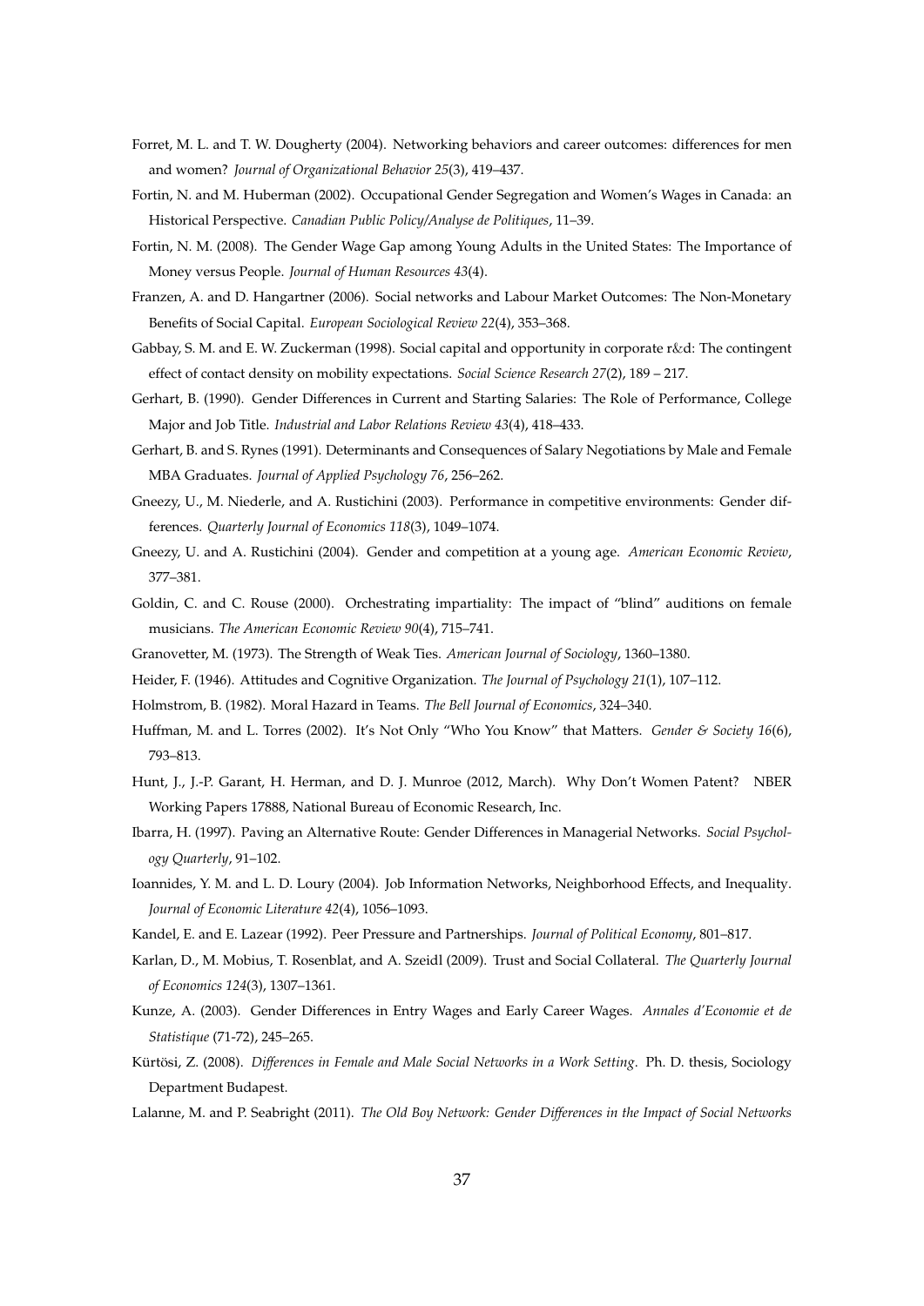Forret, M. L. and T. W. Dougherty (2004). Networking behaviors and career outcomes: differences for men and women? *Journal of Organizational Behavior 25*(3), 419–437.

Fortin, N. and M. Huberman (2002). Occupational Gender Segregation and Women's Wages in Canada: an Historical Perspective. *Canadian Public Policy/Analyse de Politiques*, 11–39.

Fortin, N. M. (2008). The Gender Wage Gap among Young Adults in the United States: The Importance of Money versus People. *Journal of Human Resources 43*(4).

Franzen, A. and D. Hangartner (2006). Social networks and Labour Market Outcomes: The Non-Monetary Benefits of Social Capital. *European Sociological Review 22*(4), 353–368.

Gabbay, S. M. and E. W. Zuckerman (1998). Social capital and opportunity in corporate r&d: The contingent effect of contact density on mobility expectations. *Social Science Research 27*(2), 189 – 217.

Gerhart, B. (1990). Gender Differences in Current and Starting Salaries: The Role of Performance, College Major and Job Title. *Industrial and Labor Relations Review 43*(4), 418–433.

Gerhart, B. and S. Rynes (1991). Determinants and Consequences of Salary Negotiations by Male and Female MBA Graduates. *Journal of Applied Psychology 76*, 256–262.

Gneezy, U., M. Niederle, and A. Rustichini (2003). Performance in competitive environments: Gender differences. *Quarterly Journal of Economics 118*(3), 1049–1074.

Gneezy, U. and A. Rustichini (2004). Gender and competition at a young age. *American Economic Review*, 377–381.

Goldin, C. and C. Rouse (2000). Orchestrating impartiality: The impact of "blind" auditions on female musicians. *The American Economic Review 90*(4), 715–741.

Granovetter, M. (1973). The Strength of Weak Ties. *American Journal of Sociology*, 1360–1380.

Heider, F. (1946). Attitudes and Cognitive Organization. *The Journal of Psychology 21*(1), 107–112.

Holmstrom, B. (1982). Moral Hazard in Teams. *The Bell Journal of Economics*, 324–340.

Huffman, M. and L. Torres (2002). It's Not Only "Who You Know" that Matters. *Gender & Society 16*(6), 793–813.

Hunt, J., J.-P. Garant, H. Herman, and D. J. Munroe (2012, March). Why Don't Women Patent? NBER Working Papers 17888, National Bureau of Economic Research, Inc.

Ibarra, H. (1997). Paving an Alternative Route: Gender Differences in Managerial Networks. *Social Psychology Quarterly*, 91–102.

Ioannides, Y. M. and L. D. Loury (2004). Job Information Networks, Neighborhood Effects, and Inequality. *Journal of Economic Literature 42*(4), 1056–1093.

Kandel, E. and E. Lazear (1992). Peer Pressure and Partnerships. *Journal of Political Economy*, 801–817.

Karlan, D., M. Mobius, T. Rosenblat, and A. Szeidl (2009). Trust and Social Collateral. *The Quarterly Journal of Economics 124*(3), 1307–1361.

Kunze, A. (2003). Gender Differences in Entry Wages and Early Career Wages. *Annales d'Economie et de Statistique* (71-72), 245–265.

Kürtösi, Z. (2008). *Differences in Female and Male Social Networks in a Work Setting*. Ph. D. thesis, Sociology Department Budapest.

Lalanne, M. and P. Seabright (2011). *The Old Boy Network: Gender Differences in the Impact of Social Networks*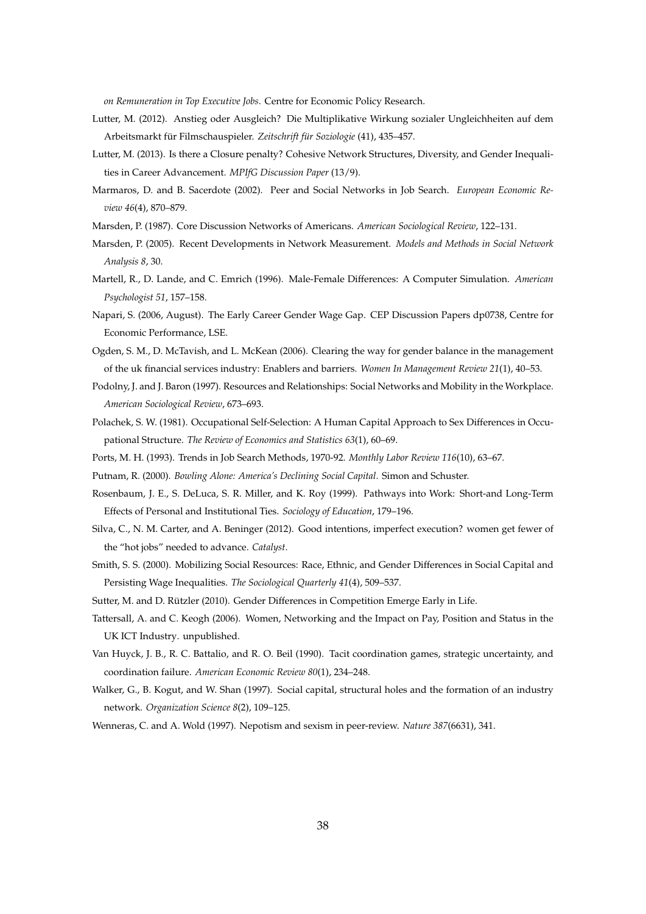*on Remuneration in Top Executive Jobs*. Centre for Economic Policy Research.

Lutter, M. (2012). Anstieg oder Ausgleich? Die Multiplikative Wirkung sozialer Ungleichheiten auf dem Arbeitsmarkt für Filmschauspieler. *Zeitschrift für Soziologie* (41), 435–457.

Lutter, M. (2013). Is there a Closure penalty? Cohesive Network Structures, Diversity, and Gender Inequalities in Career Advancement. *MPIfG Discussion Paper* (13/9).

Marmaros, D. and B. Sacerdote (2002). Peer and Social Networks in Job Search. *European Economic Review 46*(4), 870–879.

Marsden, P. (1987). Core Discussion Networks of Americans. *American Sociological Review*, 122–131.

Marsden, P. (2005). Recent Developments in Network Measurement. *Models and Methods in Social Network Analysis 8*, 30.

Martell, R., D. Lande, and C. Emrich (1996). Male-Female Differences: A Computer Simulation. *American Psychologist 51*, 157–158.

Napari, S. (2006, August). The Early Career Gender Wage Gap. CEP Discussion Papers dp0738, Centre for Economic Performance, LSE.

Ogden, S. M., D. McTavish, and L. McKean (2006). Clearing the way for gender balance in the management of the uk financial services industry: Enablers and barriers. *Women In Management Review 21*(1), 40–53.

Podolny, J. and J. Baron (1997). Resources and Relationships: Social Networks and Mobility in the Workplace. *American Sociological Review*, 673–693.

Polachek, S. W. (1981). Occupational Self-Selection: A Human Capital Approach to Sex Differences in Occupational Structure. *The Review of Economics and Statistics 63*(1), 60–69.

Ports, M. H. (1993). Trends in Job Search Methods, 1970-92. *Monthly Labor Review 116*(10), 63–67.

Putnam, R. (2000). *Bowling Alone: America's Declining Social Capital*. Simon and Schuster.

Rosenbaum, J. E., S. DeLuca, S. R. Miller, and K. Roy (1999). Pathways into Work: Short-and Long-Term Effects of Personal and Institutional Ties. *Sociology of Education*, 179–196.

Silva, C., N. M. Carter, and A. Beninger (2012). Good intentions, imperfect execution? women get fewer of the "hot jobs" needed to advance. *Catalyst*.

Smith, S. S. (2000). Mobilizing Social Resources: Race, Ethnic, and Gender Differences in Social Capital and Persisting Wage Inequalities. *The Sociological Quarterly 41*(4), 509–537.

Sutter, M. and D. Rützler (2010). Gender Differences in Competition Emerge Early in Life.

Tattersall, A. and C. Keogh (2006). Women, Networking and the Impact on Pay, Position and Status in the UK ICT Industry. unpublished.

Van Huyck, J. B., R. C. Battalio, and R. O. Beil (1990). Tacit coordination games, strategic uncertainty, and coordination failure. *American Economic Review 80*(1), 234–248.

Walker, G., B. Kogut, and W. Shan (1997). Social capital, structural holes and the formation of an industry network. *Organization Science 8*(2), 109–125.

Wenneras, C. and A. Wold (1997). Nepotism and sexism in peer-review. *Nature 387*(6631), 341.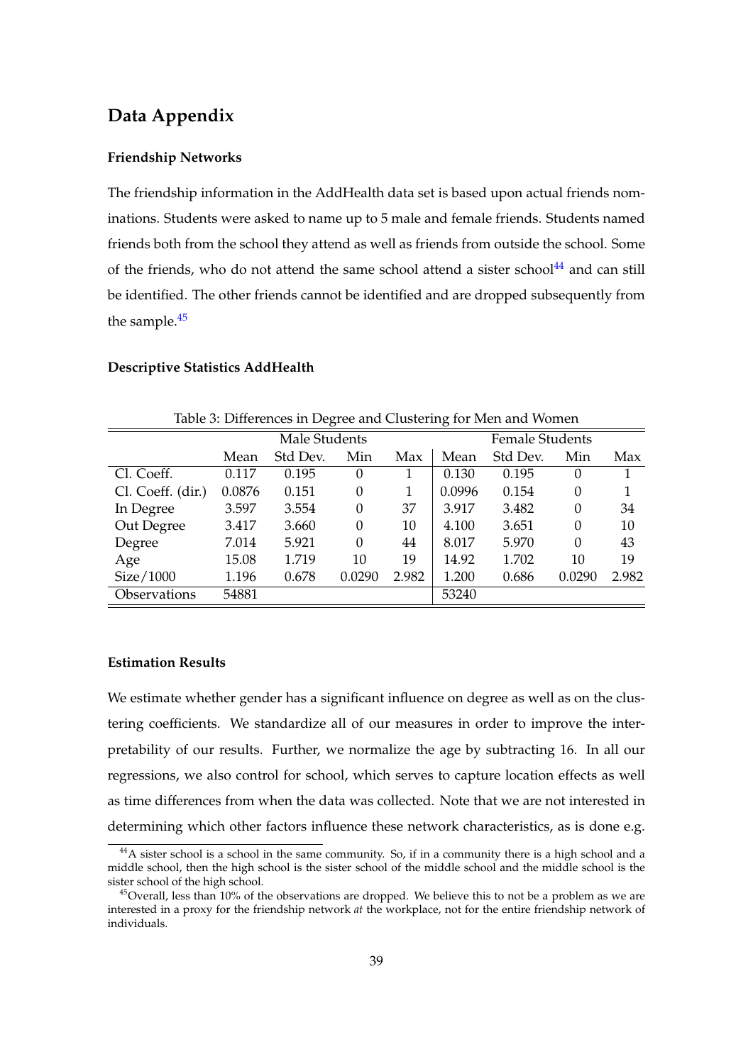## Data Appendix

### Friendship Networks

The friendship information in the AddHealth data set is based upon actual friends nominations. Students were asked to name up to 5 male and female friends. Students named friends both from the school they attend as well as friends from outside the school. Some of the friends, who do not attend the same school attend a sister school[44] and can still be identified. The other friends cannot be identified and are dropped subsequently from the sample.[45]

### Descriptive Statistics AddHealth

Table 3: Differences in Degree and Clustering for Men and Women

| | Male Students | | | | Female Students | | | |
|---|---|---|---|---|---|---|---|---|
| | Mean | Std Dev. | Min | Max | Mean | Std Dev. | Min | Max |
| Cl. Coeff. | 0.117 | 0.195 | 0 | 1 | 0.130 | 0.195 | 0 | 1 |
| Cl. Coeff. (dir.) | 0.0876 | 0.151 | 0 | 1 | 0.0996 | 0.154 | 0 | 1 |
| In Degree | 3.597 | 3.554 | 0 | 37 | 3.917 | 3.482 | 0 | 34 |
| Out Degree | 3.417 | 3.660 | 0 | 10 | 4.100 | 3.651 | 0 | 10 |
| Degree | 7.014 | 5.921 | 0 | 44 | 8.017 | 5.970 | 0 | 43 |
| Age | 15.08 | 1.719 | 10 | 19 | 14.92 | 1.702 | 10 | 19 |
| Size/1000 | 1.196 | 0.678 | 0.0290 | 2.982 | 1.200 | 0.686 | 0.0290 | 2.982 |
| Observations | 54881 | | | | 53240 | | | |

### Estimation Results

We estimate whether gender has a significant influence on degree as well as on the clustering coefficients. We standardize all of our measures in order to improve the interpretability of our results. Further, we normalize the age by subtracting 16. In all our regressions, we also control for school, which serves to capture location effects as well as time differences from when the data was collected. Note that we are not interested in determining which other factors influence these network characteristics, as is done e.g.

[44] A sister school is a school in the same community. So, if in a community there is a high school and a middle school, then the high school is the sister school of the middle school and the middle school is the sister school of the high school.

[45] Overall, less than 10% of the observations are dropped. We believe this to not be a problem as we are interested in a proxy for the friendship network *at* the workplace, not for the entire friendship network of individuals.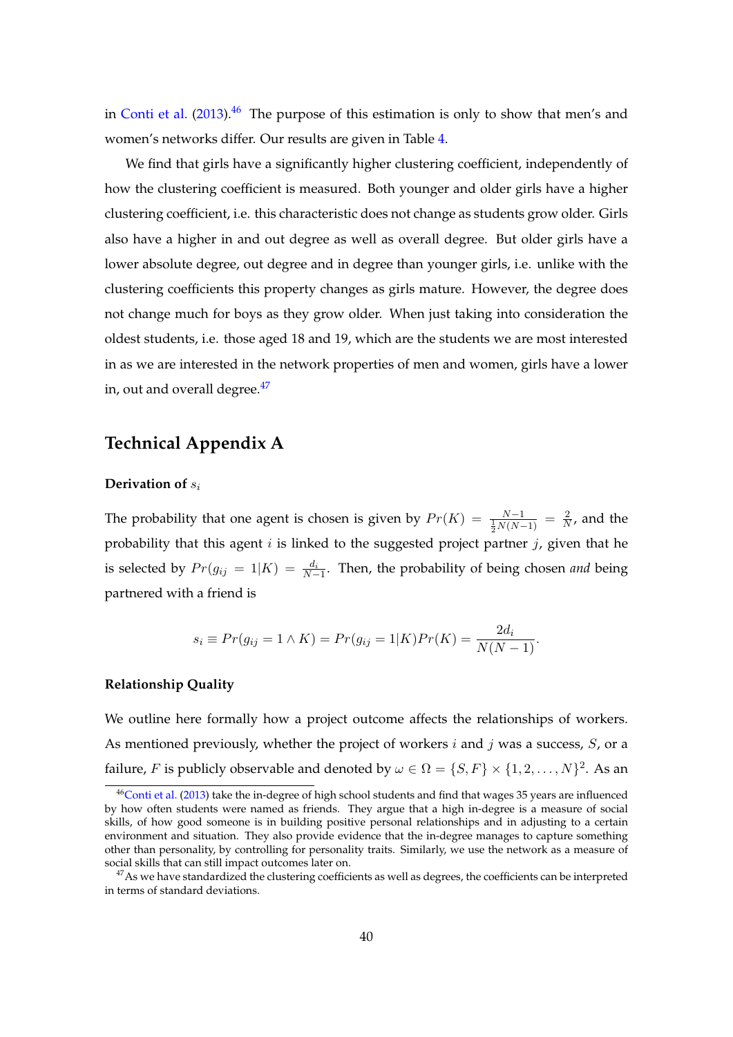in Conti et al. (2013).[46] The purpose of this estimation is only to show that men's and women's networks differ. Our results are given in Table 4.

We find that girls have a significantly higher clustering coefficient, independently of how the clustering coefficient is measured. Both younger and older girls have a higher clustering coefficient, i.e. this characteristic does not change as students grow older. Girls also have a higher in and out degree as well as overall degree. But older girls have a lower absolute degree, out degree and in degree than younger girls, i.e. unlike with the clustering coefficients this property changes as girls mature. However, the degree does not change much for boys as they grow older. When just taking into consideration the oldest students, i.e. those aged 18 and 19, which are the students we are most interested in as we are interested in the network properties of men and women, girls have a lower in, out and overall degree.[47]

# Technical Appendix A

### Derivation of $s_i$

The probability that one agent is chosen is given by $Pr(K) = \frac{N-1}{\frac{1}{2}N(N-1)} = \frac{2}{N}$, and the probability that this agent $i$ is linked to the suggested project partner $j$, given that he is selected by $Pr(g_{ij} = 1|K) = \frac{d_i}{N-1}$. Then, the probability of being chosen *and* being partnered with a friend is

$$s_i \equiv Pr(g_{ij} = 1 \wedge K) = Pr(g_{ij} = 1|K)Pr(K) = \frac{2d_i}{N(N-1)}.$$

### Relationship Quality

We outline here formally how a project outcome affects the relationships of workers. As mentioned previously, whether the project of workers $i$ and $j$ was a success, $S$, or a failure, $F$ is publicly observable and denoted by $\omega \in \Omega = \{S, F\} \times \{1, 2, \ldots, N\}^2$. As an

---

[46] Conti et al. (2013) take the in-degree of high school students and find that wages 35 years are influenced by how often students were named as friends. They argue that a high in-degree is a measure of social skills, of how good someone is in building positive personal relationships and in adjusting to a certain environment and situation. They also provide evidence that the in-degree manages to capture something other than personality, by controlling for personality traits. Similarly, we use the network as a measure of social skills that can still impact outcomes later on.

[47] As we have standardized the clustering coefficients as well as degrees, the coefficients can be interpreted in terms of standard deviations.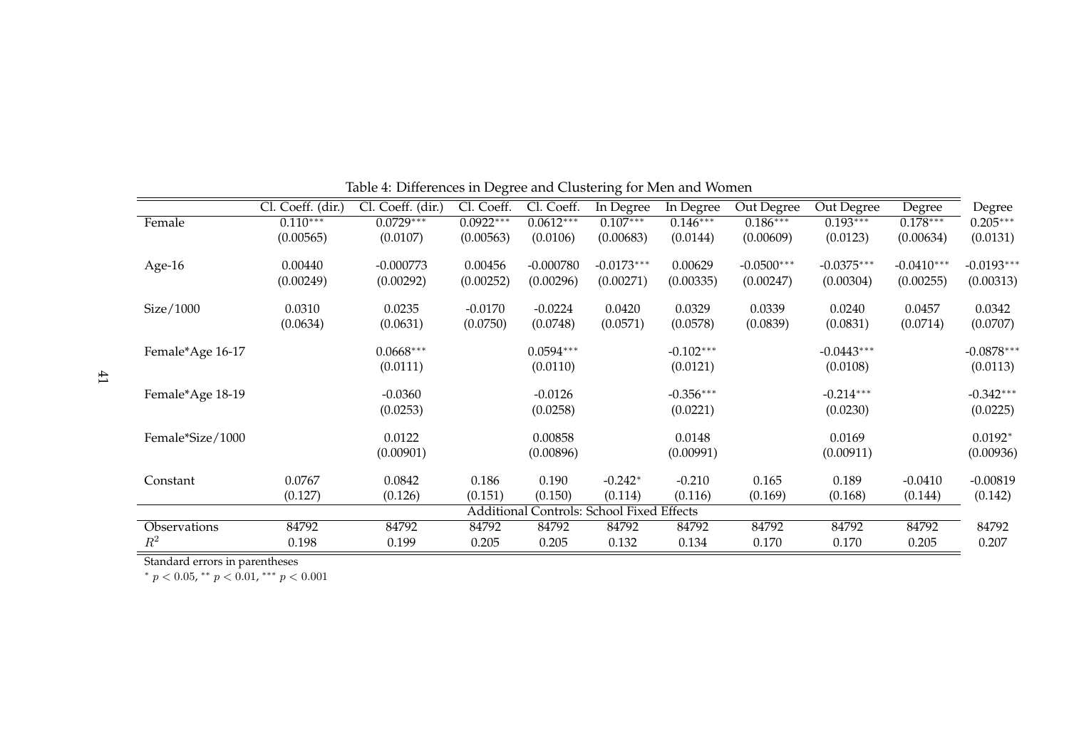Table 4: Differences in Degree and Clustering for Men and Women

| | Cl. Coeff. (dir.) | Cl. Coeff. (dir.) | Cl. Coeff. | Cl. Coeff. | In Degree | In Degree | Out Degree | Out Degree | Degree | Degree |
|---|---|---|---|---|---|---|---|---|---|---|
| Female | 0.110*** | 0.0729*** | 0.0922*** | 0.0612*** | 0.107*** | 0.146*** | 0.186*** | 0.193*** | 0.178*** | 0.205*** |
| | (0.00565) | (0.0107) | (0.00563) | (0.0106) | (0.00683) | (0.0144) | (0.00609) | (0.0123) | (0.00634) | (0.0131) |
| Age-16 | 0.00440 | -0.000773 | 0.00456 | -0.000780 | -0.0173*** | 0.00629 | -0.0500*** | -0.0375*** | -0.0410*** | -0.0193*** |
| | (0.00249) | (0.00292) | (0.00252) | (0.00296) | (0.00271) | (0.00335) | (0.00247) | (0.00304) | (0.00255) | (0.00313) |
| Size/1000 | 0.0310 | 0.0235 | -0.0170 | -0.0224 | 0.0420 | 0.0329 | 0.0339 | 0.0240 | 0.0457 | 0.0342 |
| | (0.0634) | (0.0631) | (0.0750) | (0.0748) | (0.0571) | (0.0578) | (0.0839) | (0.0831) | (0.0714) | (0.0707) |
| Female*Age 16-17 | | 0.0668*** | | 0.0594*** | | -0.102*** | | -0.0443*** | | -0.0878*** |
| | | (0.0111) | | (0.0110) | | (0.0121) | | (0.0108) | | (0.0113) |
| Female*Age 18-19 | | -0.0360 | | -0.0126 | | -0.356*** | | -0.214*** | | -0.342*** |
| | | (0.0253) | | (0.0258) | | (0.0221) | | (0.0230) | | (0.0225) |
| Female*Size/1000 | | 0.0122 | | 0.00858 | | 0.0148 | | 0.0169 | | 0.0192* |
| | | (0.00901) | | (0.00896) | | (0.00991) | | (0.00911) | | (0.00936) |
| Constant | 0.0767 | 0.0842 | 0.186 | 0.190 | -0.242* | -0.210 | 0.165 | 0.189 | -0.0410 | -0.00819 |
| | (0.127) | (0.126) | (0.151) | (0.150) | (0.114) | (0.116) | (0.169) | (0.168) | (0.144) | (0.142) |
| Additional Controls: School Fixed Effects | | | | | | | | | | |
| Observations | 84792 | 84792 | 84792 | 84792 | 84792 | 84792 | 84792 | 84792 | 84792 | 84792 |
| $R^2$ | 0.198 | 0.199 | 0.205 | 0.205 | 0.132 | 0.134 | 0.170 | 0.170 | 0.205 | 0.207 |

Standard errors in parentheses

$^{*}$ $p < 0.05$, $^{**}$ $p < 0.01$, $^{***}$ $p < 0.001$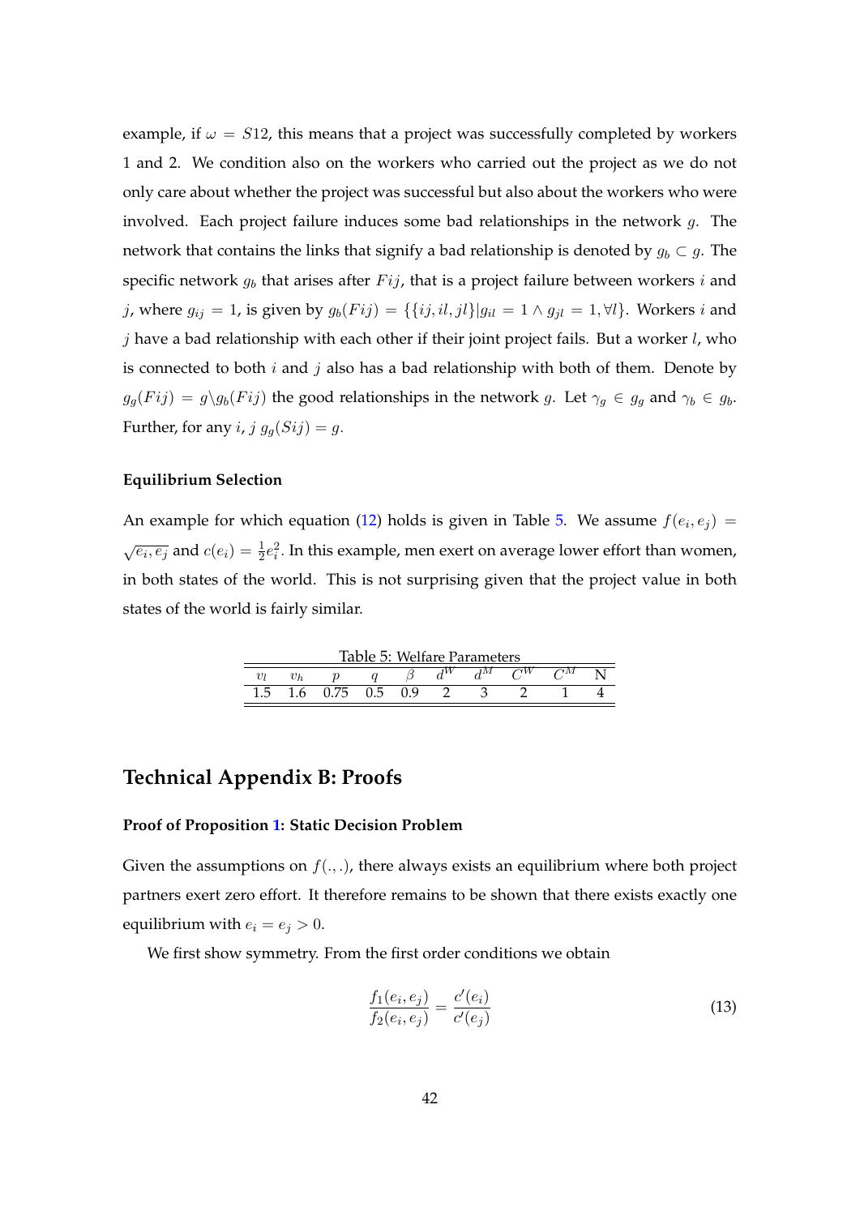example, if $\omega = S12$, this means that a project was successfully completed by workers 1 and 2. We condition also on the workers who carried out the project as we do not only care about whether the project was successful but also about the workers who were involved. Each project failure induces some bad relationships in the network $g$. The network that contains the links that signify a bad relationship is denoted by $g_b \subset g$. The specific network $g_b$ that arises after $Fij$, that is a project failure between workers $i$ and $j$, where $g_{ij} = 1$, is given by $g_b(Fij) = \{\{ij, il, jl\} | g_{il} = 1 \wedge g_{jl} = 1, \forall l\}$. Workers $i$ and $j$ have a bad relationship with each other if their joint project fails. But a worker $l$, who is connected to both $i$ and $j$ also has a bad relationship with both of them. Denote by $g_g(Fij) = g \backslash g_b(Fij)$ the good relationships in the network $g$. Let $\gamma_g \in g_g$ and $\gamma_b \in g_b$. Further, for any $i$, $j$ $g_g(Sij) = g$.

#### Equilibrium Selection

An example for which equation (12) holds is given in Table 5. We assume $f(e_i, e_j) = \sqrt{e_i, e_j}$ and $c(e_i) = \frac{1}{2}e_i^2$. In this example, men exert on average lower effort than women, in both states of the world. This is not surprising given that the project value in both states of the world is fairly similar.

Table 5: Welfare Parameters

| $v_l$ | $v_h$ | $p$ | $q$ | $\beta$ | $d^W$ | $d^M$ | $C^W$ | $C^M$ | N |
|---|---|---|---|---|---|---|---|---|---|
| 1.5 | 1.6 | 0.75 | 0.5 | 0.9 | 2 | 3 | 2 | 1 | 4 |

## Technical Appendix B: Proofs

#### Proof of Proposition 1: Static Decision Problem

Given the assumptions on $f(.,.)$, there always exists an equilibrium where both project partners exert zero effort. It therefore remains to be shown that there exists exactly one equilibrium with $e_i = e_j > 0$.

We first show symmetry. From the first order conditions we obtain

$$\frac{f_1(e_i, e_j)}{f_2(e_i, e_j)} = \frac{c'(e_i)}{c'(e_j)} \tag{13}$$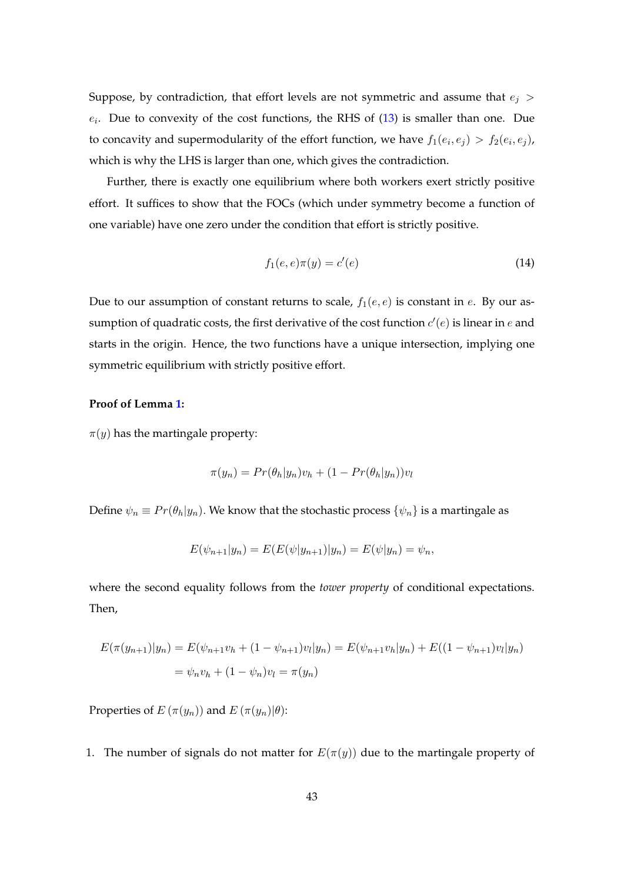Suppose, by contradiction, that effort levels are not symmetric and assume that $e_j > e_i$. Due to convexity of the cost functions, the RHS of (13) is smaller than one. Due to concavity and supermodularity of the effort function, we have $f_1(e_i, e_j) > f_2(e_i, e_j)$, which is why the LHS is larger than one, which gives the contradiction.

Further, there is exactly one equilibrium where both workers exert strictly positive effort. It suffices to show that the FOCs (which under symmetry become a function of one variable) have one zero under the condition that effort is strictly positive.

$$f_1(e, e)\pi(y) = c'(e) \tag{14}$$

Due to our assumption of constant returns to scale, $f_1(e, e)$ is constant in $e$. By our assumption of quadratic costs, the first derivative of the cost function $c'(e)$ is linear in $e$ and starts in the origin. Hence, the two functions have a unique intersection, implying one symmetric equilibrium with strictly positive effort.

**Proof of Lemma 1:**

$\pi(y)$ has the martingale property:

$$\pi(y_n) = Pr(\theta_h|y_n)v_h + (1 - Pr(\theta_h|y_n))v_l$$

Define $\psi_n \equiv Pr(\theta_h|y_n)$. We know that the stochastic process $\{\psi_n\}$ is a martingale as

$$E(\psi_{n+1}|y_n) = E(E(\psi|y_{n+1})|y_n) = E(\psi|y_n) = \psi_n,$$

where the second equality follows from the *tower property* of conditional expectations. Then,

$$\begin{aligned} E(\pi(y_{n+1})|y_n) &= E(\psi_{n+1}v_h + (1 - \psi_{n+1})v_l|y_n) = E(\psi_{n+1}v_h|y_n) + E((1 - \psi_{n+1})v_l|y_n) \\ &= \psi_n v_h + (1 - \psi_n)v_l = \pi(y_n) \end{aligned}$$

Properties of $E(\pi(y_n))$ and $E(\pi(y_n)|\theta)$:

1. The number of signals do not matter for $E(\pi(y))$ due to the martingale property of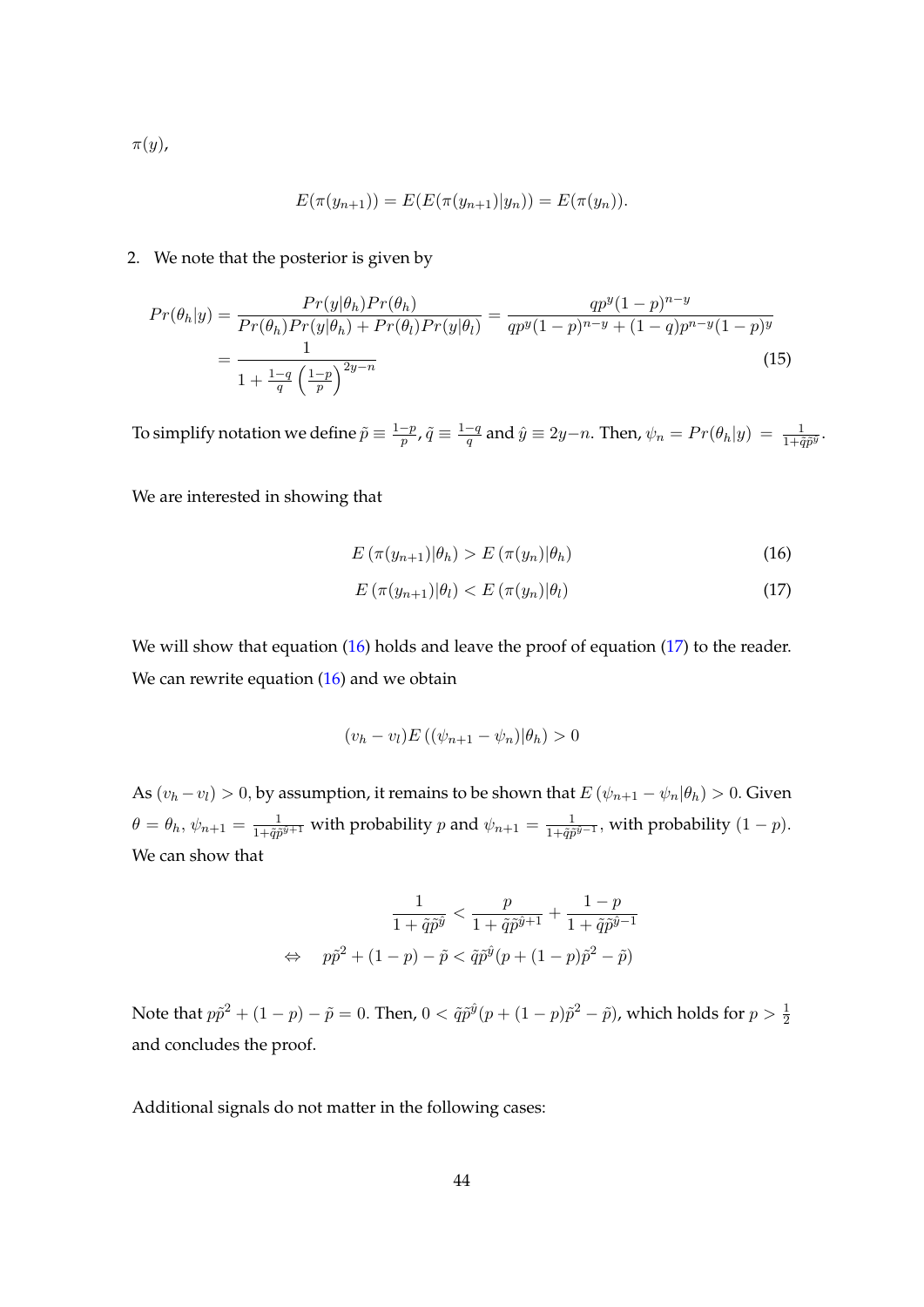$\pi(y)$,

$$E(\pi(y_{n+1})) = E(E(\pi(y_{n+1})|y_n)) = E(\pi(y_n)).$$

2. We note that the posterior is given by

$$\begin{aligned}
Pr(\theta_h|y) &= \frac{Pr(y|\theta_h)Pr(\theta_h)}{Pr(\theta_h)Pr(y|\theta_h) + Pr(\theta_l)Pr(y|\theta_l)} = \frac{qp^y(1-p)^{n-y}}{qp^y(1-p)^{n-y} + (1-q)p^{n-y}(1-p)^y} \\
&= \frac{1}{1 + \frac{1-q}{q}\left(\frac{1-p}{p}\right)^{2y-n}} \qquad (15)
\end{aligned}$$

To simplify notation we define $\tilde{p} \equiv \frac{1-p}{p}$, $\tilde{q} \equiv \frac{1-q}{q}$ and $\hat{y} \equiv 2y-n$. Then, $\psi_n = Pr(\theta_h|y) = \frac{1}{1+\tilde{q}\tilde{p}^{\hat{y}}}$.

We are interested in showing that

$$E\left(\pi(y_{n+1})|\theta_h\right) > E\left(\pi(y_n)|\theta_h\right) \qquad (16)$$

$$E\left(\pi(y_{n+1})|\theta_l\right) < E\left(\pi(y_n)|\theta_l\right) \qquad (17)$$

We will show that equation (16) holds and leave the proof of equation (17) to the reader. We can rewrite equation (16) and we obtain

$$(v_h - v_l)E\left((\psi_{n+1} - \psi_n)|\theta_h\right) > 0$$

As $(v_h - v_l) > 0$, by assumption, it remains to be shown that $E\left(\psi_{n+1} - \psi_n|\theta_h\right) > 0$. Given $\theta = \theta_h$, $\psi_{n+1} = \frac{1}{1+\tilde{q}\tilde{p}^{\hat{y}+1}}$ with probability $p$ and $\psi_{n+1} = \frac{1}{1+\tilde{q}\tilde{p}^{\hat{y}-1}}$, with probability $(1-p)$. We can show that

$$\begin{aligned}
&\frac{1}{1+\tilde{q}\tilde{p}^{\hat{y}}} < \frac{p}{1+\tilde{q}\tilde{p}^{\hat{y}+1}} + \frac{1-p}{1+\tilde{q}\tilde{p}^{\hat{y}-1}} \\
\Leftrightarrow \quad & p\tilde{p}^2 + (1-p) - \tilde{p} < \tilde{q}\tilde{p}^{\hat{y}}(p + (1-p)\tilde{p}^2 - \tilde{p})
\end{aligned}$$

Note that $p\tilde{p}^2 + (1-p) - \tilde{p} = 0$. Then, $0 < \tilde{q}\tilde{p}^{\hat{y}}(p + (1-p)\tilde{p}^2 - \tilde{p})$, which holds for $p > \frac{1}{2}$ and concludes the proof.

Additional signals do not matter in the following cases: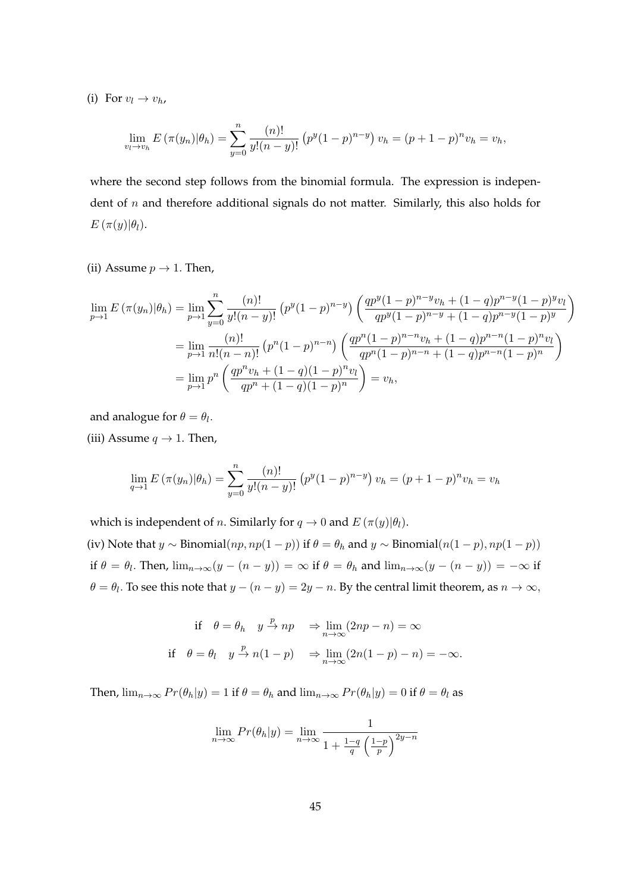(i) For $v_l \to v_h$,

$$\lim_{v_l \to v_h} E\left(\pi(y_n)|\theta_h\right) = \sum_{y=0}^{n} \frac{(n)!}{y!(n-y)!} \left(p^y(1-p)^{n-y}\right) v_h = (p+1-p)^n v_h = v_h,$$

where the second step follows from the binomial formula. The expression is independent of $n$ and therefore additional signals do not matter. Similarly, this also holds for $E\left(\pi(y)|\theta_l\right)$.

(ii) Assume $p \to 1$. Then,

$$\begin{aligned}
\lim_{p \to 1} E\left(\pi(y_n)|\theta_h\right) &= \lim_{p \to 1} \sum_{y=0}^{n} \frac{(n)!}{y!(n-y)!} \left(p^y(1-p)^{n-y}\right) \left(\frac{qp^y(1-p)^{n-y}v_h + (1-q)p^{n-y}(1-p)^y v_l}{qp^y(1-p)^{n-y} + (1-q)p^{n-y}(1-p)^y}\right) \\
&= \lim_{p \to 1} \frac{(n)!}{n!(n-n)!} \left(p^n(1-p)^{n-n}\right) \left(\frac{qp^n(1-p)^{n-n}v_h + (1-q)p^{n-n}(1-p)^n v_l}{qp^n(1-p)^{n-n} + (1-q)p^{n-n}(1-p)^n}\right) \\
&= \lim_{p \to 1} p^n \left(\frac{qp^n v_h + (1-q)(1-p)^n v_l}{qp^n + (1-q)(1-p)^n}\right) = v_h,
\end{aligned}$$

and analogue for $\theta = \theta_l$.

(iii) Assume $q \to 1$. Then,

$$\lim_{q \to 1} E\left(\pi(y_n)|\theta_h\right) = \sum_{y=0}^{n} \frac{(n)!}{y!(n-y)!} \left(p^y(1-p)^{n-y}\right) v_h = (p+1-p)^n v_h = v_h$$

which is independent of $n$. Similarly for $q \to 0$ and $E\left(\pi(y)|\theta_l\right)$.

(iv) Note that $y \sim \text{Binomial}(np, np(1-p))$ if $\theta = \theta_h$ and $y \sim \text{Binomial}(n(1-p), np(1-p))$ if $\theta = \theta_l$. Then, $\lim_{n\to\infty}(y - (n-y)) = \infty$ if $\theta = \theta_h$ and $\lim_{n\to\infty}(y-(n-y)) = -\infty$ if $\theta = \theta_l$. To see this note that $y - (n-y) = 2y - n$. By the central limit theorem, as $n \to \infty$,

$$\begin{aligned}
\text{if} \quad \theta = \theta_h \quad y \xrightarrow{p} np \quad &\Rightarrow \lim_{n \to \infty}(2np - n) = \infty \\
\text{if} \quad \theta = \theta_l \quad y \xrightarrow{p} n(1-p) \quad &\Rightarrow \lim_{n \to \infty}(2n(1-p) - n) = -\infty.
\end{aligned}$$

Then, $\lim_{n\to\infty} Pr(\theta_h|y) = 1$ if $\theta = \theta_h$ and $\lim_{n\to\infty} Pr(\theta_h|y) = 0$ if $\theta = \theta_l$ as

$$\lim_{n \to \infty} Pr(\theta_h|y) = \lim_{n \to \infty} \frac{1}{1 + \frac{1-q}{q}\left(\frac{1-p}{p}\right)^{2y-n}}$$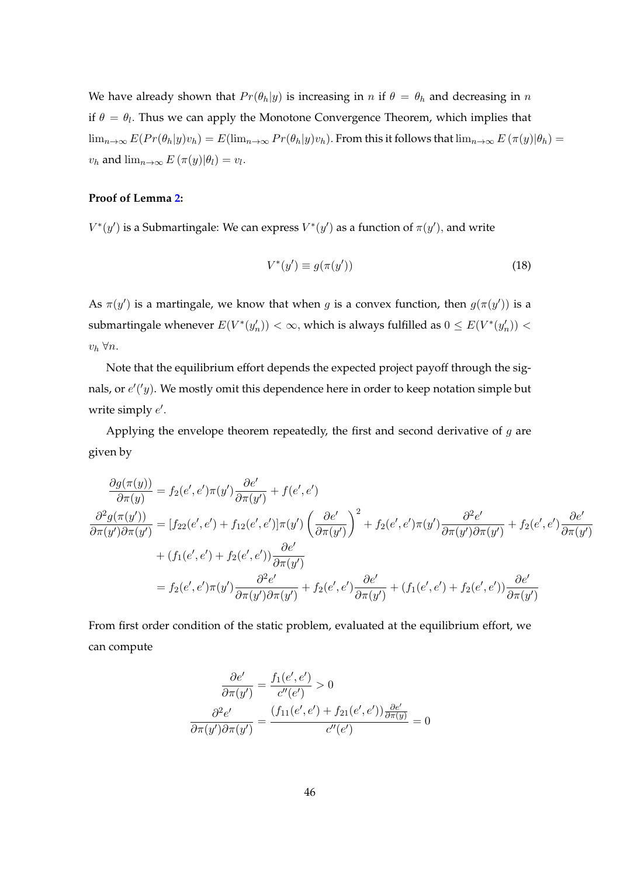We have already shown that $Pr(\theta_h|y)$ is increasing in $n$ if $\theta = \theta_h$ and decreasing in $n$ if $\theta = \theta_l$. Thus we can apply the Monotone Convergence Theorem, which implies that $\lim_{n\to\infty} E(Pr(\theta_h|y)v_h) = E(\lim_{n\to\infty} Pr(\theta_h|y)v_h)$. From this it follows that $\lim_{n\to\infty} E\left(\pi(y)|\theta_h\right) = v_h$ and $\lim_{n\to\infty} E\left(\pi(y)|\theta_l\right) = v_l$.

**Proof of Lemma 2:**

$V^*(y')$ is a Submartingale: We can express $V^*(y')$ as a function of $\pi(y')$, and write

$$V^*(y') \equiv g(\pi(y')) \tag{18}$$

As $\pi(y')$ is a martingale, we know that when $g$ is a convex function, then $g(\pi(y'))$ is a submartingale whenever $E(V^*(y'_n)) < \infty$, which is always fulfilled as $0 \leq E(V^*(y'_n)) < v_h \; \forall n$.

Note that the equilibrium effort depends the expected project payoff through the signals, or $e'('y)$. We mostly omit this dependence here in order to keep notation simple but write simply $e'$.

Applying the envelope theorem repeatedly, the first and second derivative of $g$ are given by

$$\begin{aligned}
\frac{\partial g(\pi(y))}{\partial \pi(y)} &= f_2(e', e')\pi(y')\frac{\partial e'}{\partial \pi(y')} + f(e', e') \\
\frac{\partial^2 g(\pi(y'))}{\partial \pi(y')\partial \pi(y')} &= [f_{22}(e', e') + f_{12}(e', e')]\pi(y')\left(\frac{\partial e'}{\partial \pi(y')}\right)^2 + f_2(e', e')\pi(y')\frac{\partial^2 e'}{\partial \pi(y')\partial \pi(y')} + f_2(e', e')\frac{\partial e'}{\partial \pi(y')} \\
&\quad + (f_1(e', e') + f_2(e', e'))\frac{\partial e'}{\partial \pi(y')} \\
&= f_2(e', e')\pi(y')\frac{\partial^2 e'}{\partial \pi(y')\partial \pi(y')} + f_2(e', e')\frac{\partial e'}{\partial \pi(y')} + (f_1(e', e') + f_2(e', e'))\frac{\partial e'}{\partial \pi(y')}
\end{aligned}$$

From first order condition of the static problem, evaluated at the equilibrium effort, we can compute

$$\begin{aligned}
\frac{\partial e'}{\partial \pi(y')} &= \frac{f_1(e', e')}{c''(e')} > 0 \\
\frac{\partial^2 e'}{\partial \pi(y')\partial \pi(y')} &= \frac{(f_{11}(e', e') + f_{21}(e', e'))\frac{\partial e'}{\partial \pi(y)}}{c''(e')} = 0
\end{aligned}$$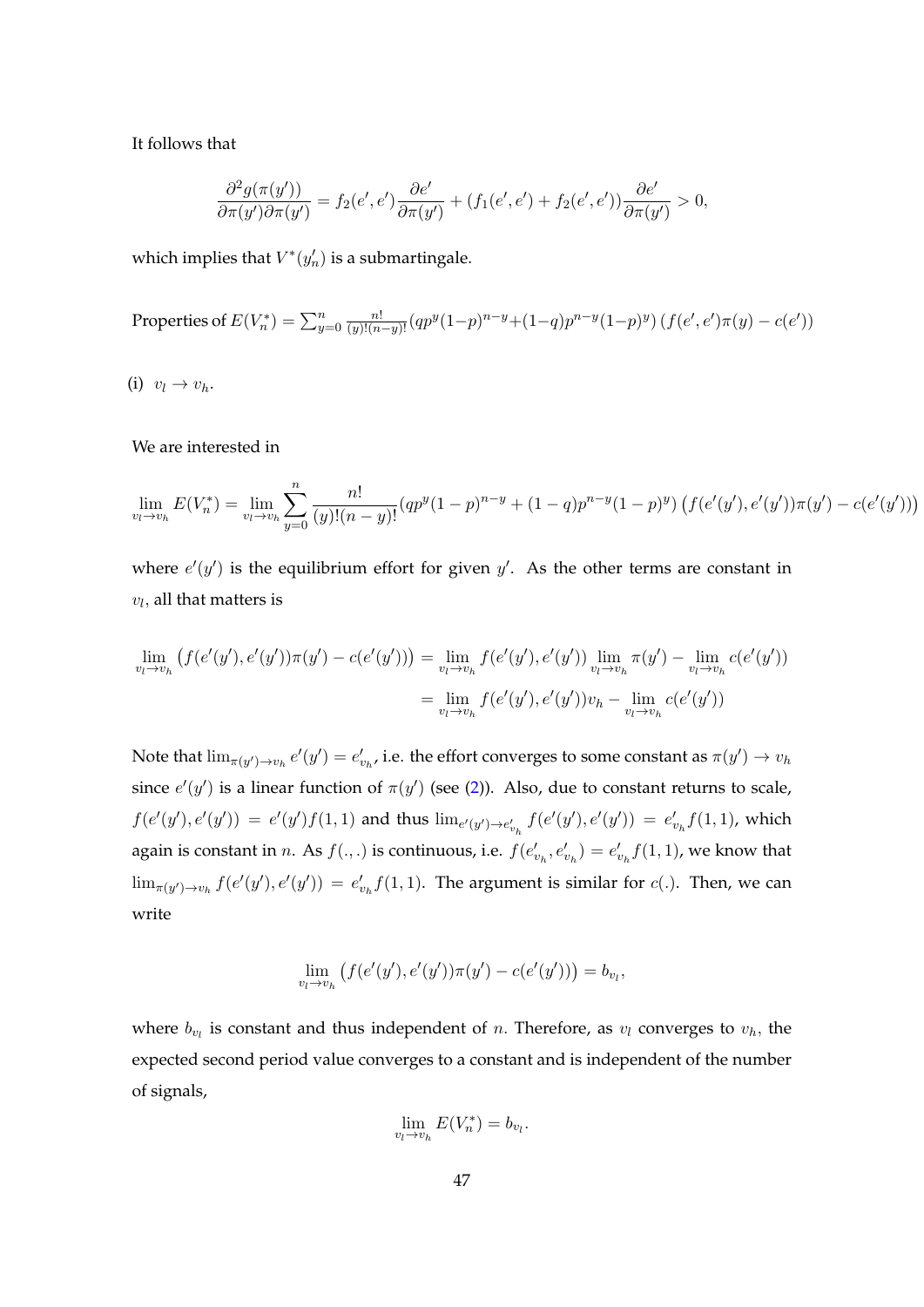It follows that

$$\frac{\partial^2 g(\pi(y'))}{\partial \pi(y')\partial \pi(y')} = f_2(e', e')\frac{\partial e'}{\partial \pi(y')} + (f_1(e', e') + f_2(e', e'))\frac{\partial e'}{\partial \pi(y')} > 0,$$

which implies that $V^*(y'_n)$ is a submartingale.

Properties of $E(V_n^*) = \sum_{y=0}^{n} \frac{n!}{(y)!(n-y)!}(qp^y(1-p)^{n-y}+(1-q)p^{n-y}(1-p)^y)\left(f(e', e')\pi(y) - c(e')\right)$

(i) $v_l \to v_h$.

We are interested in

$$\lim_{v_l \to v_h} E(V_n^*) = \lim_{v_l \to v_h} \sum_{y=0}^{n} \frac{n!}{(y)!(n-y)!}(qp^y(1-p)^{n-y} + (1-q)p^{n-y}(1-p)^y)\left(f(e'(y'), e'(y'))\pi(y') - c(e'(y'))\right)$$

where $e'(y')$ is the equilibrium effort for given $y'$. As the other terms are constant in $v_l$, all that matters is

$$\begin{aligned}
\lim_{v_l \to v_h} \left(f(e'(y'), e'(y'))\pi(y') - c(e'(y'))\right) &= \lim_{v_l \to v_h} f(e'(y'), e'(y')) \lim_{v_l \to v_h} \pi(y') - \lim_{v_l \to v_h} c(e'(y')) \\
&= \lim_{v_l \to v_h} f(e'(y'), e'(y'))v_h - \lim_{v_l \to v_h} c(e'(y'))
\end{aligned}$$

Note that $\lim_{\pi(y') \to v_h} e'(y') = e'_{v_h}$, i.e. the effort converges to some constant as $\pi(y') \to v_h$ since $e'(y')$ is a linear function of $\pi(y')$ (see (2)). Also, due to constant returns to scale, $f(e'(y'), e'(y')) = e'(y')f(1,1)$ and thus $\lim_{e'(y') \to e'_{v_h}} f(e'(y'), e'(y')) = e'_{v_h}f(1,1)$, which again is constant in $n$. As $f(.,.)$ is continuous, i.e. $f(e'_{v_h}, e'_{v_h}) = e'_{v_h}f(1,1)$, we know that $\lim_{\pi(y') \to v_h} f(e'(y'), e'(y')) = e'_{v_h}f(1,1)$. The argument is similar for $c(.)$. Then, we can write

$$\lim_{v_l \to v_h} \left(f(e'(y'), e'(y'))\pi(y') - c(e'(y'))\right) = b_{v_l},$$

where $b_{v_l}$ is constant and thus independent of $n$. Therefore, as $v_l$ converges to $v_h$, the expected second period value converges to a constant and is independent of the number of signals,

$$\lim_{v_l \to v_h} E(V_n^*) = b_{v_l}.$$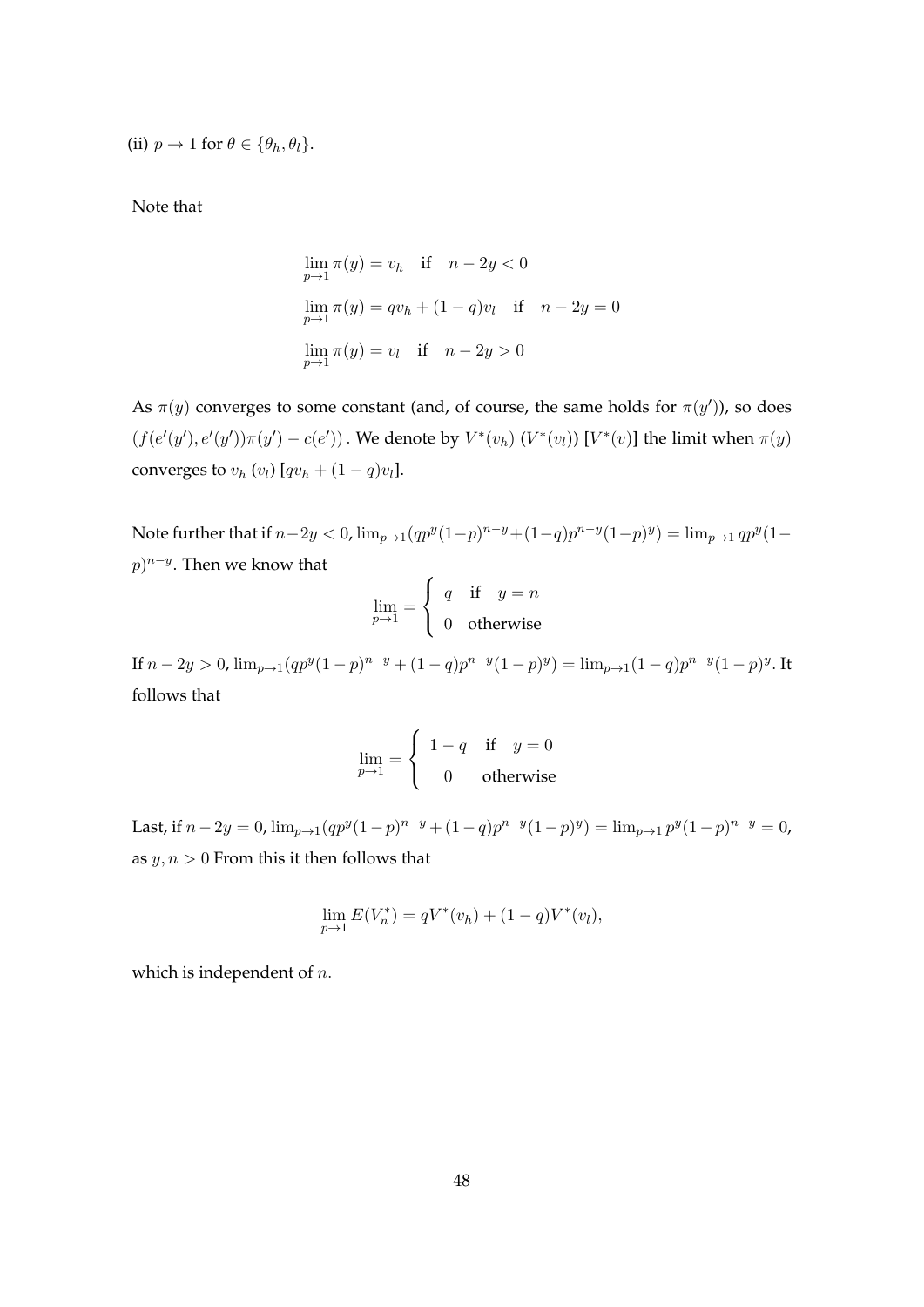(ii) $p \to 1$ for $\theta \in \{\theta_h, \theta_l\}$.

Note that

$$
\begin{aligned}
&\lim_{p\to 1} \pi(y) = v_h \quad \text{if} \quad n - 2y < 0 \\
&\lim_{p\to 1} \pi(y) = qv_h + (1-q)v_l \quad \text{if} \quad n - 2y = 0 \\
&\lim_{p\to 1} \pi(y) = v_l \quad \text{if} \quad n - 2y > 0
\end{aligned}
$$

As $\pi(y)$ converges to some constant (and, of course, the same holds for $\pi(y')$), so does $(f(e'(y'), e'(y'))\pi(y') - c(e'))$. We denote by $V^*(v_h)$ ($V^*(v_l)$) [$V^*(v)$] the limit when $\pi(y)$ converges to $v_h$ ($v_l$) [$qv_h + (1-q)v_l$].

Note further that if $n-2y < 0$, $\lim_{p\to 1}(qp^y(1-p)^{n-y} + (1-q)p^{n-y}(1-p)^y) = \lim_{p\to 1} qp^y(1-p)^{n-y}$. Then we know that

$$
\lim_{p\to 1} = \begin{cases} q & \text{if} \quad y = n \\ 0 & \text{otherwise} \end{cases}
$$

If $n - 2y > 0$, $\lim_{p\to 1}(qp^y(1-p)^{n-y} + (1-q)p^{n-y}(1-p)^y) = \lim_{p\to 1}(1-q)p^{n-y}(1-p)^y$. It follows that

$$
\lim_{p\to 1} = \begin{cases} 1-q & \text{if} \quad y = 0 \\ 0 & \text{otherwise} \end{cases}
$$

Last, if $n - 2y = 0$, $\lim_{p\to 1}(qp^y(1-p)^{n-y} + (1-q)p^{n-y}(1-p)^y) = \lim_{p\to 1} p^y(1-p)^{n-y} = 0$, as $y, n > 0$ From this it then follows that

$$
\lim_{p\to 1} E(V_n^*) = qV^*(v_h) + (1-q)V^*(v_l),
$$

which is independent of $n$.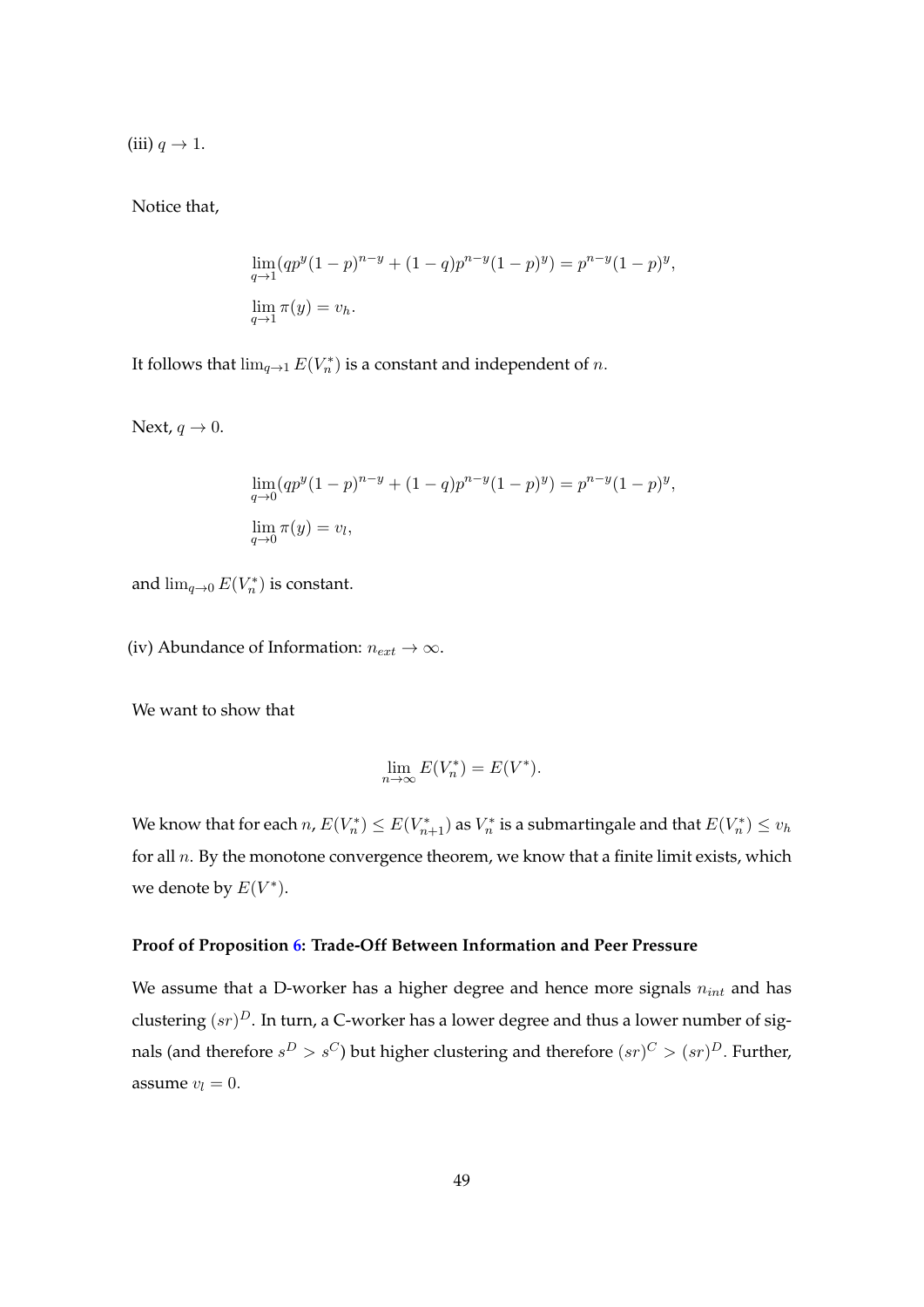(iii) $q \to 1$.

Notice that,

$$\lim_{q \to 1} (qp^y(1-p)^{n-y} + (1-q)p^{n-y}(1-p)^y) = p^{n-y}(1-p)^y,$$

$$\lim_{q \to 1} \pi(y) = v_h.$$

It follows that $\lim_{q \to 1} E(V_n^*)$ is a constant and independent of $n$.

Next, $q \to 0$.

$$\lim_{q \to 0} (qp^y(1-p)^{n-y} + (1-q)p^{n-y}(1-p)^y) = p^{n-y}(1-p)^y,$$

$$\lim_{q \to 0} \pi(y) = v_l,$$

and $\lim_{q \to 0} E(V_n^*)$ is constant.

(iv) Abundance of Information: $n_{ext} \to \infty$.

We want to show that

$$\lim_{n \to \infty} E(V_n^*) = E(V^*).$$

We know that for each $n$, $E(V_n^*) \leq E(V_{n+1}^*)$ as $V_n^*$ is a submartingale and that $E(V_n^*) \leq v_h$ for all $n$. By the monotone convergence theorem, we know that a finite limit exists, which we denote by $E(V^*)$.

**Proof of Proposition 6: Trade-Off Between Information and Peer Pressure**

We assume that a D-worker has a higher degree and hence more signals $n_{int}$ and has clustering $(sr)^D$. In turn, a C-worker has a lower degree and thus a lower number of signals (and therefore $s^D > s^C$) but higher clustering and therefore $(sr)^C > (sr)^D$. Further, assume $v_l = 0$.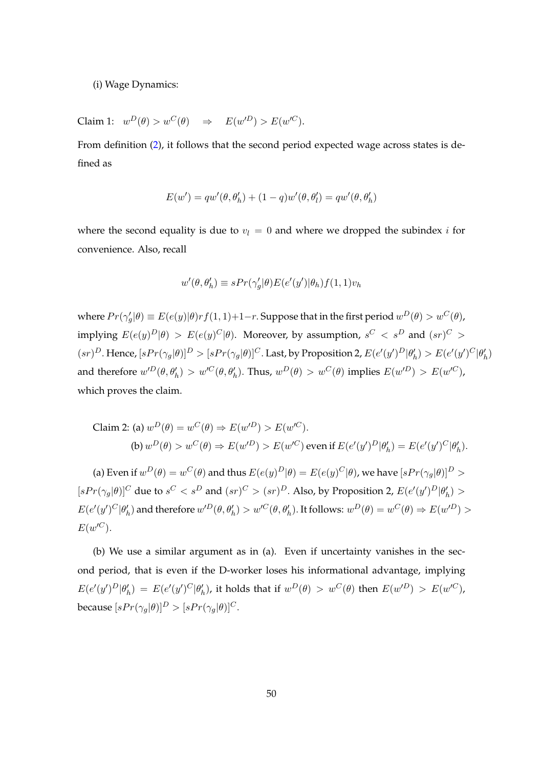(i) Wage Dynamics:

Claim 1: $w^D(\theta) > w^C(\theta) \quad \Rightarrow \quad E(w'^D) > E(w'^C)$.

From definition (2), it follows that the second period expected wage across states is defined as

$$E(w') = qw'(\theta, \theta'_h) + (1-q)w'(\theta, \theta'_l) = qw'(\theta, \theta'_h)$$

where the second equality is due to $v_l = 0$ and where we dropped the subindex $i$ for convenience. Also, recall

$$w'(\theta, \theta'_h) \equiv sPr(\gamma'_g|\theta)E(e'(y')|\theta_h)f(1,1)v_h$$

where $Pr(\gamma'_g|\theta) \equiv E(e(y)|\theta)rf(1,1)+1-r$. Suppose that in the first period $w^D(\theta) > w^C(\theta)$, implying $E(e(y)^D|\theta) > E(e(y)^C|\theta)$. Moreover, by assumption, $s^C < s^D$ and $(sr)^C > (sr)^D$. Hence, $[sPr(\gamma_g|\theta)]^D > [sPr(\gamma_g|\theta)]^C$. Last, by Proposition 2, $E(e'(y')^D|\theta'_h) > E(e'(y')^C|\theta'_h)$ and therefore $w'^D(\theta, \theta'_h) > w'^C(\theta, \theta'_h)$. Thus, $w^D(\theta) > w^C(\theta)$ implies $E(w'^D) > E(w'^C)$, which proves the claim.

Claim 2: (a) $w^D(\theta) = w^C(\theta) \Rightarrow E(w'^D) > E(w'^C)$.

(b) $w^D(\theta) > w^C(\theta) \Rightarrow E(w'^D) > E(w'^C)$ even if $E(e'(y')^D|\theta'_h) = E(e'(y')^C|\theta'_h)$.

(a) Even if $w^D(\theta) = w^C(\theta)$ and thus $E(e(y)^D|\theta) = E(e(y)^C|\theta)$, we have $[sPr(\gamma_g|\theta)]^D > [sPr(\gamma_g|\theta)]^C$ due to $s^C < s^D$ and $(sr)^C > (sr)^D$. Also, by Proposition 2, $E(e'(y')^D|\theta'_h) > E(e'(y')^C|\theta'_h)$ and therefore $w'^D(\theta, \theta'_h) > w'^C(\theta, \theta'_h)$. It follows: $w^D(\theta) = w^C(\theta) \Rightarrow E(w'^D) > E(w'^C)$.

(b) We use a similar argument as in (a). Even if uncertainty vanishes in the second period, that is even if the D-worker loses his informational advantage, implying $E(e'(y')^D|\theta'_h) = E(e'(y')^C|\theta'_h)$, it holds that if $w^D(\theta) > w^C(\theta)$ then $E(w'^D) > E(w'^C)$, because $[sPr(\gamma_g|\theta)]^D > [sPr(\gamma_g|\theta)]^C$.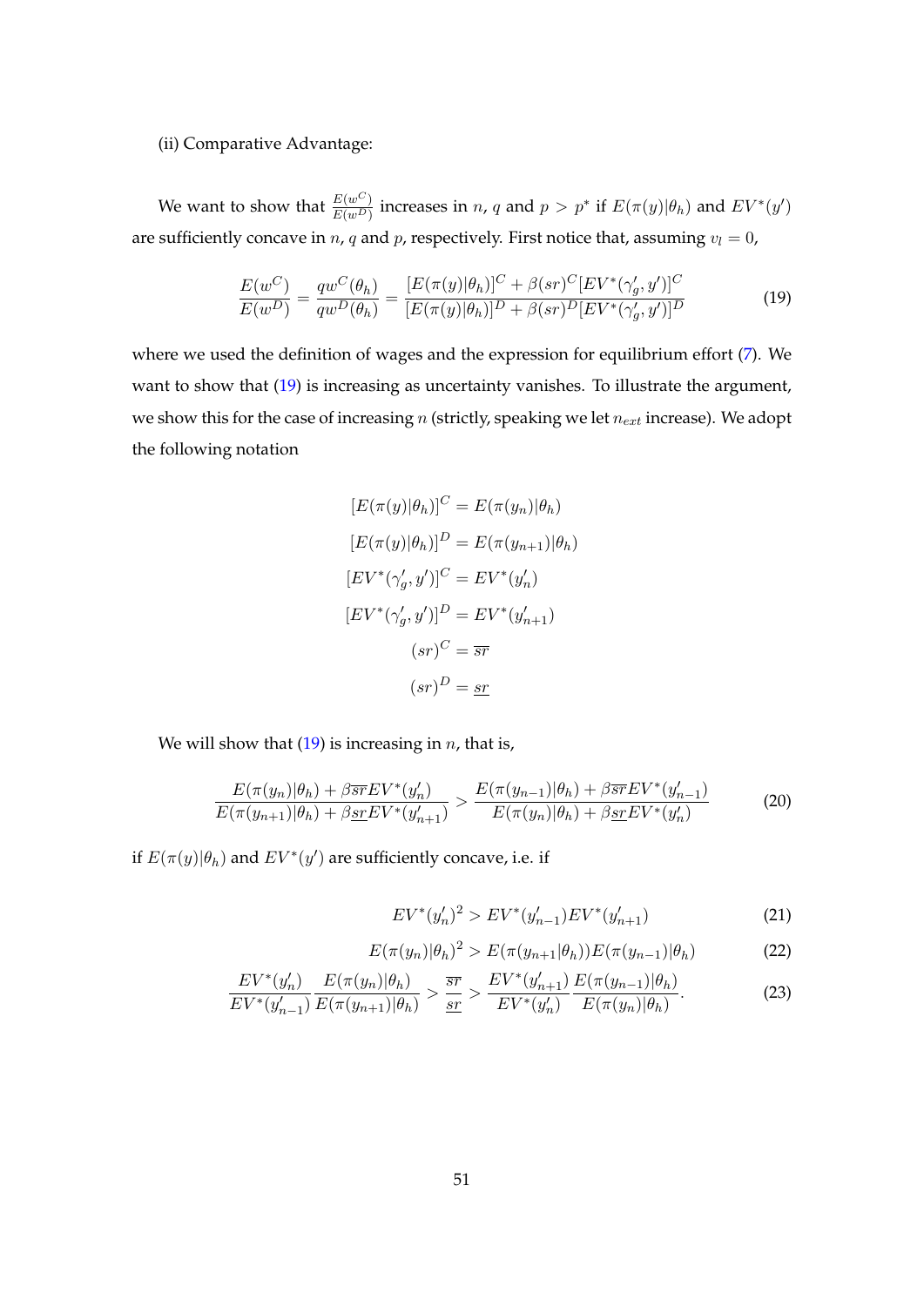(ii) Comparative Advantage:

We want to show that $\frac{E(w^C)}{E(w^D)}$ increases in $n$, $q$ and $p > p^*$ if $E(\pi(y)|\theta_h)$ and $EV^*(y')$ are sufficiently concave in $n$, $q$ and $p$, respectively. First notice that, assuming $v_l = 0$,

$$\frac{E(w^C)}{E(w^D)} = \frac{qw^C(\theta_h)}{qw^D(\theta_h)} = \frac{[E(\pi(y)|\theta_h)]^C + \beta(sr)^C[EV^*(\gamma_g', y')]^C}{[E(\pi(y)|\theta_h)]^D + \beta(sr)^D[EV^*(\gamma_g', y')]^D} \tag{19}$$

where we used the definition of wages and the expression for equilibrium effort (7). We want to show that (19) is increasing as uncertainty vanishes. To illustrate the argument, we show this for the case of increasing $n$ (strictly, speaking we let $n_{ext}$ increase). We adopt the following notation

$$[E(\pi(y)|\theta_h)]^C = E(\pi(y_n)|\theta_h)$$

$$[E(\pi(y)|\theta_h)]^D = E(\pi(y_{n+1})|\theta_h)$$

$$[EV^*(\gamma_g', y')]^C = EV^*(y_n')$$

$$[EV^*(\gamma_g', y')]^D = EV^*(y_{n+1}')$$

$$(sr)^C = \overline{sr}$$

$$(sr)^D = \underline{sr}$$

We will show that (19) is increasing in $n$, that is,

$$\frac{E(\pi(y_n)|\theta_h) + \beta\overline{sr}EV^*(y_n')}{E(\pi(y_{n+1})|\theta_h) + \beta\underline{sr}EV^*(y_{n+1}')} > \frac{E(\pi(y_{n-1})|\theta_h) + \beta\overline{sr}EV^*(y_{n-1}')}{E(\pi(y_n)|\theta_h) + \beta\underline{sr}EV^*(y_n')} \tag{20}$$

if $E(\pi(y)|\theta_h)$ and $EV^*(y')$ are sufficiently concave, i.e. if

$$EV^*(y_n')^2 > EV^*(y_{n-1}')EV^*(y_{n+1}') \tag{21}$$

$$E(\pi(y_n)|\theta_h)^2 > E(\pi(y_{n+1}|\theta_h))E(\pi(y_{n-1})|\theta_h) \tag{22}$$

$$\frac{EV^*(y_n')}{EV^*(y_{n-1}')}\frac{E(\pi(y_n)|\theta_h)}{E(\pi(y_{n+1})|\theta_h)} > \frac{\overline{sr}}{\underline{sr}} > \frac{EV^*(y_{n+1}')}{EV^*(y_n')}\frac{E(\pi(y_{n-1})|\theta_h)}{E(\pi(y_n)|\theta_h)}. \tag{23}$$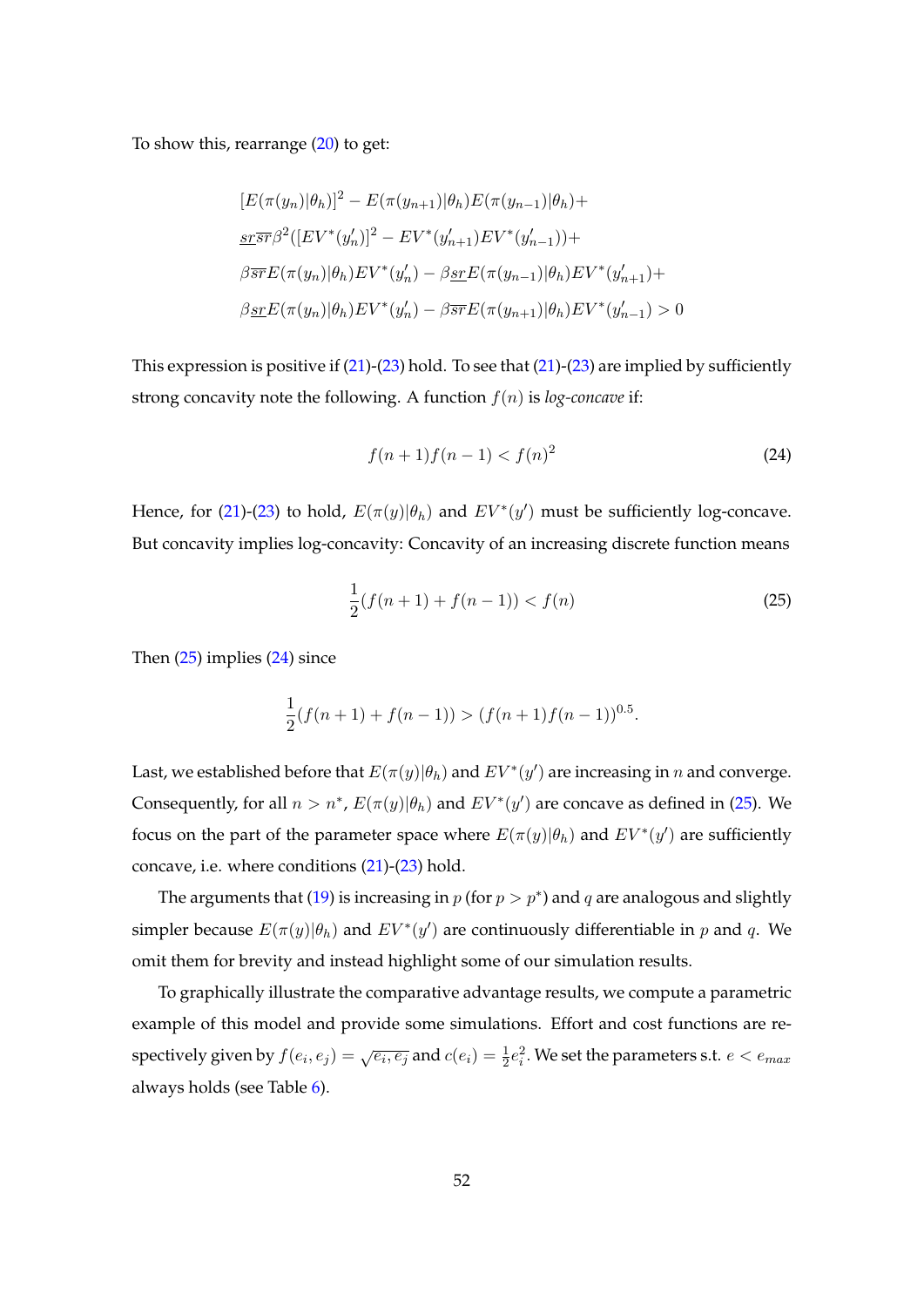To show this, rearrange (20) to get:

$$
\begin{aligned}
&[E(\pi(y_n)|\theta_h)]^2 - E(\pi(y_{n+1})|\theta_h)E(\pi(y_{n-1})|\theta_h) + \\
&\underline{sr}\,\overline{sr}\beta^2([EV^*(y_n')]^2 - EV^*(y_{n+1}')EV^*(y_{n-1}')) + \\
&\beta\overline{sr}E(\pi(y_n)|\theta_h)EV^*(y_n') - \beta\underline{sr}E(\pi(y_{n-1})|\theta_h)EV^*(y_{n+1}') + \\
&\beta\underline{sr}E(\pi(y_n)|\theta_h)EV^*(y_n') - \beta\overline{sr}E(\pi(y_{n+1})|\theta_h)EV^*(y_{n-1}') > 0
\end{aligned}
$$

This expression is positive if (21)-(23) hold. To see that (21)-(23) are implied by sufficiently strong concavity note the following. A function $f(n)$ is *log-concave* if:

$$
f(n+1)f(n-1) < f(n)^2 \tag{24}
$$

Hence, for (21)-(23) to hold, $E(\pi(y)|\theta_h)$ and $EV^*(y')$ must be sufficiently log-concave. But concavity implies log-concavity: Concavity of an increasing discrete function means

$$
\frac{1}{2}(f(n+1) + f(n-1)) < f(n) \tag{25}
$$

Then (25) implies (24) since

$$
\frac{1}{2}(f(n+1) + f(n-1)) > (f(n+1)f(n-1))^{0.5}.
$$

Last, we established before that $E(\pi(y)|\theta_h)$ and $EV^*(y')$ are increasing in $n$ and converge. Consequently, for all $n > n^*$, $E(\pi(y)|\theta_h)$ and $EV^*(y')$ are concave as defined in (25). We focus on the part of the parameter space where $E(\pi(y)|\theta_h)$ and $EV^*(y')$ are sufficiently concave, i.e. where conditions (21)-(23) hold.

The arguments that (19) is increasing in $p$ (for $p > p^*$) and $q$ are analogous and slightly simpler because $E(\pi(y)|\theta_h)$ and $EV^*(y')$ are continuously differentiable in $p$ and $q$. We omit them for brevity and instead highlight some of our simulation results.

To graphically illustrate the comparative advantage results, we compute a parametric example of this model and provide some simulations. Effort and cost functions are respectively given by $f(e_i, e_j) = \sqrt{e_i, e_j}$ and $c(e_i) = \frac{1}{2}e_i^2$. We set the parameters s.t. $e < e_{max}$ always holds (see Table 6).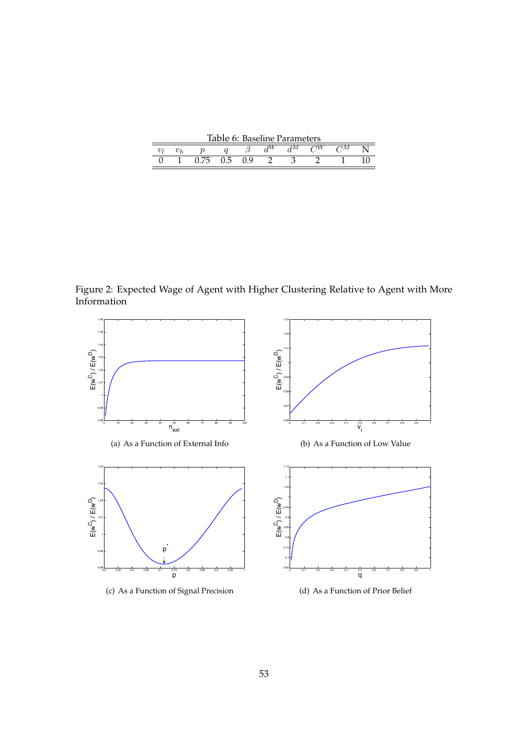Table 6: Baseline Parameters

| $v_l$ | $v_h$ | $p$ | $q$ | $\beta$ | $d^W$ | $d^M$ | $C^W$ | $C^M$ | N |
|---|---|---|---|---|---|---|---|---|---|
| 0 | 1 | 0.75 | 0.5 | 0.9 | 2 | 3 | 2 | 1 | 10 |

Figure 2: Expected Wage of Agent with Higher Clustering Relative to Agent with More Information

$E(w^C) / E(w^D)$

$n_{ext}$

0.98
0.99
1
1.01
1.02
1.03
1.04
1.05
1.06

0 10 20 30 40 50 60 70 80 90 100

(a) As a Function of External Info

$E(w^C) / E(w^D)$

$v_l$

0.96
0.97
0.98
0.99
1
1.01
1.02
1.03

0 0.1 0.2 0.3 0.4 0.5 0.6 0.7 0.8 0.9 1

(b) As a Function of Low Value

$E(w^C) / E(w^D)$

p

$p^*$

0.98
0.99
1
1.01
1.02
1.03
1.04

0.5 0.55 0.6 0.65 0.7 0.75 0.8 0.85 0.9 0.95 1

(c) As a Function of Signal Precision

$E(w^C) / E(w^D)$

q

0.65
0.7
0.75
0.8
0.85
0.9
0.95
1
1.05
1.1
1.15

0 0.1 0.2 0.3 0.4 0.5 0.6 0.7 0.8 0.9 1

(d) As a Function of Prior Belief